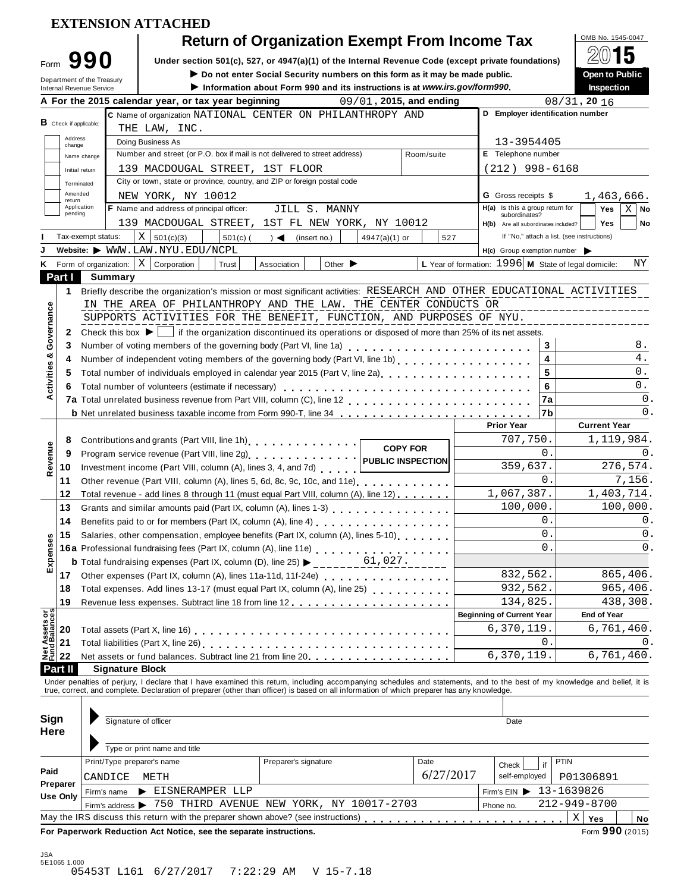**EXTENSION ATTACHED**

# Form 990 — Return of Organization Exempt From Income Tax

Under section 501(c), 527, or 4947(a)(1) of the Internal Revenue Code (except private foundations)

▶ Do not enter Social Security numbers on this form as it may be made public.

▶ Information about Form 990 and its instructions is at *www.irs.gov/form990*.

Department of the Treasury
Internal Revenue Service

OMB No. 1545-0047

**2015**

**Open to Public Inspection**

**A** For the 2015 calendar year, or tax year beginning 09/01, 2015, and ending 08/31, 20 16

**B** Check if applicable:
- Address change
- Name change
- Initial return
- Terminated
- Amended return
- Application pending

**C** Name of organization: NATIONAL CENTER ON PHILANTHROPY AND THE LAW, INC.

Doing Business As

Number and street (or P.O. box if mail is not delivered to street address): 139 MACDOUGAL STREET, 1ST FLOOR — Room/suite

City or town, state or province, country, and ZIP or foreign postal code: NEW YORK, NY 10012

**D** Employer identification number: 13-3954405

**E** Telephone number: (212) 998-6168

**G** Gross receipts $ 1,463,666.

**F** Name and address of principal officer: JILL S. MANNY, 139 MACDOUGAL STREET, 1ST FL NEW YORK, NY 10012

**H(a)** Is this a group return for subordinates? Yes [ ] No [X]

**H(b)** Are all subordinates included? Yes [ ] No [ ]
If "No," attach a list. (see instructions)

**I** Tax-exempt status: [X] 501(c)(3) [ ] 501(c) ( ) ◀ (insert no.) [ ] 4947(a)(1) or [ ] 527

**J** Website: ▶ WWW.LAW.NYU.EDU/NCPL

**H(c)** Group exemption number ▶

**K** Form of organization: [X] Corporation [ ] Trust [ ] Association [ ] Other ▶

**L** Year of formation: 1996 **M** State of legal domicile: NY

## Part I Summary

**Activities & Governance**

1. Briefly describe the organization's mission or most significant activities: RESEARCH AND OTHER EDUCATIONAL ACTIVITIES IN THE AREA OF PHILANTHROPY AND THE LAW. THE CENTER CONDUCTS OR SUPPORTS ACTIVITIES FOR THE BENEFIT, FUNCTION, AND PURPOSES OF NYU.
2. Check this box ▶ [ ] if the organization discontinued its operations or disposed of more than 25% of its net assets.

| | | Line | |
|---|---|---|---|
| 3 | Number of voting members of the governing body (Part VI, line 1a) | 3 | 8. |
| 4 | Number of independent voting members of the governing body (Part VI, line 1b) | 4 | 4. |
| 5 | Total number of individuals employed in calendar year 2015 (Part V, line 2a) | 5 | 0. |
| 6 | Total number of volunteers (estimate if necessary) | 6 | 0. |
| 7a | Total unrelated business revenue from Part VIII, column (C), line 12 | 7a | 0. |
| b | Net unrelated business taxable income from Form 990-T, line 34 | 7b | 0. |

**COPY FOR PUBLIC INSPECTION**

| | | Prior Year | Current Year |
|---|---|---|---|
| **Revenue** | | | |
| 8 | Contributions and grants (Part VIII, line 1h) | 707,750. | 1,119,984. |
| 9 | Program service revenue (Part VIII, line 2g) | 0. | 0. |
| 10 | Investment income (Part VIII, column (A), lines 3, 4, and 7d) | 359,637. | 276,574. |
| 11 | Other revenue (Part VIII, column (A), lines 5, 6d, 8c, 9c, 10c, and 11e) | 0. | 7,156. |
| 12 | Total revenue - add lines 8 through 11 (must equal Part VIII, column (A), line 12) | 1,067,387. | 1,403,714. |
| **Expenses** | | | |
| 13 | Grants and similar amounts paid (Part IX, column (A), lines 1-3) | 100,000. | 100,000. |
| 14 | Benefits paid to or for members (Part IX, column (A), line 4) | 0. | 0. |
| 15 | Salaries, other compensation, employee benefits (Part IX, column (A), lines 5-10) | 0. | 0. |
| 16a | Professional fundraising fees (Part IX, column (A), line 11e) | 0. | 0. |
| b | Total fundraising expenses (Part IX, column (D), line 25) ▶ 61,027. | | |
| 17 | Other expenses (Part IX, column (A), lines 11a-11d, 11f-24e) | 832,562. | 865,406. |
| 18 | Total expenses. Add lines 13-17 (must equal Part IX, column (A), line 25) | 932,562. | 965,406. |
| 19 | Revenue less expenses. Subtract line 18 from line 12 | 134,825. | 438,308. |

| **Net Assets or Fund Balances** | | Beginning of Current Year | End of Year |
|---|---|---|---|
| 20 | Total assets (Part X, line 16) | 6,370,119. | 6,761,460. |
| 21 | Total liabilities (Part X, line 26) | 0. | 0. |
| 22 | Net assets or fund balances. Subtract line 21 from line 20 | 6,370,119. | 6,761,460. |

## Part II Signature Block

Under penalties of perjury, I declare that I have examined this return, including accompanying schedules and statements, and to the best of my knowledge and belief, it is true, correct, and complete. Declaration of preparer (other than officer) is based on all information of which preparer has any knowledge.

**Sign Here**

Signature of officer — Date

Type or print name and title

**Paid Preparer Use Only**

| Print/Type preparer's name | Preparer's signature | Date | Check [ ] if self-employed | PTIN |
|---|---|---|---|---|
| CANDICE METH | | 6/27/2017 | | P01306891 |

Firm's name ▶ EISNERAMPER LLP — Firm's EIN ▶ 13-1639826

Firm's address ▶ 750 THIRD AVENUE NEW YORK, NY 10017-2703 — Phone no. 212-949-8700

May the IRS discuss this return with the preparer shown above? (see instructions) [X] Yes [ ] No

**For Paperwork Reduction Act Notice, see the separate instructions.** Form **990** (2015)

JSA
5E1065 1.000
05453T L161 6/27/2017 7:22:29 AM V 15-7.18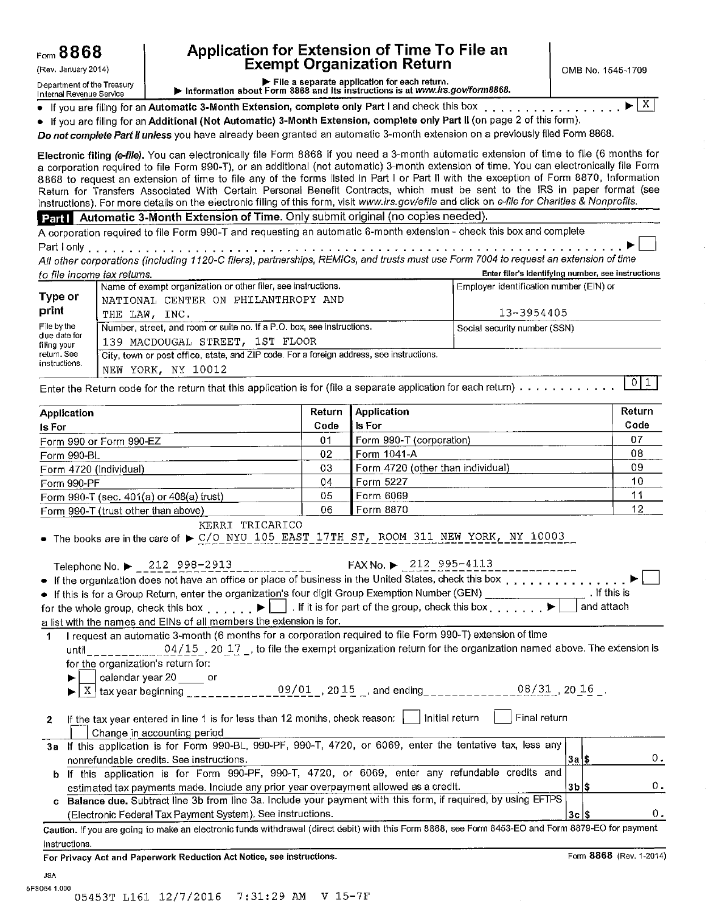Form **8868** (Rev. January 2014) Department of the Treasury Internal Revenue Service

# Application for Extension of Time To File an Exempt Organization Return

OMB No. 1545-1709

▶ File a separate application for each return.
▶ Information about Form 8868 and its instructions is at *www.irs.gov/form8868*.

- If you are filing for an **Automatic 3-Month Extension, complete only Part I** and check this box . . . . . . . . . . . . . . . . . . ▶ [X]
- If you are filing for an **Additional (Not Automatic) 3-Month Extension, complete only Part II** (on page 2 of this form).

***Do not complete Part II unless*** you have already been granted an automatic 3-month extension on a previously filed Form 8868.

**Electronic filing (*e-file*).** You can electronically file Form 8868 if you need a 3-month automatic extension of time to file (6 months for a corporation required to file Form 990-T), or an additional (not automatic) 3-month extension of time. You can electronically file Form 8868 to request an extension of time to file any of the forms listed in Part I or Part II with the exception of Form 8870, Information Return for Transfers Associated With Certain Personal Benefit Contracts, which must be sent to the IRS in paper format (see instructions). For more details on the electronic filing of this form, visit *www.irs.gov/efile* and click on *e-file for Charities & Nonprofits.*

## Part I Automatic 3-Month Extension of Time. Only submit original (no copies needed).

A corporation required to file Form 990-T and requesting an automatic 6-month extension - check this box and complete Part I only . . . . . . . . . . . . . . . . . . . . . . . . . . . . . . . . . . . . . . . . . . . . . . . . . ▶ [ ]

*All other corporations (including 1120-C filers), partnerships, REMICs, and trusts must use Form 7004 to request an extension of time to file income tax returns.*

**Enter filer's identifying number, see instructions**

| | | |
|---|---|---|
| **Type or print** | Name of exempt organization or other filer, see instructions.<br>NATIONAL CENTER ON PHILANTHROPY AND THE LAW, INC. | Employer identification number (EIN) or<br>13-3954405 |
| File by the due date for filing your return. See instructions. | Number, street, and room or suite no. If a P.O. box, see instructions.<br>139 MACDOUGAL STREET, 1ST FLOOR | Social security number (SSN) |
| | City, town or post office, state, and ZIP code. For a foreign address, see instructions.<br>NEW YORK, NY 10012 | |

Enter the Return code for the return that this application is for (file a separate application for each return) . . . . . . . . . . . . [0 1]

| Application Is For | Return Code | Application Is For | Return Code |
|---|---|---|---|
| Form 990 or Form 990-EZ | 01 | Form 990-T (corporation) | 07 |
| Form 990-BL | 02 | Form 1041-A | 08 |
| Form 4720 (individual) | 03 | Form 4720 (other than individual) | 09 |
| Form 990-PF | 04 | Form 5227 | 10 |
| Form 990-T (sec. 401(a) or 408(a) trust) | 05 | Form 6069 | 11 |
| Form 990-T (trust other than above) | 06 | Form 8870 | 12 |

- The books are in the care of ▶ KERRI TRICARICO C/O NYU 105 EAST 17TH ST, ROOM 311 NEW YORK, NY 10003

Telephone No. ▶ 212 998-2913 FAX No. ▶ 212 995-4113

- If the organization does not have an office or place of business in the United States, check this box . . . . . . . . . . . . . . . ▶ [ ]
- If this is for a Group Return, enter the organization's four digit Group Exemption Number (GEN) ________ . If this is for the whole group, check this box . . . . . . ▶ [ ] . If it is for part of the group, check this box . . . . . . . ▶ [ ] and attach a list with the names and EINs of all members the extension is for.

**1** I request an automatic 3-month (6 months for a corporation required to file Form 990-T) extension of time until 04/15 , 20 17 , to file the exempt organization return for the organization named above. The extension is for the organization's return for:

▶ [ ] calendar year 20 ____ or
▶ [X] tax year beginning 09/01 , 20 15 , and ending 08/31 , 20 16 .

**2** If the tax year entered in line 1 is for less than 12 months, check reason: [ ] Initial return [ ] Final return [ ] Change in accounting period

| | | | |
|---|---|---|---|
| **3a** | If this application is for Form 990-BL, 990-PF, 990-T, 4720, or 6069, enter the tentative tax, less any nonrefundable credits. See instructions. | 3a | $ 0. |
| **b** | If this application is for Form 990-PF, 990-T, 4720, or 6069, enter any refundable credits and estimated tax payments made. Include any prior year overpayment allowed as a credit. | 3b | $ 0. |
| **c** | **Balance due.** Subtract line 3b from line 3a. Include your payment with this form, if required, by using EFTPS (Electronic Federal Tax Payment System). See instructions. | 3c | $ 0. |

**Caution.** If you are going to make an electronic funds withdrawal (direct debit) with this Form 8868, see Form 8453-EO and Form 8879-EO for payment instructions.

**For Privacy Act and Paperwork Reduction Act Notice, see instructions.** Form **8868** (Rev. 1-2014)

JSA
5F8054 1.000
05453T L161 12/7/2016 7:31:29 AM V 15-7F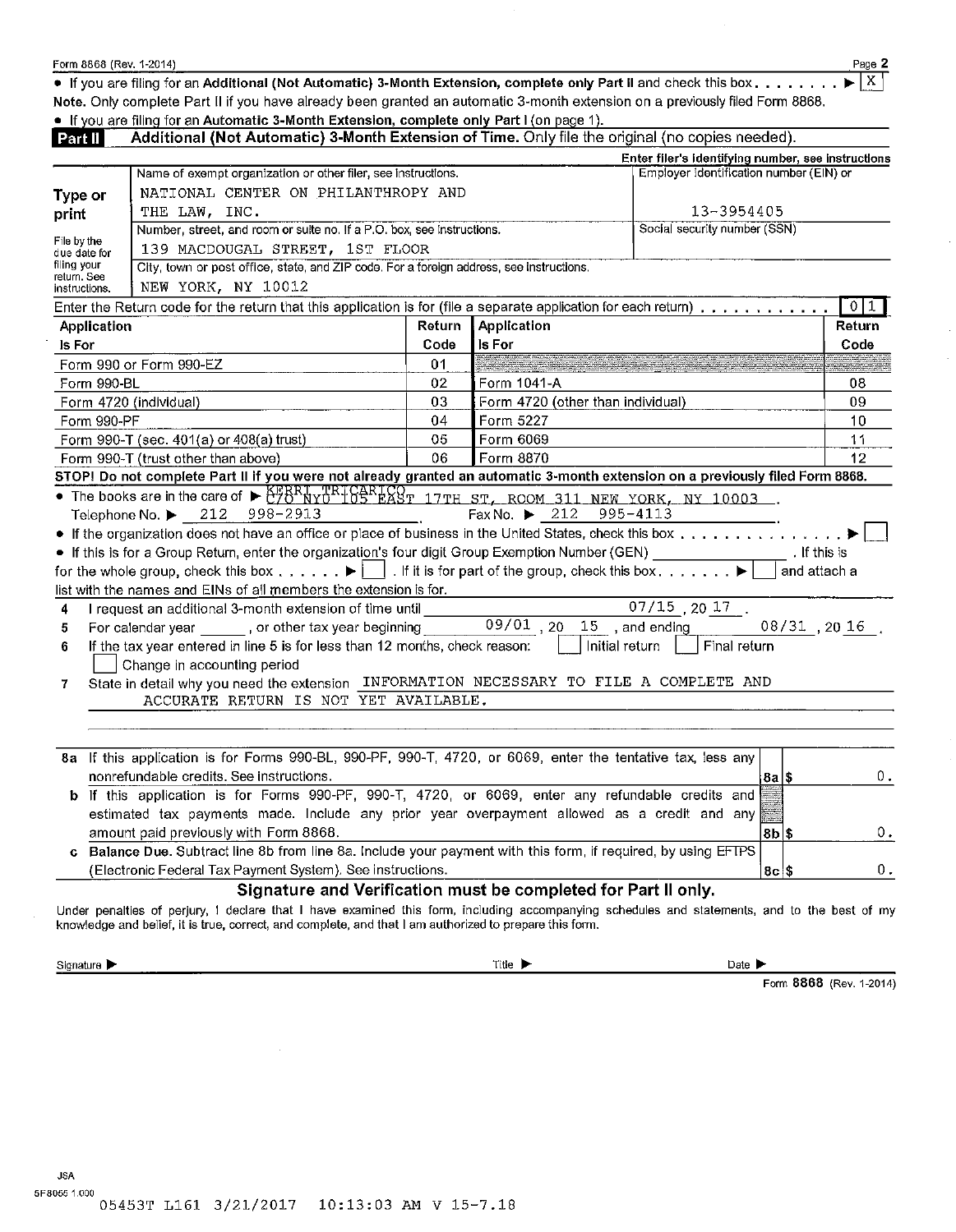Form 8868 (Rev. 1-2014)

- If you are filing for an **Additional (Not Automatic) 3-Month Extension,** complete only Part II and check this box . . . . . . . . ▶ [X]

**Note.** Only complete Part II if you have already been granted an automatic 3-month extension on a previously filed Form 8868.

- If you are filing for an **Automatic 3-Month Extension, complete only Part I** (on page 1).

## Part II — Additional (Not Automatic) 3-Month Extension of Time. Only file the original (no copies needed).

**Type or print**

File by the due date for filing your return. See instructions.

| Name of exempt organization or other filer, see instructions. | Enter filer's identifying number, see instructions — Employer identification number (EIN) or |
|---|---|
| NATIONAL CENTER ON PHILANTHROPY AND THE LAW, INC. | 13-3954405 |
| Number, street, and room or suite no. If a P.O. box, see instructions. | Social security number (SSN) |
| 139 MACDOUGAL STREET, 1ST FLOOR | |
| City, town or post office, state, and ZIP code. For a foreign address, see instructions. | |
| NEW YORK, NY 10012 | |

Enter the Return code for the return that this application is for (file a separate application for each return) . . . . . . . . . . . . 0 1

| Application Is For | Return Code | Application Is For | Return Code |
|---|---|---|---|
| Form 990 or Form 990-EZ | 01 | | |
| Form 990-BL | 02 | Form 1041-A | 08 |
| Form 4720 (individual) | 03 | Form 4720 (other than individual) | 09 |
| Form 990-PF | 04 | Form 5227 | 10 |
| Form 990-T (sec. 401(a) or 408(a) trust) | 05 | Form 6069 | 11 |
| Form 990-T (trust other than above) | 06 | Form 8870 | 12 |

**STOP! Do not complete Part II if you were not already granted an automatic 3-month extension on a previously filed Form 8868.**

- The books are in the care of ▶ KERRI TRICARICO C/O NYU 105 EAST 17TH ST, ROOM 311 NEW YORK, NY 10003
  Telephone No. ▶ 212 998-2913 Fax No. ▶ 212 995-4113
- If the organization does not have an office or place of business in the United States, check this box . . . . . . . . . . . . . . . ▶ [ ]
- If this is for a Group Return, enter the organization's four digit Group Exemption Number (GEN) \_\_\_\_\_\_ . If this is for the whole group, check this box . . . . . . ▶ [ ] . If it is for part of the group, check this box. . . . . . . ▶ [ ] and attach a list with the names and EINs of all members the extension is for.

4 I request an additional 3-month extension of time until 07/15 , 20 17 .

5 For calendar year \_\_\_\_\_ , or other tax year beginning 09/01 , 20 15 , and ending 08/31 , 20 16 .

6 If the tax year entered in line 5 is for less than 12 months, check reason: [ ] Initial return [ ] Final return [ ] Change in accounting period

7 State in detail why you need the extension INFORMATION NECESSARY TO FILE A COMPLETE AND ACCURATE RETURN IS NOT YET AVAILABLE.

| | | | |
|---|---|---|---|
| 8a | If this application is for Forms 990-BL, 990-PF, 990-T, 4720, or 6069, enter the tentative tax, less any nonrefundable credits. See instructions. | 8a $ | 0. |
| b | If this application is for Forms 990-PF, 990-T, 4720, or 6069, enter any refundable credits and estimated tax payments made. Include any prior year overpayment allowed as a credit and any amount paid previously with Form 8868. | 8b $ | 0. |
| c | **Balance Due.** Subtract line 8b from line 8a. Include your payment with this form, if required, by using EFTPS (Electronic Federal Tax Payment System). See instructions. | 8c $ | 0. |

### Signature and Verification must be completed for Part II only.

Under penalties of perjury, I declare that I have examined this form, including accompanying schedules and statements, and to the best of my knowledge and belief, it is true, correct, and complete, and that I am authorized to prepare this form.

Signature ▶ Title ▶ Date ▶

Form **8868** (Rev. 1-2014)

JSA
5F8055 1.000

05453T L161 3/21/2017 10:13:03 AM V 15-7.18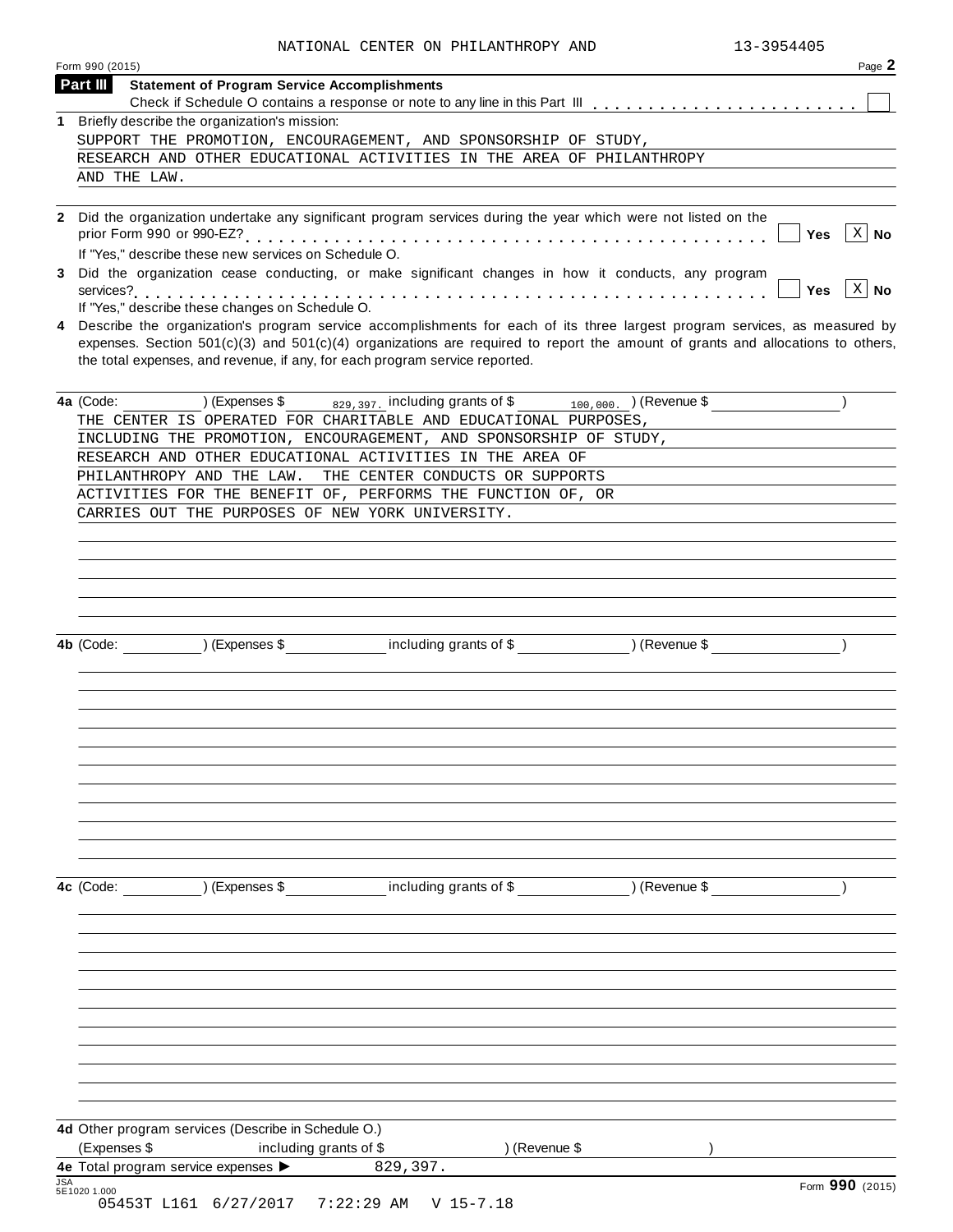NATIONAL CENTER ON PHILANTHROPY AND 13-3954405

Form 990 (2015) Page **2**

## Part III Statement of Program Service Accomplishments

Check if Schedule O contains a response or note to any line in this Part III . . . . . . . . . . . . . . . . . . . . . . . . ☐

**1** Briefly describe the organization's mission:

SUPPORT THE PROMOTION, ENCOURAGEMENT, AND SPONSORSHIP OF STUDY, RESEARCH AND OTHER EDUCATIONAL ACTIVITIES IN THE AREA OF PHILANTHROPY AND THE LAW.

**2** Did the organization undertake any significant program services during the year which were not listed on the prior Form 990 or 990-EZ? . . . . . . . . . . . . . . . . . . . . . . . . . . . . . . . . . . . . . . . . . . . ☐ Yes ☒ No

If "Yes," describe these new services on Schedule O.

**3** Did the organization cease conducting, or make significant changes in how it conducts, any program services? . . . . . . . . . . . . . . . . . . . . . . . . . . . . . . . . . . . . . . . . . . . . . . . . . . . . . . . . . . ☐ Yes ☒ No

If "Yes," describe these changes on Schedule O.

**4** Describe the organization's program service accomplishments for each of its three largest program services, as measured by expenses. Section 501(c)(3) and 501(c)(4) organizations are required to report the amount of grants and allocations to others, the total expenses, and revenue, if any, for each program service reported.

**4a** (Code: ) (Expenses $ 829,397. including grants of $ 100,000. ) (Revenue $ )

THE CENTER IS OPERATED FOR CHARITABLE AND EDUCATIONAL PURPOSES, INCLUDING THE PROMOTION, ENCOURAGEMENT, AND SPONSORSHIP OF STUDY, RESEARCH AND OTHER EDUCATIONAL ACTIVITIES IN THE AREA OF PHILANTHROPY AND THE LAW. THE CENTER CONDUCTS OR SUPPORTS ACTIVITIES FOR THE BENEFIT OF, PERFORMS THE FUNCTION OF, OR CARRIES OUT THE PURPOSES OF NEW YORK UNIVERSITY.

**4b** (Code: ) (Expenses $ including grants of $ ) (Revenue $ )

**4c** (Code: ) (Expenses $ including grants of $ ) (Revenue $ )

**4d** Other program services (Describe in Schedule O.)

(Expenses $ including grants of $ ) (Revenue $ )

**4e** Total program service expenses ▶ 829,397.

JSA
5E1020 1.000

Form **990** (2015)

05453T L161 6/27/2017 7:22:29 AM V 15-7.18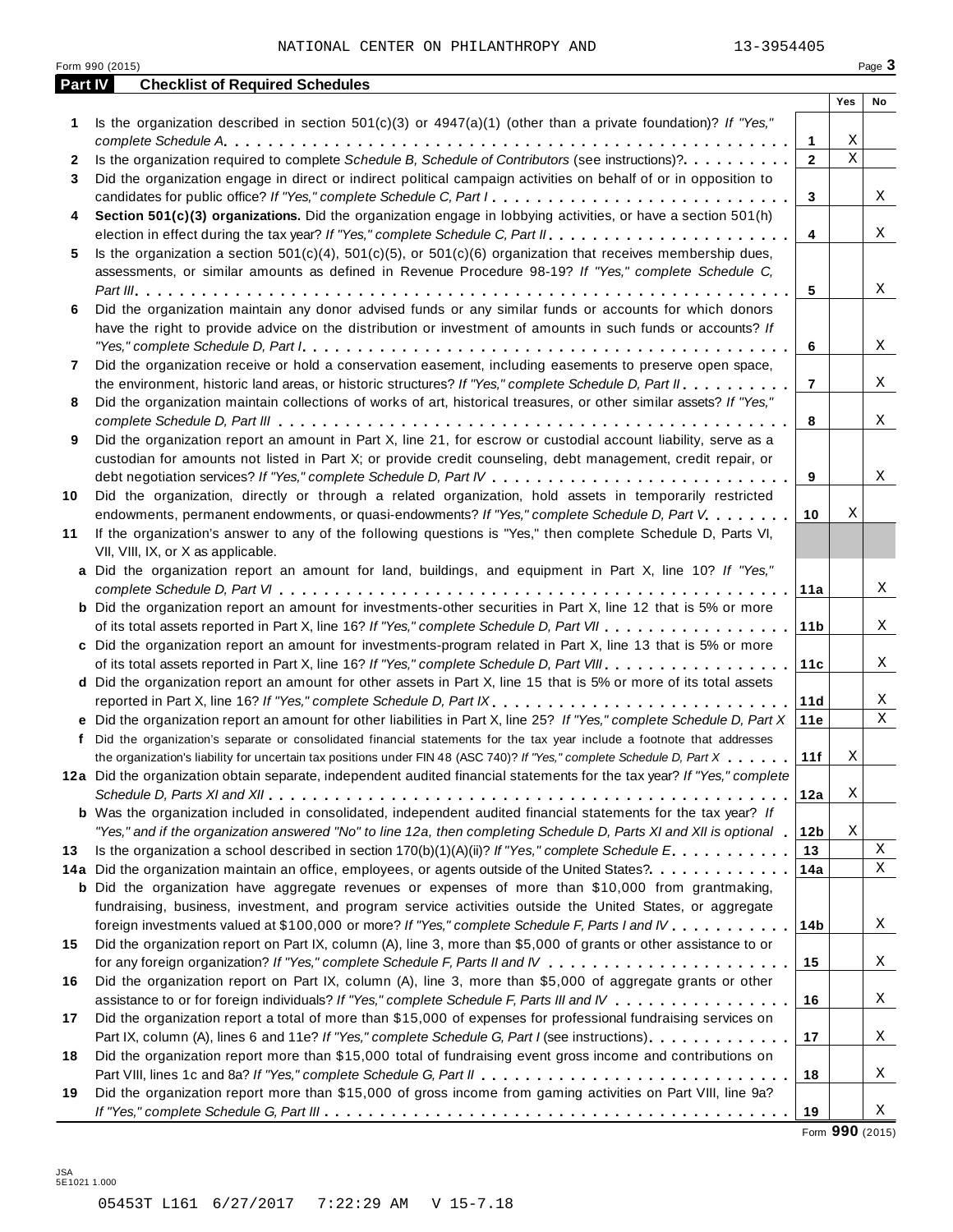NATIONAL CENTER ON PHILANTHROPY AND 13-3954405

Form 990 (2015) Page **3**

## Part IV Checklist of Required Schedules

| | | | Yes | No |
|---|---|---|---|---|
| **1** | Is the organization described in section 501(c)(3) or 4947(a)(1) (other than a private foundation)? *If "Yes," complete Schedule A* | **1** | X | |
| **2** | Is the organization required to complete *Schedule B, Schedule of Contributors* (see instructions)? | **2** | X | |
| **3** | Did the organization engage in direct or indirect political campaign activities on behalf of or in opposition to candidates for public office? *If "Yes," complete Schedule C, Part I* | **3** | | X |
| **4** | **Section 501(c)(3) organizations.** Did the organization engage in lobbying activities, or have a section 501(h) election in effect during the tax year? *If "Yes," complete Schedule C, Part II* | **4** | | X |
| **5** | Is the organization a section 501(c)(4), 501(c)(5), or 501(c)(6) organization that receives membership dues, assessments, or similar amounts as defined in Revenue Procedure 98-19? *If "Yes," complete Schedule C, Part III* | **5** | | X |
| **6** | Did the organization maintain any donor advised funds or any similar funds or accounts for which donors have the right to provide advice on the distribution or investment of amounts in such funds or accounts? *If "Yes," complete Schedule D, Part I* | **6** | | X |
| **7** | Did the organization receive or hold a conservation easement, including easements to preserve open space, the environment, historic land areas, or historic structures? *If "Yes," complete Schedule D, Part II* | **7** | | X |
| **8** | Did the organization maintain collections of works of art, historical treasures, or other similar assets? *If "Yes," complete Schedule D, Part III* | **8** | | X |
| **9** | Did the organization report an amount in Part X, line 21, for escrow or custodial account liability, serve as a custodian for amounts not listed in Part X; or provide credit counseling, debt management, credit repair, or debt negotiation services? *If "Yes," complete Schedule D, Part IV* | **9** | | X |
| **10** | Did the organization, directly or through a related organization, hold assets in temporarily restricted endowments, permanent endowments, or quasi-endowments? *If "Yes," complete Schedule D, Part V* | **10** | X | |
| **11** | If the organization's answer to any of the following questions is "Yes," then complete Schedule D, Parts VI, VII, VIII, IX, or X as applicable. | | | |
| **a** | Did the organization report an amount for land, buildings, and equipment in Part X, line 10? *If "Yes," complete Schedule D, Part VI* | **11a** | | X |
| **b** | Did the organization report an amount for investments-other securities in Part X, line 12 that is 5% or more of its total assets reported in Part X, line 16? *If "Yes," complete Schedule D, Part VII* | **11b** | | X |
| **c** | Did the organization report an amount for investments-program related in Part X, line 13 that is 5% or more of its total assets reported in Part X, line 16? *If "Yes," complete Schedule D, Part VIII* | **11c** | | X |
| **d** | Did the organization report an amount for other assets in Part X, line 15 that is 5% or more of its total assets reported in Part X, line 16? *If "Yes," complete Schedule D, Part IX* | **11d** | | X |
| **e** | Did the organization report an amount for other liabilities in Part X, line 25? *If "Yes," complete Schedule D, Part X* | **11e** | | X |
| **f** | Did the organization's separate or consolidated financial statements for the tax year include a footnote that addresses the organization's liability for uncertain tax positions under FIN 48 (ASC 740)? *If "Yes," complete Schedule D, Part X* | **11f** | X | |
| **12a** | Did the organization obtain separate, independent audited financial statements for the tax year? *If "Yes," complete Schedule D, Parts XI and XII* | **12a** | X | |
| **b** | Was the organization included in consolidated, independent audited financial statements for the tax year? *If "Yes," and if the organization answered "No" to line 12a, then completing Schedule D, Parts XI and XII is optional* | **12b** | X | |
| **13** | Is the organization a school described in section 170(b)(1)(A)(ii)? *If "Yes," complete Schedule E* | **13** | | X |
| **14a** | Did the organization maintain an office, employees, or agents outside of the United States? | **14a** | | X |
| **b** | Did the organization have aggregate revenues or expenses of more than $10,000 from grantmaking, fundraising, business, investment, and program service activities outside the United States, or aggregate foreign investments valued at $100,000 or more? *If "Yes," complete Schedule F, Parts I and IV* | **14b** | | X |
| **15** | Did the organization report on Part IX, column (A), line 3, more than $5,000 of grants or other assistance to or for any foreign organization? *If "Yes," complete Schedule F, Parts II and IV* | **15** | | X |
| **16** | Did the organization report on Part IX, column (A), line 3, more than $5,000 of aggregate grants or other assistance to or for foreign individuals? *If "Yes," complete Schedule F, Parts III and IV* | **16** | | X |
| **17** | Did the organization report a total of more than $15,000 of expenses for professional fundraising services on Part IX, column (A), lines 6 and 11e? *If "Yes," complete Schedule G, Part I* (see instructions) | **17** | | X |
| **18** | Did the organization report more than $15,000 total of fundraising event gross income and contributions on Part VIII, lines 1c and 8a? *If "Yes," complete Schedule G, Part II* | **18** | | X |
| **19** | Did the organization report more than $15,000 of gross income from gaming activities on Part VIII, line 9a? *If "Yes," complete Schedule G, Part III* | **19** | | X |

Form **990** (2015)

JSA
5E1021 1.000

05453T L161 6/27/2017 7:22:29 AM V 15-7.18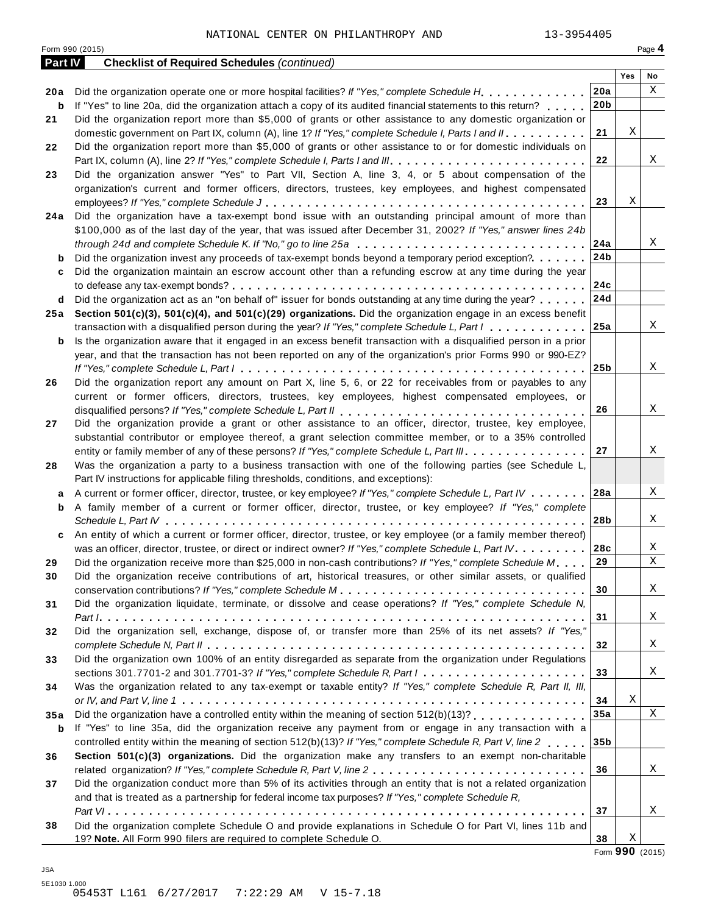NATIONAL CENTER ON PHILANTHROPY AND 13-3954405

Form 990 (2015) Page **4**

**Part IV** **Checklist of Required Schedules** *(continued)*

| | | | Yes | No |
|---|---|---|---|---|
| **20a** | Did the organization operate one or more hospital facilities? *If "Yes," complete Schedule H* | **20a** | | X |
| **b** | If "Yes" to line 20a, did the organization attach a copy of its audited financial statements to this return? | **20b** | | |
| **21** | Did the organization report more than $5,000 of grants or other assistance to any domestic organization or domestic government on Part IX, column (A), line 1? *If "Yes," complete Schedule I, Parts I and II* | **21** | X | |
| **22** | Did the organization report more than $5,000 of grants or other assistance to or for domestic individuals on Part IX, column (A), line 2? *If "Yes," complete Schedule I, Parts I and III* | **22** | | X |
| **23** | Did the organization answer "Yes" to Part VII, Section A, line 3, 4, or 5 about compensation of the organization's current and former officers, directors, trustees, key employees, and highest compensated employees? *If "Yes," complete Schedule J* | **23** | X | |
| **24a** | Did the organization have a tax-exempt bond issue with an outstanding principal amount of more than $100,000 as of the last day of the year, that was issued after December 31, 2002? *If "Yes," answer lines 24b through 24d and complete Schedule K. If "No," go to line 25a* | **24a** | | X |
| **b** | Did the organization invest any proceeds of tax-exempt bonds beyond a temporary period exception? | **24b** | | |
| **c** | Did the organization maintain an escrow account other than a refunding escrow at any time during the year to defease any tax-exempt bonds? | **24c** | | |
| **d** | Did the organization act as an "on behalf of" issuer for bonds outstanding at any time during the year? | **24d** | | |
| **25a** | **Section 501(c)(3), 501(c)(4), and 501(c)(29) organizations.** Did the organization engage in an excess benefit transaction with a disqualified person during the year? *If "Yes," complete Schedule L, Part I* | **25a** | | X |
| **b** | Is the organization aware that it engaged in an excess benefit transaction with a disqualified person in a prior year, and that the transaction has not been reported on any of the organization's prior Forms 990 or 990-EZ? *If "Yes," complete Schedule L, Part I* | **25b** | | X |
| **26** | Did the organization report any amount on Part X, line 5, 6, or 22 for receivables from or payables to any current or former officers, directors, trustees, key employees, highest compensated employees, or disqualified persons? *If "Yes," complete Schedule L, Part II* | **26** | | X |
| **27** | Did the organization provide a grant or other assistance to an officer, director, trustee, key employee, substantial contributor or employee thereof, a grant selection committee member, or to a 35% controlled entity or family member of any of these persons? *If "Yes," complete Schedule L, Part III* | **27** | | X |
| **28** | Was the organization a party to a business transaction with one of the following parties (see Schedule L, Part IV instructions for applicable filing thresholds, conditions, and exceptions): | | | |
| **a** | A current or former officer, director, trustee, or key employee? *If "Yes," complete Schedule L, Part IV* | **28a** | | X |
| **b** | A family member of a current or former officer, director, trustee, or key employee? *If "Yes," complete Schedule L, Part IV* | **28b** | | X |
| **c** | An entity of which a current or former officer, director, trustee, or key employee (or a family member thereof) was an officer, director, trustee, or direct or indirect owner? *If "Yes," complete Schedule L, Part IV* | **28c** | | X |
| **29** | Did the organization receive more than $25,000 in non-cash contributions? *If "Yes," complete Schedule M* | **29** | | X |
| **30** | Did the organization receive contributions of art, historical treasures, or other similar assets, or qualified conservation contributions? *If "Yes," complete Schedule M* | **30** | | X |
| **31** | Did the organization liquidate, terminate, or dissolve and cease operations? *If "Yes," complete Schedule N, Part I* | **31** | | X |
| **32** | Did the organization sell, exchange, dispose of, or transfer more than 25% of its net assets? *If "Yes," complete Schedule N, Part II* | **32** | | X |
| **33** | Did the organization own 100% of an entity disregarded as separate from the organization under Regulations sections 301.7701-2 and 301.7701-3? *If "Yes," complete Schedule R, Part I* | **33** | | X |
| **34** | Was the organization related to any tax-exempt or taxable entity? *If "Yes," complete Schedule R, Part II, III, or IV, and Part V, line 1* | **34** | X | |
| **35a** | Did the organization have a controlled entity within the meaning of section 512(b)(13)? | **35a** | | X |
| **b** | If "Yes" to line 35a, did the organization receive any payment from or engage in any transaction with a controlled entity within the meaning of section 512(b)(13)? *If "Yes," complete Schedule R, Part V, line 2* | **35b** | | |
| **36** | **Section 501(c)(3) organizations.** Did the organization make any transfers to an exempt non-charitable related organization? *If "Yes," complete Schedule R, Part V, line 2* | **36** | | X |
| **37** | Did the organization conduct more than 5% of its activities through an entity that is not a related organization and that is treated as a partnership for federal income tax purposes? *If "Yes," complete Schedule R, Part VI* | **37** | | X |
| **38** | Did the organization complete Schedule O and provide explanations in Schedule O for Part VI, lines 11b and 19? **Note.** All Form 990 filers are required to complete Schedule O. | **38** | X | |

Form **990** (2015)

JSA
5E1030 1.000
05453T L161 6/27/2017 7:22:29 AM V 15-7.18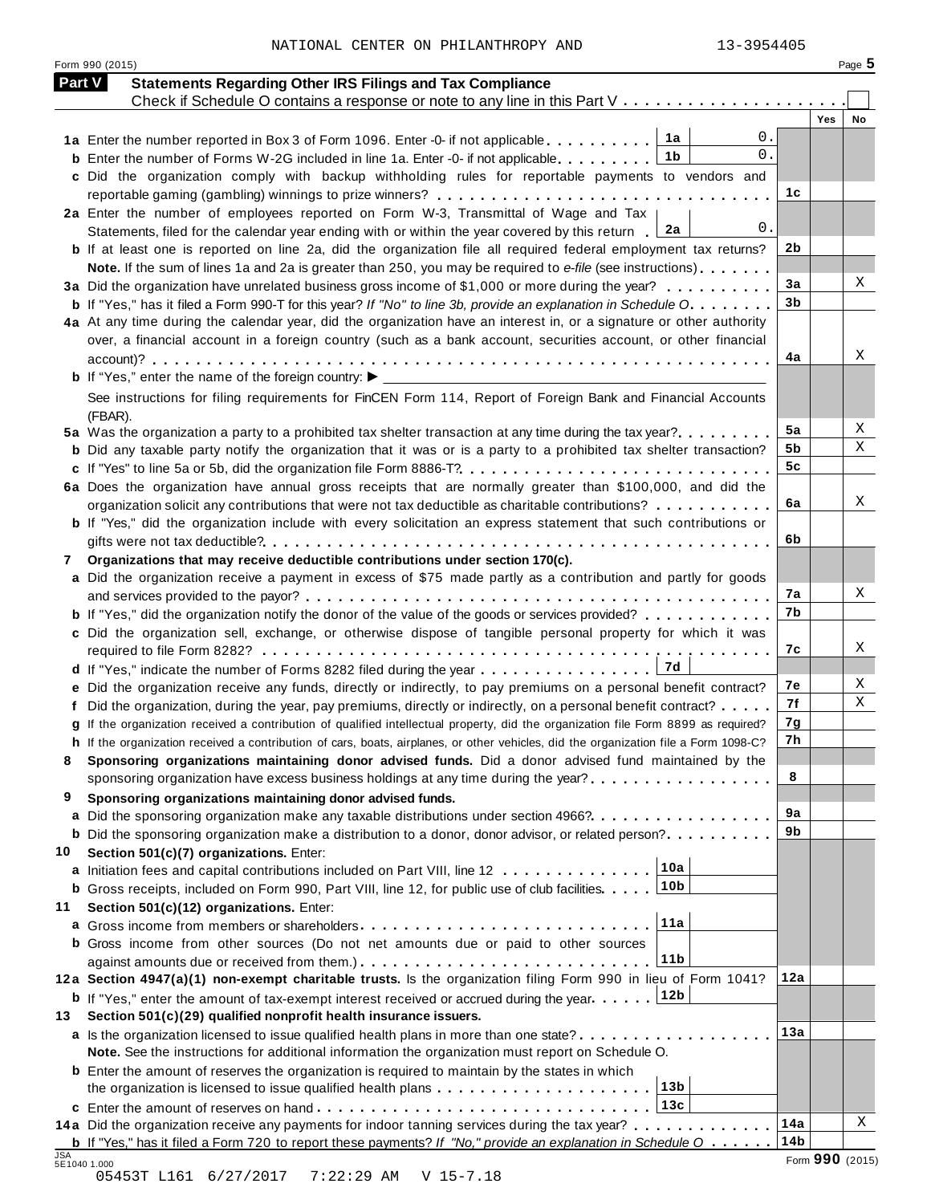NATIONAL CENTER ON PHILANTHROPY AND 13-3954405

## Part V Statements Regarding Other IRS Filings and Tax Compliance

Check if Schedule O contains a response or note to any line in this Part V . . . . . . . . . . . . . . . . . . . . . ☐

| | | | | Yes | No |
|---|---|---|---|---|---|
| **1a** Enter the number reported in Box 3 of Form 1096. Enter -0- if not applicable | 1a | 0. | | | |
| **b** Enter the number of Forms W-2G included in line 1a. Enter -0- if not applicable | 1b | 0. | | | |
| **c** Did the organization comply with backup withholding rules for reportable payments to vendors and reportable gaming (gambling) winnings to prize winners? | | | 1c | | |
| **2a** Enter the number of employees reported on Form W-3, Transmittal of Wage and Tax Statements, filed for the calendar year ending with or within the year covered by this return | 2a | 0. | | | |
| **b** If at least one is reported on line 2a, did the organization file all required federal employment tax returns? | | | 2b | | |
| **Note.** If the sum of lines 1a and 2a is greater than 250, you may be required to *e-file* (see instructions) | | | | | |
| **3a** Did the organization have unrelated business gross income of $1,000 or more during the year? | | | 3a | | X |
| **b** If "Yes," has it filed a Form 990-T for this year? *If "No" to line 3b, provide an explanation in Schedule O* | | | 3b | | |
| **4a** At any time during the calendar year, did the organization have an interest in, or a signature or other authority over, a financial account in a foreign country (such as a bank account, securities account, or other financial account)? | | | 4a | | X |
| **b** If "Yes," enter the name of the foreign country: ▶ | | | | | |
| See instructions for filing requirements for FinCEN Form 114, Report of Foreign Bank and Financial Accounts (FBAR). | | | | | |
| **5a** Was the organization a party to a prohibited tax shelter transaction at any time during the tax year? | | | 5a | | X |
| **b** Did any taxable party notify the organization that it was or is a party to a prohibited tax shelter transaction? | | | 5b | | X |
| **c** If "Yes" to line 5a or 5b, did the organization file Form 8886-T? | | | 5c | | |
| **6a** Does the organization have annual gross receipts that are normally greater than $100,000, and did the organization solicit any contributions that were not tax deductible as charitable contributions? | | | 6a | | X |
| **b** If "Yes," did the organization include with every solicitation an express statement that such contributions or gifts were not tax deductible? | | | 6b | | |
| **7** **Organizations that may receive deductible contributions under section 170(c).** | | | | | |
| **a** Did the organization receive a payment in excess of $75 made partly as a contribution and partly for goods and services provided to the payor? | | | 7a | | X |
| **b** If "Yes," did the organization notify the donor of the value of the goods or services provided? | | | 7b | | |
| **c** Did the organization sell, exchange, or otherwise dispose of tangible personal property for which it was required to file Form 8282? | | | 7c | | X |
| **d** If "Yes," indicate the number of Forms 8282 filed during the year | 7d | | | | |
| **e** Did the organization receive any funds, directly or indirectly, to pay premiums on a personal benefit contract? | | | 7e | | X |
| **f** Did the organization, during the year, pay premiums, directly or indirectly, on a personal benefit contract? | | | 7f | | X |
| **g** If the organization received a contribution of qualified intellectual property, did the organization file Form 8899 as required? | | | 7g | | |
| **h** If the organization received a contribution of cars, boats, airplanes, or other vehicles, did the organization file a Form 1098-C? | | | 7h | | |
| **8** **Sponsoring organizations maintaining donor advised funds.** Did a donor advised fund maintained by the sponsoring organization have excess business holdings at any time during the year? | | | 8 | | |
| **9** **Sponsoring organizations maintaining donor advised funds.** | | | | | |
| **a** Did the sponsoring organization make any taxable distributions under section 4966? | | | 9a | | |
| **b** Did the sponsoring organization make a distribution to a donor, donor advisor, or related person? | | | 9b | | |
| **10** **Section 501(c)(7) organizations.** Enter: | | | | | |
| **a** Initiation fees and capital contributions included on Part VIII, line 12 | 10a | | | | |
| **b** Gross receipts, included on Form 990, Part VIII, line 12, for public use of club facilities | 10b | | | | |
| **11** **Section 501(c)(12) organizations.** Enter: | | | | | |
| **a** Gross income from members or shareholders | 11a | | | | |
| **b** Gross income from other sources (Do not net amounts due or paid to other sources against amounts due or received from them.) | 11b | | | | |
| **12a** **Section 4947(a)(1) non-exempt charitable trusts.** Is the organization filing Form 990 in lieu of Form 1041? | | | 12a | | |
| **b** If "Yes," enter the amount of tax-exempt interest received or accrued during the year | 12b | | | | |
| **13** **Section 501(c)(29) qualified nonprofit health insurance issuers.** | | | | | |
| **a** Is the organization licensed to issue qualified health plans in more than one state? | | | 13a | | |
| **Note.** See the instructions for additional information the organization must report on Schedule O. | | | | | |
| **b** Enter the amount of reserves the organization is required to maintain by the states in which the organization is licensed to issue qualified health plans | 13b | | | | |
| **c** Enter the amount of reserves on hand | 13c | | | | |
| **14a** Did the organization receive any payments for indoor tanning services during the tax year? | | | 14a | | X |
| **b** If "Yes," has it filed a Form 720 to report these payments? *If "No," provide an explanation in Schedule O* | | | 14b | | |

Form **990** (2015)

05453T L161 6/27/2017 7:22:29 AM V 15-7.18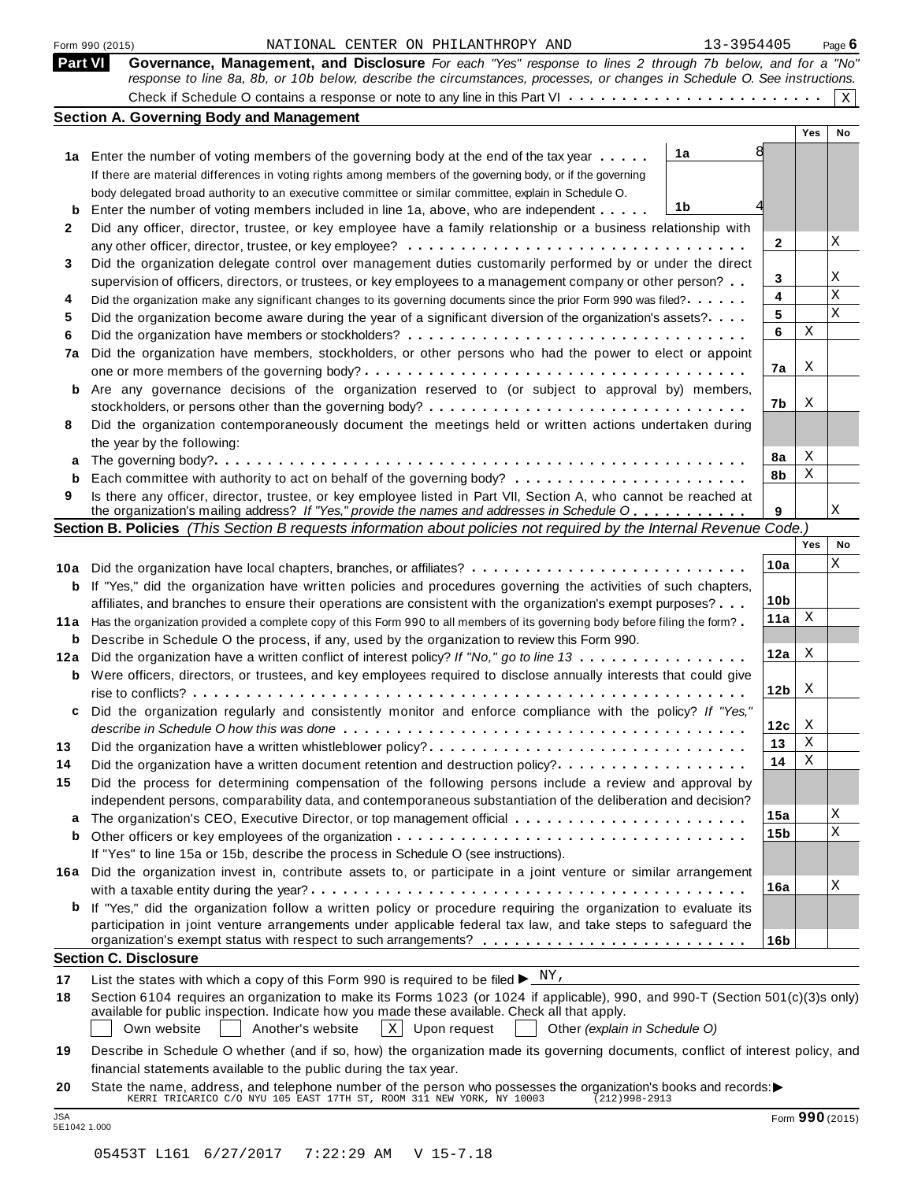Form 990 (2015) NATIONAL CENTER ON PHILANTHROPY AND 13-3954405 Page 6

## Part VI Governance, Management, and Disclosure

*For each "Yes" response to lines 2 through 7b below, and for a "No" response to line 8a, 8b, or 10b below, describe the circumstances, processes, or changes in Schedule O. See instructions.*

Check if Schedule O contains a response or note to any line in this Part VI . . . . . . . . . . . . . . . . . . . . . . . . [X]

### Section A. Governing Body and Management

| | | | | Yes | No |
|---|---|---|---|---|---|
| **1a** | Enter the number of voting members of the governing body at the end of the tax year . . . . . If there are material differences in voting rights among members of the governing body, or if the governing body delegated broad authority to an executive committee or similar committee, explain in Schedule O. | 1a: 8 | | | |
| **b** | Enter the number of voting members included in line 1a, above, who are independent . . . . . | 1b: 4 | | | |
| **2** | Did any officer, director, trustee, or key employee have a family relationship or a business relationship with any other officer, director, trustee, or key employee? | | 2 | | X |
| **3** | Did the organization delegate control over management duties customarily performed by or under the direct supervision of officers, directors, or trustees, or key employees to a management company or other person? | | 3 | | X |
| **4** | Did the organization make any significant changes to its governing documents since the prior Form 990 was filed? | | 4 | | X |
| **5** | Did the organization become aware during the year of a significant diversion of the organization's assets? | | 5 | | X |
| **6** | Did the organization have members or stockholders? | | 6 | X | |
| **7a** | Did the organization have members, stockholders, or other persons who had the power to elect or appoint one or more members of the governing body? | | 7a | X | |
| **b** | Are any governance decisions of the organization reserved to (or subject to approval by) members, stockholders, or persons other than the governing body? | | 7b | X | |
| **8** | Did the organization contemporaneously document the meetings held or written actions undertaken during the year by the following: | | | | |
| **a** | The governing body? | | 8a | X | |
| **b** | Each committee with authority to act on behalf of the governing body? | | 8b | X | |
| **9** | Is there any officer, director, trustee, or key employee listed in Part VII, Section A, who cannot be reached at the organization's mailing address? *If "Yes," provide the names and addresses in Schedule O* | | 9 | | X |

### Section B. Policies *(This Section B requests information about policies not required by the Internal Revenue Code.)*

| | | | Yes | No |
|---|---|---|---|---|
| **10a** | Did the organization have local chapters, branches, or affiliates? | 10a | | X |
| **b** | If "Yes," did the organization have written policies and procedures governing the activities of such chapters, affiliates, and branches to ensure their operations are consistent with the organization's exempt purposes? | 10b | | |
| **11a** | Has the organization provided a complete copy of this Form 990 to all members of its governing body before filing the form? | 11a | X | |
| **b** | Describe in Schedule O the process, if any, used by the organization to review this Form 990. | | | |
| **12a** | Did the organization have a written conflict of interest policy? *If "No," go to line 13* | 12a | X | |
| **b** | Were officers, directors, or trustees, and key employees required to disclose annually interests that could give rise to conflicts? | 12b | X | |
| **c** | Did the organization regularly and consistently monitor and enforce compliance with the policy? *If "Yes," describe in Schedule O how this was done* | 12c | X | |
| **13** | Did the organization have a written whistleblower policy? | 13 | X | |
| **14** | Did the organization have a written document retention and destruction policy? | 14 | X | |
| **15** | Did the process for determining compensation of the following persons include a review and approval by independent persons, comparability data, and contemporaneous substantiation of the deliberation and decision? | | | |
| **a** | The organization's CEO, Executive Director, or top management official | 15a | | X |
| **b** | Other officers or key employees of the organization | 15b | | X |
| | If "Yes" to line 15a or 15b, describe the process in Schedule O (see instructions). | | | |
| **16a** | Did the organization invest in, contribute assets to, or participate in a joint venture or similar arrangement with a taxable entity during the year? | 16a | | X |
| **b** | If "Yes," did the organization follow a written policy or procedure requiring the organization to evaluate its participation in joint venture arrangements under applicable federal tax law, and take steps to safeguard the organization's exempt status with respect to such arrangements? | 16b | | |

### Section C. Disclosure

**17** List the states with which a copy of this Form 990 is required to be filed ▶ NY,

**18** Section 6104 requires an organization to make its Forms 1023 (or 1024 if applicable), 990, and 990-T (Section 501(c)(3)s only) available for public inspection. Indicate how you made these available. Check all that apply.

[ ] Own website [ ] Another's website [X] Upon request [ ] Other *(explain in Schedule O)*

**19** Describe in Schedule O whether (and if so, how) the organization made its governing documents, conflict of interest policy, and financial statements available to the public during the tax year.

**20** State the name, address, and telephone number of the person who possesses the organization's books and records: ▶
KERRI TRICARICO C/O NYU 105 EAST 17TH ST, ROOM 311 NEW YORK, NY 10003 (212)998-2913

JSA 5E1042 1.000 Form **990** (2015)

05453T L161 6/27/2017 7:22:29 AM V 15-7.18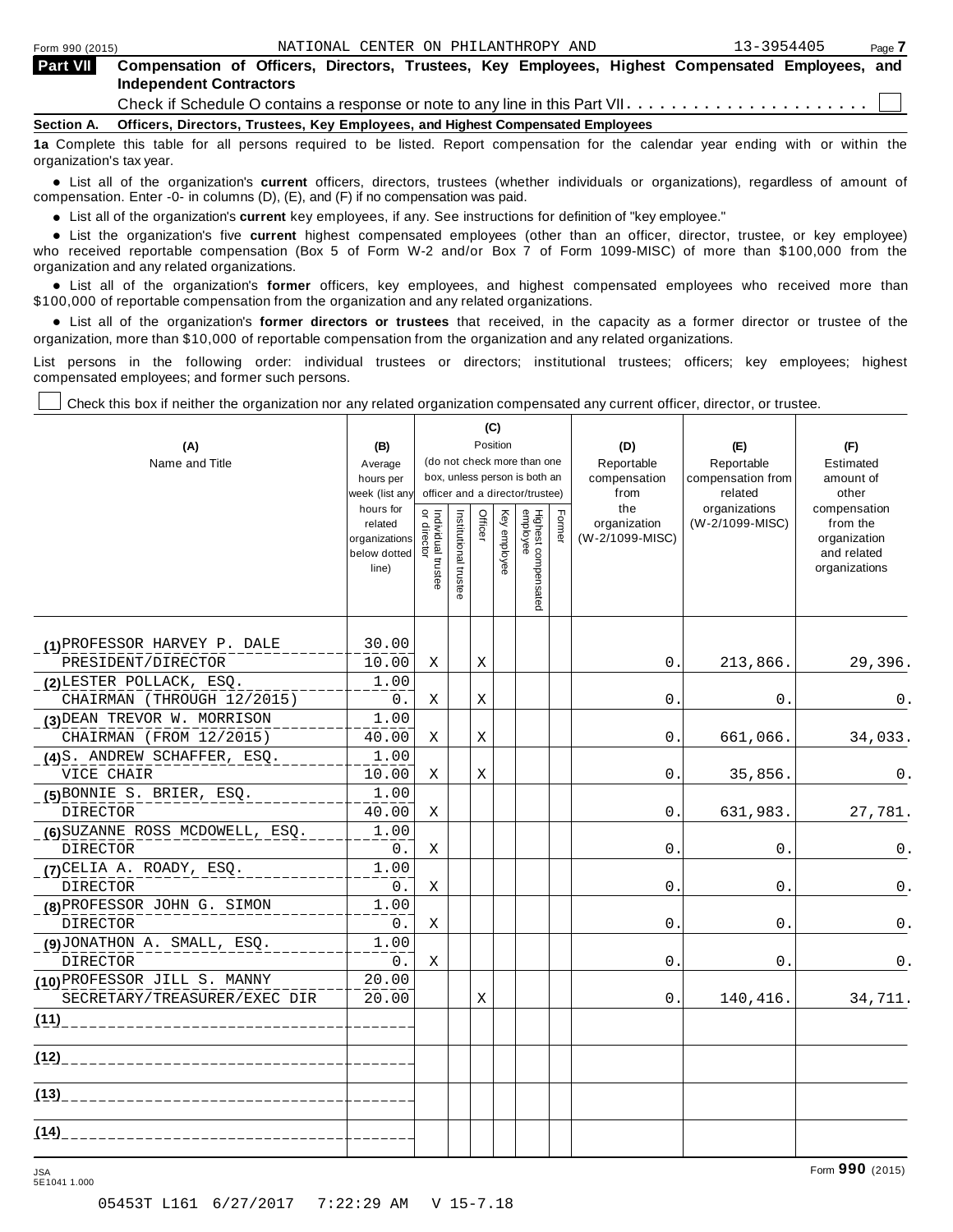## Part VII Compensation of Officers, Directors, Trustees, Key Employees, Highest Compensated Employees, and Independent Contractors

Check if Schedule O contains a response or note to any line in this Part VII. . . . . . . . . . . . . . . . . . . . . . ☐

### Section A. Officers, Directors, Trustees, Key Employees, and Highest Compensated Employees

**1a** Complete this table for all persons required to be listed. Report compensation for the calendar year ending with or within the organization's tax year.

- List all of the organization's **current** officers, directors, trustees (whether individuals or organizations), regardless of amount of compensation. Enter -0- in columns (D), (E), and (F) if no compensation was paid.
- List all of the organization's **current** key employees, if any. See instructions for definition of "key employee."
- List the organization's five **current** highest compensated employees (other than an officer, director, trustee, or key employee) who received reportable compensation (Box 5 of Form W-2 and/or Box 7 of Form 1099-MISC) of more than $100,000 from the organization and any related organizations.
- List all of the organization's **former** officers, key employees, and highest compensated employees who received more than $100,000 of reportable compensation from the organization and any related organizations.
- List all of the organization's **former directors or trustees** that received, in the capacity as a former director or trustee of the organization, more than $10,000 of reportable compensation from the organization and any related organizations.

List persons in the following order: individual trustees or directors; institutional trustees; officers; key employees; highest compensated employees; and former such persons.

☐ Check this box if neither the organization nor any related organization compensated any current officer, director, or trustee.

| (A) Name and Title | (B) Average hours per week (list any hours for related organizations below dotted line) | (C) Position (do not check more than one box, unless person is both an officer and a director/trustee) | | | | | | (D) Reportable compensation from the organization (W-2/1099-MISC) | (E) Reportable compensation from related organizations (W-2/1099-MISC) | (F) Estimated amount of other compensation from the organization and related organizations |
|---|---|---|---|---|---|---|---|---|---|---|
| | | Individual trustee or director | Institutional trustee | Officer | Key employee | Highest compensated employee | Former | | | |
| (1) PROFESSOR HARVEY P. DALE<br>PRESIDENT/DIRECTOR | 30.00<br>10.00 | X | | X | | | | 0. | 213,866. | 29,396. |
| (2) LESTER POLLACK, ESQ.<br>CHAIRMAN (THROUGH 12/2015) | 1.00<br>0. | X | | X | | | | 0. | 0. | 0. |
| (3) DEAN TREVOR W. MORRISON<br>CHAIRMAN (FROM 12/2015) | 1.00<br>40.00 | X | | X | | | | 0. | 661,066. | 34,033. |
| (4) S. ANDREW SCHAFFER, ESQ.<br>VICE CHAIR | 1.00<br>10.00 | X | | X | | | | 0. | 35,856. | 0. |
| (5) BONNIE S. BRIER, ESQ.<br>DIRECTOR | 1.00<br>40.00 | X | | | | | | 0. | 631,983. | 27,781. |
| (6) SUZANNE ROSS MCDOWELL, ESQ.<br>DIRECTOR | 1.00<br>0. | X | | | | | | 0. | 0. | 0. |
| (7) CELIA A. ROADY, ESQ.<br>DIRECTOR | 1.00<br>0. | X | | | | | | 0. | 0. | 0. |
| (8) PROFESSOR JOHN G. SIMON<br>DIRECTOR | 1.00<br>0. | X | | | | | | 0. | 0. | 0. |
| (9) JONATHON A. SMALL, ESQ.<br>DIRECTOR | 1.00<br>0. | X | | | | | | 0. | 0. | 0. |
| (10) PROFESSOR JILL S. MANNY<br>SECRETARY/TREASURER/EXEC DIR | 20.00<br>20.00 | | | X | | | | 0. | 140,416. | 34,711. |
| (11) | | | | | | | | | | |
| (12) | | | | | | | | | | |
| (13) | | | | | | | | | | |
| (14) | | | | | | | | | | |

Form **990** (2015)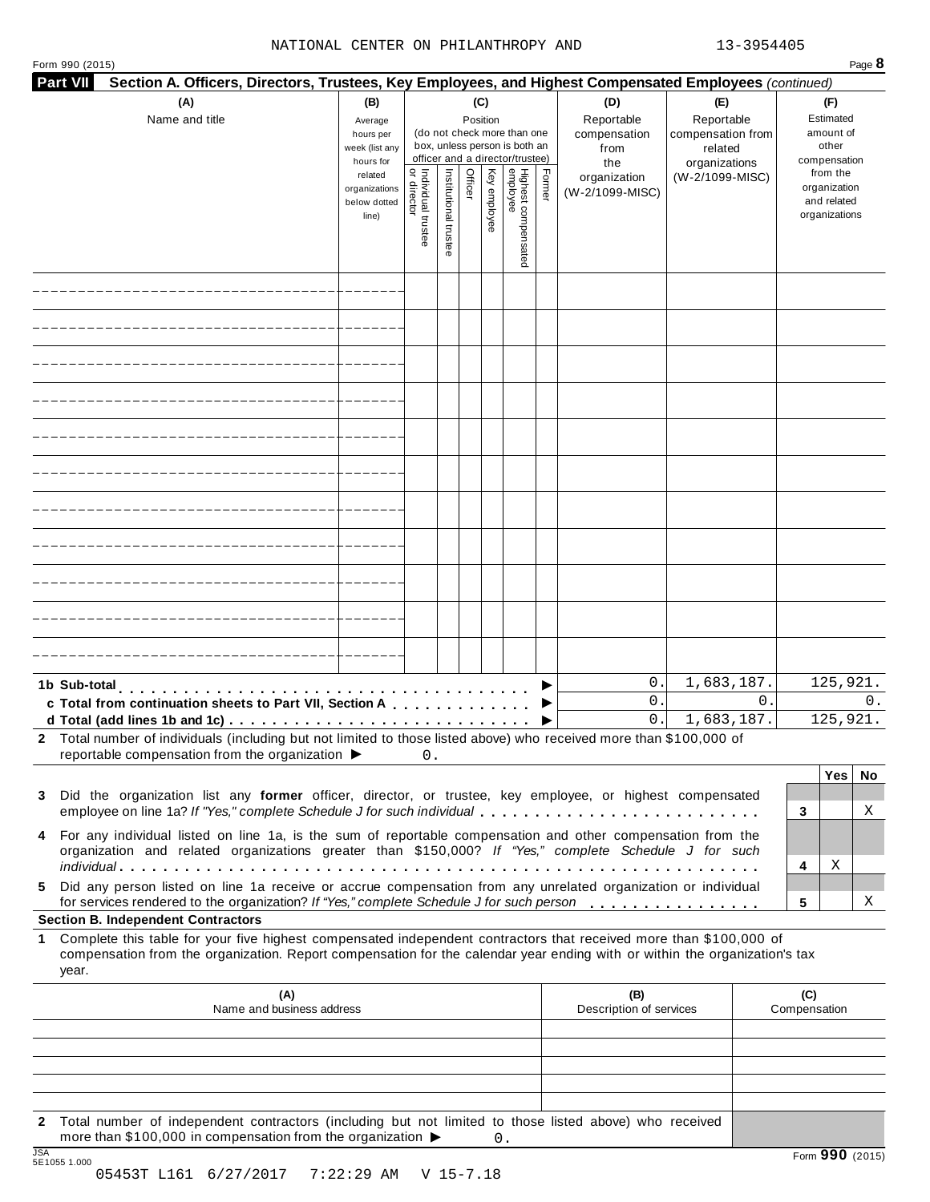NATIONAL CENTER ON PHILANTHROPY AND 13-3954405

Form 990 (2015) Page **8**

**Part VII Section A. Officers, Directors, Trustees, Key Employees, and Highest Compensated Employees** *(continued)*

| (A) Name and title | (B) Average hours per week (list any hours for related organizations below dotted line) | (C) Position (do not check more than one box, unless person is both an officer and a director/trustee) Individual trustee or director | Institutional trustee | Officer | Key employee | Highest compensated employee | Former | (D) Reportable compensation from the organization (W-2/1099-MISC) | (E) Reportable compensation from related organizations (W-2/1099-MISC) | (F) Estimated amount of other compensation from the organization and related organizations |
|---|---|---|---|---|---|---|---|---|---|---|
| | | | | | | | | | | |
| | | | | | | | | | | |
| | | | | | | | | | | |
| | | | | | | | | | | |
| | | | | | | | | | | |
| | | | | | | | | | | |
| | | | | | | | | | | |
| | | | | | | | | | | |
| | | | | | | | | | | |
| | | | | | | | | | | |
| | | | | | | | | | | |
| **1b Sub-total** ▶ | | | | | | | | 0. | 1,683,187. | 125,921. |
| **c Total from continuation sheets to Part VII, Section A** ▶ | | | | | | | | 0. | 0. | 0. |
| **d Total (add lines 1b and 1c)** ▶ | | | | | | | | 0. | 1,683,187. | 125,921. |

**2** Total number of individuals (including but not limited to those listed above) who received more than $100,000 of reportable compensation from the organization ▶ 0.

| | | Yes | No |
|---|---|---|---|
| **3** Did the organization list any **former** officer, director, or trustee, key employee, or highest compensated employee on line 1a? *If "Yes," complete Schedule J for such individual* | 3 | | X |
| **4** For any individual listed on line 1a, is the sum of reportable compensation and other compensation from the organization and related organizations greater than $150,000? *If "Yes," complete Schedule J for such individual* | 4 | X | |
| **5** Did any person listed on line 1a receive or accrue compensation from any unrelated organization or individual for services rendered to the organization? *If "Yes," complete Schedule J for such person* | 5 | | X |

**Section B. Independent Contractors**

**1** Complete this table for your five highest compensated independent contractors that received more than $100,000 of compensation from the organization. Report compensation for the calendar year ending with or within the organization's tax year.

| (A) Name and business address | (B) Description of services | (C) Compensation |
|---|---|---|
| | | |
| | | |
| | | |
| | | |
| | | |

**2** Total number of independent contractors (including but not limited to those listed above) who received more than $100,000 in compensation from the organization ▶ 0.

JSA
5E1055 1.000

Form **990** (2015)

05453T L161 6/27/2017 7:22:29 AM V 15-7.18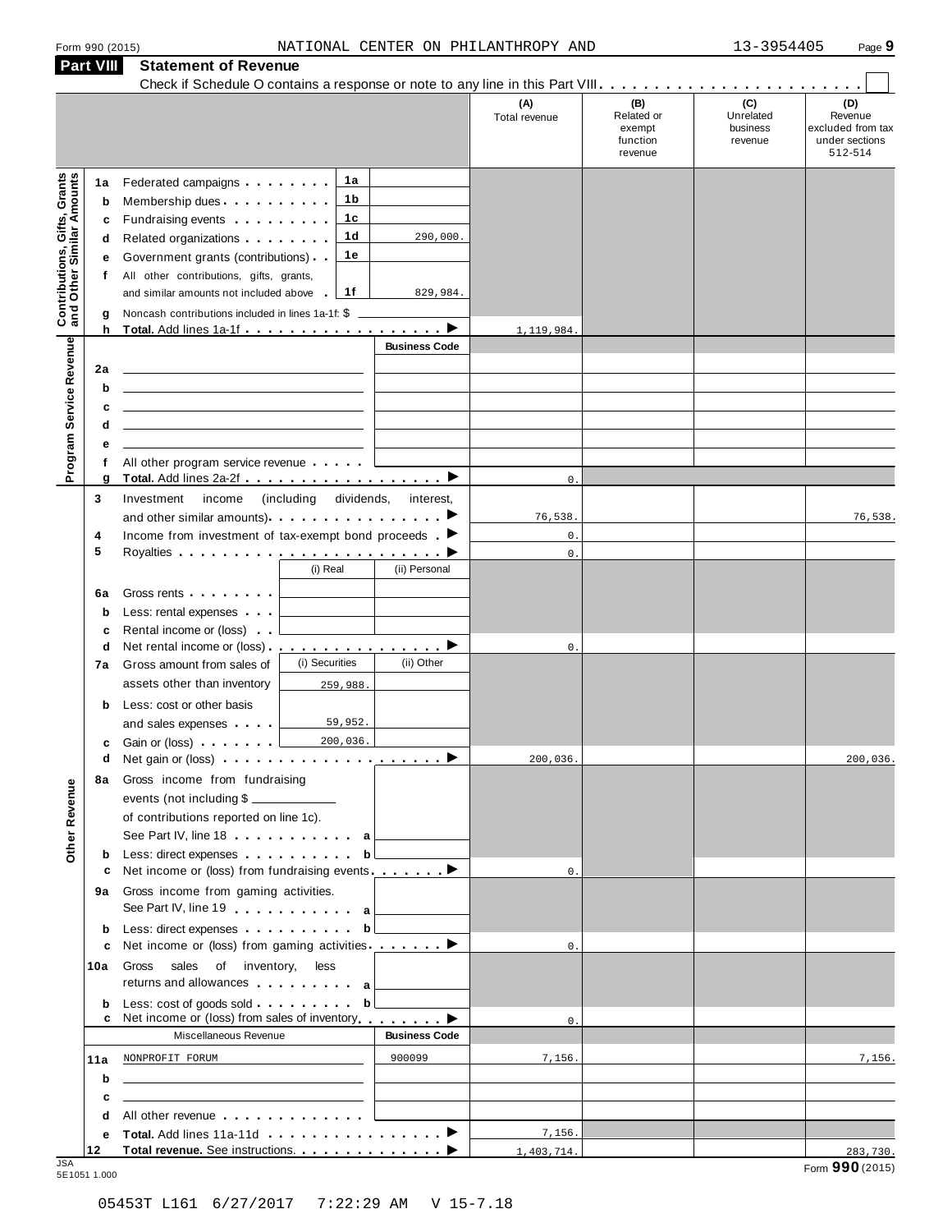Form 990 (2015) NATIONAL CENTER ON PHILANTHROPY AND 13-3954405 Page 9

## Part VIII Statement of Revenue

Check if Schedule O contains a response or note to any line in this Part VIII . . . . . . . . . . . . . . . . . . . . . . . . ☐

| | | | | (A) Total revenue | (B) Related or exempt function revenue | (C) Unrelated business revenue | (D) Revenue excluded from tax under sections 512-514 |
|---|---|---|---|---|---|---|---|
| **Contributions, Gifts, Grants and Other Similar Amounts** | 1a | Federated campaigns | 1a | | | | |
| | b | Membership dues | 1b | | | | |
| | c | Fundraising events | 1c | | | | |
| | d | Related organizations | 1d 290,000. | | | | |
| | e | Government grants (contributions) | 1e | | | | |
| | f | All other contributions, gifts, grants, and similar amounts not included above | 1f 829,984. | | | | |
| | g | Noncash contributions included in lines 1a-1f: $ | | | | | |
| | h | **Total.** Add lines 1a-1f ▶ | | 1,119,984. | | | |
| **Program Service Revenue** | | | Business Code | | | | |
| | 2a | | | | | | |
| | b | | | | | | |
| | c | | | | | | |
| | d | | | | | | |
| | e | | | | | | |
| | f | All other program service revenue | | | | | |
| | g | **Total.** Add lines 2a-2f ▶ | | 0. | | | |
| **Other Revenue** | 3 | Investment income (including dividends, interest, and other similar amounts) ▶ | | 76,538. | | | 76,538. |
| | 4 | Income from investment of tax-exempt bond proceeds ▶ | | 0. | | | |
| | 5 | Royalties ▶ | | 0. | | | |
| | | | (i) Real / (ii) Personal | | | | |
| | 6a | Gross rents | | | | | |
| | b | Less: rental expenses | | | | | |
| | c | Rental income or (loss) | | | | | |
| | d | Net rental income or (loss) ▶ | | 0. | | | |
| | 7a | Gross amount from sales of assets other than inventory | (i) Securities 259,988. / (ii) Other | | | | |
| | b | Less: cost or other basis and sales expenses | (i) 59,952. | | | | |
| | c | Gain or (loss) | (i) 200,036. | | | | |
| | d | Net gain or (loss) ▶ | | 200,036. | | | 200,036. |
| | 8a | Gross income from fundraising events (not including $ ____ of contributions reported on line 1c). See Part IV, line 18 | a | | | | |
| | b | Less: direct expenses | b | | | | |
| | c | Net income or (loss) from fundraising events ▶ | | 0. | | | |
| | 9a | Gross income from gaming activities. See Part IV, line 19 | a | | | | |
| | b | Less: direct expenses | b | | | | |
| | c | Net income or (loss) from gaming activities ▶ | | 0. | | | |
| | 10a | Gross sales of inventory, less returns and allowances | a | | | | |
| | b | Less: cost of goods sold | b | | | | |
| | c | Net income or (loss) from sales of inventory ▶ | | 0. | | | |
| | | Miscellaneous Revenue | Business Code | | | | |
| | 11a | NONPROFIT FORUM | 900099 | 7,156. | | | 7,156. |
| | b | | | | | | |
| | c | | | | | | |
| | d | All other revenue | | | | | |
| | e | **Total.** Add lines 11a-11d ▶ | | 7,156. | | | |
| | 12 | **Total revenue.** See instructions. ▶ | | 1,403,714. | | | 283,730. |

Form **990** (2015)

05453T L161 6/27/2017 7:22:29 AM V 15-7.18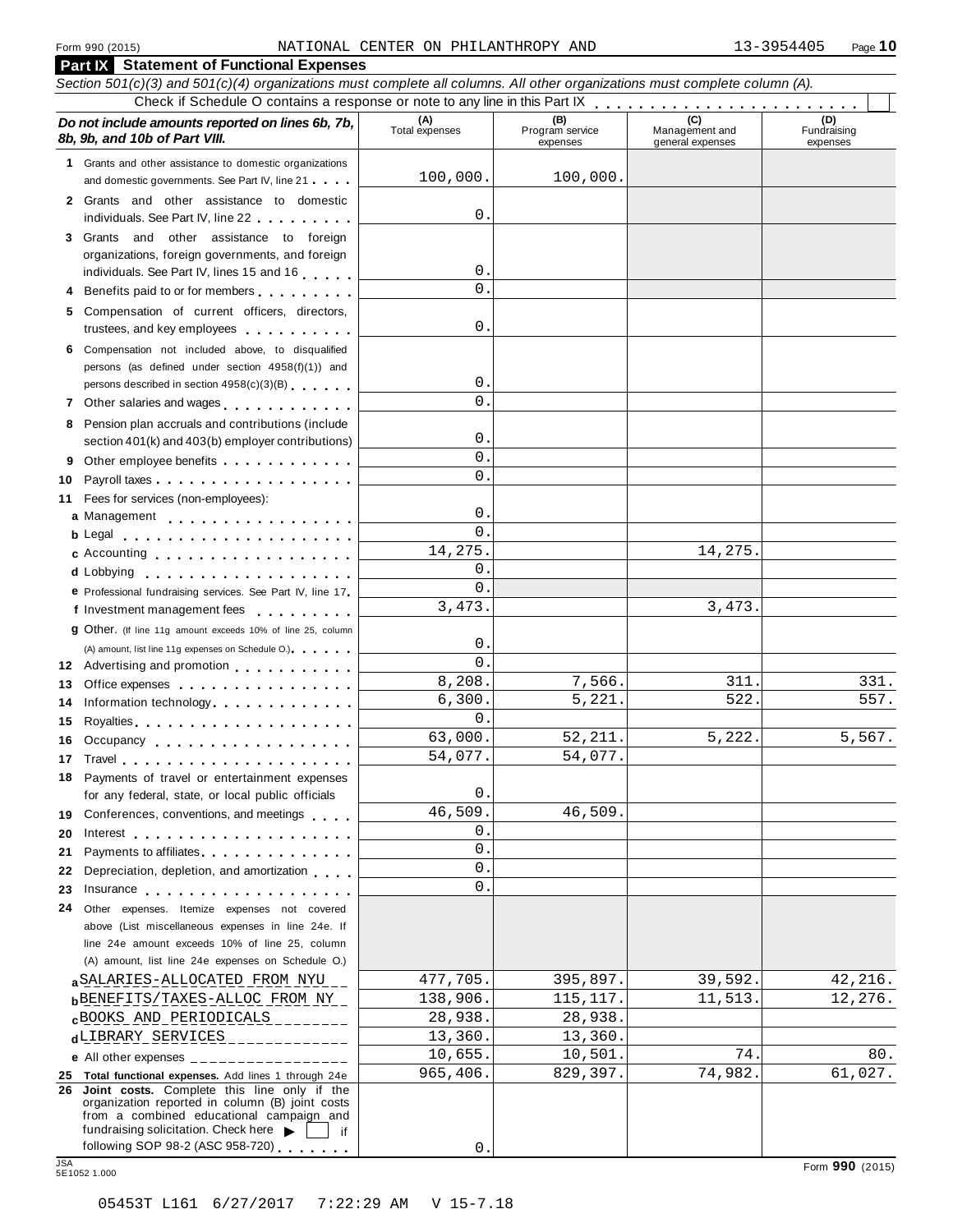Form 990 (2015) NATIONAL CENTER ON PHILANTHROPY AND 13-3954405 Page 10

## Part IX Statement of Functional Expenses

*Section 501(c)(3) and 501(c)(4) organizations must complete all columns. All other organizations must complete column (A).*

Check if Schedule O contains a response or note to any line in this Part IX . . . . . . . . . . . . . . . . . . . . . . . .

| *Do not include amounts reported on lines 6b, 7b, 8b, 9b, and 10b of Part VIII.* | (A) Total expenses | (B) Program service expenses | (C) Management and general expenses | (D) Fundraising expenses |
|---|---|---|---|---|
| **1** Grants and other assistance to domestic organizations and domestic governments. See Part IV, line 21 | 100,000. | 100,000. | | |
| **2** Grants and other assistance to domestic individuals. See Part IV, line 22 | 0. | | | |
| **3** Grants and other assistance to foreign organizations, foreign governments, and foreign individuals. See Part IV, lines 15 and 16 | 0. | | | |
| **4** Benefits paid to or for members | 0. | | | |
| **5** Compensation of current officers, directors, trustees, and key employees | 0. | | | |
| **6** Compensation not included above, to disqualified persons (as defined under section 4958(f)(1)) and persons described in section 4958(c)(3)(B) | 0. | | | |
| **7** Other salaries and wages | 0. | | | |
| **8** Pension plan accruals and contributions (include section 401(k) and 403(b) employer contributions) | 0. | | | |
| **9** Other employee benefits | 0. | | | |
| **10** Payroll taxes | 0. | | | |
| **11** Fees for services (non-employees): | | | | |
| **a** Management | 0. | | | |
| **b** Legal | 0. | | | |
| **c** Accounting | 14,275. | | 14,275. | |
| **d** Lobbying | 0. | | | |
| **e** Professional fundraising services. See Part IV, line 17 | 0. | | | |
| **f** Investment management fees | 3,473. | | 3,473. | |
| **g** Other. (If line 11g amount exceeds 10% of line 25, column (A) amount, list line 11g expenses on Schedule O.) | 0. | | | |
| **12** Advertising and promotion | 0. | | | |
| **13** Office expenses | 8,208. | 7,566. | 311. | 331. |
| **14** Information technology | 6,300. | 5,221. | 522. | 557. |
| **15** Royalties | 0. | | | |
| **16** Occupancy | 63,000. | 52,211. | 5,222. | 5,567. |
| **17** Travel | 54,077. | 54,077. | | |
| **18** Payments of travel or entertainment expenses for any federal, state, or local public officials | 0. | | | |
| **19** Conferences, conventions, and meetings | 46,509. | 46,509. | | |
| **20** Interest | 0. | | | |
| **21** Payments to affiliates | 0. | | | |
| **22** Depreciation, depletion, and amortization | 0. | | | |
| **23** Insurance | 0. | | | |
| **24** Other expenses. Itemize expenses not covered above (List miscellaneous expenses in line 24e. If line 24e amount exceeds 10% of line 25, column (A) amount, list line 24e expenses on Schedule O.) | | | | |
| **a** SALARIES-ALLOCATED FROM NYU | 477,705. | 395,897. | 39,592. | 42,216. |
| **b** BENEFITS/TAXES-ALLOC FROM NY | 138,906. | 115,117. | 11,513. | 12,276. |
| **c** BOOKS AND PERIODICALS | 28,938. | 28,938. | | |
| **d** LIBRARY SERVICES | 13,360. | 13,360. | | |
| **e** All other expenses | 10,655. | 10,501. | 74. | 80. |
| **25 Total functional expenses.** Add lines 1 through 24e | 965,406. | 829,397. | 74,982. | 61,027. |
| **26 Joint costs.** Complete this line only if the organization reported in column (B) joint costs from a combined educational campaign and fundraising solicitation. Check here ▶ ☐ if following SOP 98-2 (ASC 958-720) | 0. | | | |

JSA 5E1052 1.000

Form **990** (2015)

05453T L161 6/27/2017 7:22:29 AM V 15-7.18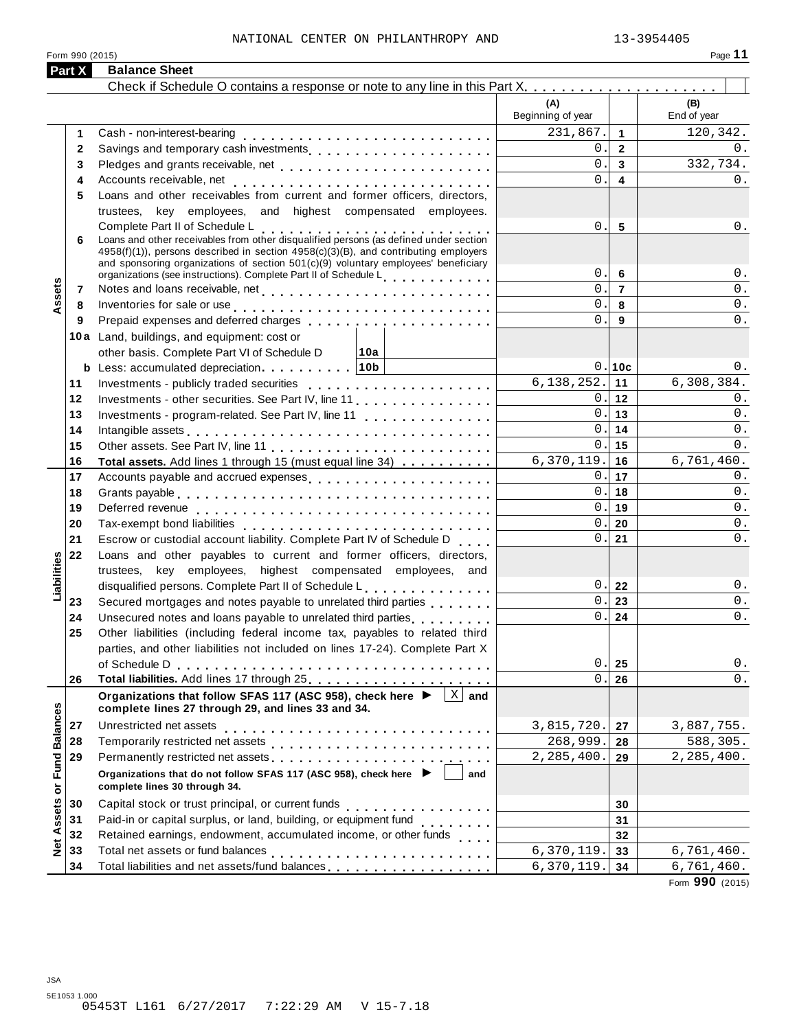NATIONAL CENTER ON PHILANTHROPY AND 13-3954405

Form 990 (2015) Page **11**

## Part X Balance Sheet

Check if Schedule O contains a response or note to any line in this Part X. . . . . . . . . . . . . . . . . . . . . [ ]

| | | | (A) Beginning of year | | (B) End of year |
|---|---|---|---|---|---|
| Assets | 1 | Cash - non-interest-bearing | 231,867. | 1 | 120,342. |
| | 2 | Savings and temporary cash investments | 0. | 2 | 0. |
| | 3 | Pledges and grants receivable, net | 0. | 3 | 332,734. |
| | 4 | Accounts receivable, net | 0. | 4 | 0. |
| | 5 | Loans and other receivables from current and former officers, directors, trustees, key employees, and highest compensated employees. Complete Part II of Schedule L | 0. | 5 | 0. |
| | 6 | Loans and other receivables from other disqualified persons (as defined under section 4958(f)(1)), persons described in section 4958(c)(3)(B), and contributing employers and sponsoring organizations of section 501(c)(9) voluntary employees' beneficiary organizations (see instructions). Complete Part II of Schedule L | 0. | 6 | 0. |
| | 7 | Notes and loans receivable, net | 0. | 7 | 0. |
| | 8 | Inventories for sale or use | 0. | 8 | 0. |
| | 9 | Prepaid expenses and deferred charges | 0. | 9 | 0. |
| | 10a | Land, buildings, and equipment: cost or other basis. Complete Part VI of Schedule D [10a] | | | |
| | b | Less: accumulated depreciation [10b] | 0. | 10c | 0. |
| | 11 | Investments - publicly traded securities | 6,138,252. | 11 | 6,308,384. |
| | 12 | Investments - other securities. See Part IV, line 11 | 0. | 12 | 0. |
| | 13 | Investments - program-related. See Part IV, line 11 | 0. | 13 | 0. |
| | 14 | Intangible assets | 0. | 14 | 0. |
| | 15 | Other assets. See Part IV, line 11 | 0. | 15 | 0. |
| | 16 | **Total assets.** Add lines 1 through 15 (must equal line 34) | 6,370,119. | 16 | 6,761,460. |
| Liabilities | 17 | Accounts payable and accrued expenses | 0. | 17 | 0. |
| | 18 | Grants payable | 0. | 18 | 0. |
| | 19 | Deferred revenue | 0. | 19 | 0. |
| | 20 | Tax-exempt bond liabilities | 0. | 20 | 0. |
| | 21 | Escrow or custodial account liability. Complete Part IV of Schedule D | 0. | 21 | 0. |
| | 22 | Loans and other payables to current and former officers, directors, trustees, key employees, highest compensated employees, and disqualified persons. Complete Part II of Schedule L | 0. | 22 | 0. |
| | 23 | Secured mortgages and notes payable to unrelated third parties | 0. | 23 | 0. |
| | 24 | Unsecured notes and loans payable to unrelated third parties | 0. | 24 | 0. |
| | 25 | Other liabilities (including federal income tax, payables to related third parties, and other liabilities not included on lines 17-24). Complete Part X of Schedule D | 0. | 25 | 0. |
| | 26 | **Total liabilities.** Add lines 17 through 25 | 0. | 26 | 0. |
| Net Assets or Fund Balances | | **Organizations that follow SFAS 117 (ASC 958), check here ▶ [X] and complete lines 27 through 29, and lines 33 and 34.** | | | |
| | 27 | Unrestricted net assets | 3,815,720. | 27 | 3,887,755. |
| | 28 | Temporarily restricted net assets | 268,999. | 28 | 588,305. |
| | 29 | Permanently restricted net assets | 2,285,400. | 29 | 2,285,400. |
| | | **Organizations that do not follow SFAS 117 (ASC 958), check here ▶ [ ] and complete lines 30 through 34.** | | | |
| | 30 | Capital stock or trust principal, or current funds | | 30 | |
| | 31 | Paid-in or capital surplus, or land, building, or equipment fund | | 31 | |
| | 32 | Retained earnings, endowment, accumulated income, or other funds | | 32 | |
| | 33 | Total net assets or fund balances | 6,370,119. | 33 | 6,761,460. |
| | 34 | Total liabilities and net assets/fund balances | 6,370,119. | 34 | 6,761,460. |

Form **990** (2015)

JSA
5E1053 1.000
05453T L161 6/27/2017 7:22:29 AM V 15-7.18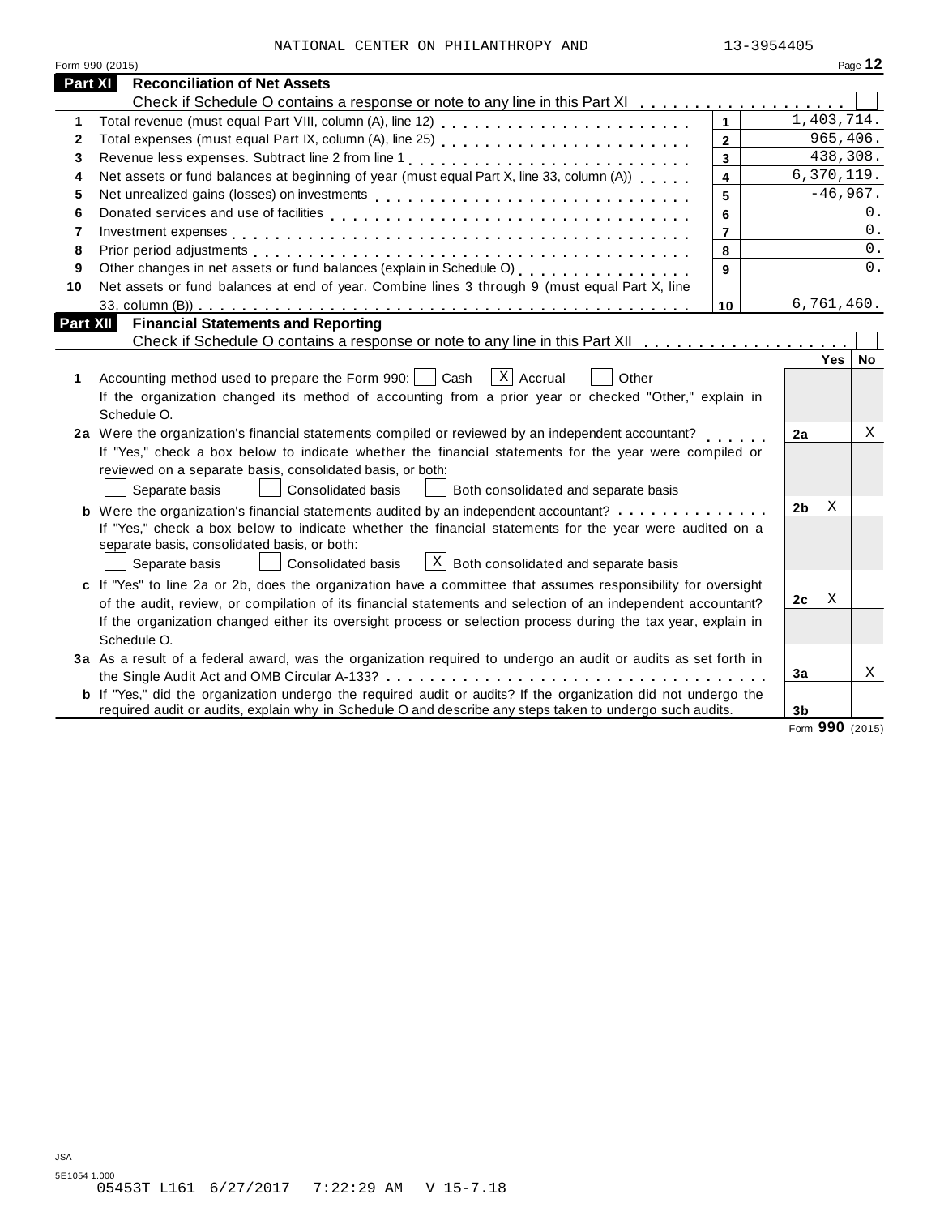NATIONAL CENTER ON PHILANTHROPY AND 13-3954405

Form 990 (2015)

## Part XI Reconciliation of Net Assets

Check if Schedule O contains a response or note to any line in this Part XI . . . . . . . . . . . . . . . . . . . . ☐

| | | | |
|---|---|---|---|
| 1 | Total revenue (must equal Part VIII, column (A), line 12) | 1 | 1,403,714. |
| 2 | Total expenses (must equal Part IX, column (A), line 25) | 2 | 965,406. |
| 3 | Revenue less expenses. Subtract line 2 from line 1 | 3 | 438,308. |
| 4 | Net assets or fund balances at beginning of year (must equal Part X, line 33, column (A)) | 4 | 6,370,119. |
| 5 | Net unrealized gains (losses) on investments | 5 | -46,967. |
| 6 | Donated services and use of facilities | 6 | 0. |
| 7 | Investment expenses | 7 | 0. |
| 8 | Prior period adjustments | 8 | 0. |
| 9 | Other changes in net assets or fund balances (explain in Schedule O) | 9 | 0. |
| 10 | Net assets or fund balances at end of year. Combine lines 3 through 9 (must equal Part X, line 33, column (B)) | 10 | 6,761,460. |

## Part XII Financial Statements and Reporting

Check if Schedule O contains a response or note to any line in this Part XII . . . . . . . . . . . . . . . . . . . ☐

| | | | Yes | No |
|---|---|---|---|---|
| 1 | Accounting method used to prepare the Form 990: ☐ Cash ☒ Accrual ☐ Other ________<br>If the organization changed its method of accounting from a prior year or checked "Other," explain in Schedule O. | | | |
| 2a | Were the organization's financial statements compiled or reviewed by an independent accountant?<br>If "Yes," check a box below to indicate whether the financial statements for the year were compiled or reviewed on a separate basis, consolidated basis, or both:<br>☐ Separate basis ☐ Consolidated basis ☐ Both consolidated and separate basis | 2a | | X |
| b | Were the organization's financial statements audited by an independent accountant?<br>If "Yes," check a box below to indicate whether the financial statements for the year were audited on a separate basis, consolidated basis, or both:<br>☐ Separate basis ☐ Consolidated basis ☒ Both consolidated and separate basis | 2b | X | |
| c | If "Yes" to line 2a or 2b, does the organization have a committee that assumes responsibility for oversight of the audit, review, or compilation of its financial statements and selection of an independent accountant?<br>If the organization changed either its oversight process or selection process during the tax year, explain in Schedule O. | 2c | X | |
| 3a | As a result of a federal award, was the organization required to undergo an audit or audits as set forth in the Single Audit Act and OMB Circular A-133? | 3a | | X |
| b | If "Yes," did the organization undergo the required audit or audits? If the organization did not undergo the required audit or audits, explain why in Schedule O and describe any steps taken to undergo such audits. | 3b | | |

Form 990 (2015)

JSA
5E1054 1.000
05453T L161 6/27/2017 7:22:29 AM V 15-7.18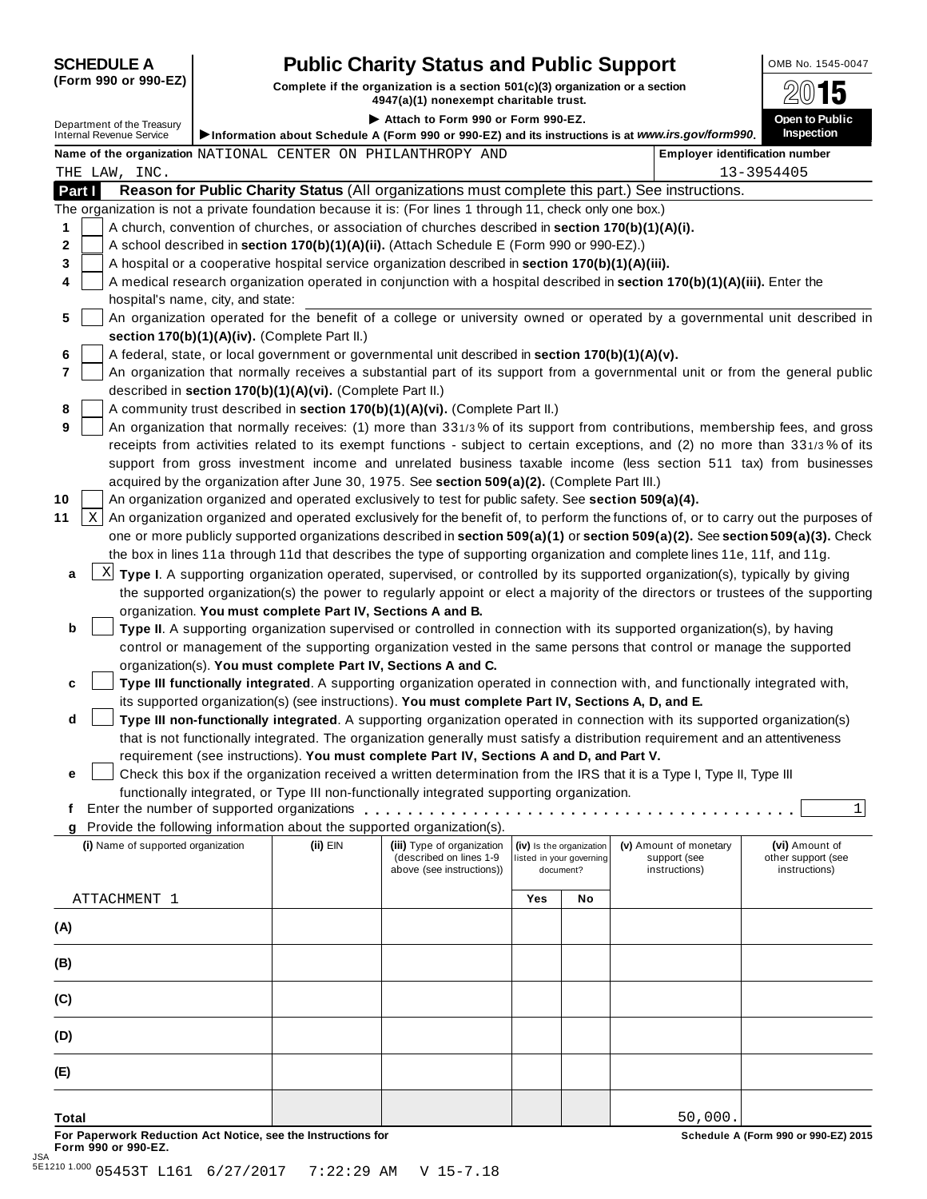**SCHEDULE A**
**(Form 990 or 990-EZ)**

Department of the Treasury
Internal Revenue Service

# Public Charity Status and Public Support

**Complete if the organization is a section 501(c)(3) organization or a section 4947(a)(1) nonexempt charitable trust.**

▶ **Attach to Form 990 or Form 990-EZ.**

▶**Information about Schedule A (Form 990 or 990-EZ) and its instructions is at** ***www.irs.gov/form990.***

OMB No. 1545-0047

**2015**

**Open to Public Inspection**

**Name of the organization** NATIONAL CENTER ON PHILANTHROPY AND THE LAW, INC.

**Employer identification number** 13-3954405

## Part I Reason for Public Charity Status (All organizations must complete this part.) See instructions.

The organization is not a private foundation because it is: (For lines 1 through 11, check only one box.)

1. [ ] A church, convention of churches, or association of churches described in **section 170(b)(1)(A)(i).**
2. [ ] A school described in **section 170(b)(1)(A)(ii).** (Attach Schedule E (Form 990 or 990-EZ).)
3. [ ] A hospital or a cooperative hospital service organization described in **section 170(b)(1)(A)(iii).**
4. [ ] A medical research organization operated in conjunction with a hospital described in **section 170(b)(1)(A)(iii).** Enter the hospital's name, city, and state:
5. [ ] An organization operated for the benefit of a college or university owned or operated by a governmental unit described in **section 170(b)(1)(A)(iv).** (Complete Part II.)
6. [ ] A federal, state, or local government or governmental unit described in **section 170(b)(1)(A)(v).**
7. [ ] An organization that normally receives a substantial part of its support from a governmental unit or from the general public described in **section 170(b)(1)(A)(vi).** (Complete Part II.)
8. [ ] A community trust described in **section 170(b)(1)(A)(vi).** (Complete Part II.)
9. [ ] An organization that normally receives: (1) more than 33 1/3 % of its support from contributions, membership fees, and gross receipts from activities related to its exempt functions - subject to certain exceptions, and (2) no more than 33 1/3 % of its support from gross investment income and unrelated business taxable income (less section 511 tax) from businesses acquired by the organization after June 30, 1975. See **section 509(a)(2).** (Complete Part III.)
10. [ ] An organization organized and operated exclusively to test for public safety. See **section 509(a)(4).**
11. [X] An organization organized and operated exclusively for the benefit of, to perform the functions of, or to carry out the purposes of one or more publicly supported organizations described in **section 509(a)(1)** or **section 509(a)(2).** See **section 509(a)(3).** Check the box in lines 11a through 11d that describes the type of supporting organization and complete lines 11e, 11f, and 11g.
   - **a** [X] **Type I**. A supporting organization operated, supervised, or controlled by its supported organization(s), typically by giving the supported organization(s) the power to regularly appoint or elect a majority of the directors or trustees of the supporting organization. **You must complete Part IV, Sections A and B.**
   - **b** [ ] **Type II**. A supporting organization supervised or controlled in connection with its supported organization(s), by having control or management of the supporting organization vested in the same persons that control or manage the supported organization(s). **You must complete Part IV, Sections A and C.**
   - **c** [ ] **Type III functionally integrated**. A supporting organization operated in connection with, and functionally integrated with, its supported organization(s) (see instructions). **You must complete Part IV, Sections A, D, and E.**
   - **d** [ ] **Type III non-functionally integrated**. A supporting organization operated in connection with its supported organization(s) that is not functionally integrated. The organization generally must satisfy a distribution requirement and an attentiveness requirement (see instructions). **You must complete Part IV, Sections A and D, and Part V.**
   - **e** [ ] Check this box if the organization received a written determination from the IRS that it is a Type I, Type II, Type III functionally integrated, or Type III non-functionally integrated supporting organization.
   - **f** Enter the number of supported organizations . . . . . . 1
   - **g** Provide the following information about the supported organization(s).

| (i) Name of supported organization | (ii) EIN | (iii) Type of organization (described on lines 1-9 above (see instructions)) | (iv) Is the organization listed in your governing document? Yes | No | (v) Amount of monetary support (see instructions) | (vi) Amount of other support (see instructions) |
|---|---|---|---|---|---|---|
| ATTACHMENT 1 | | | | | | |
| (A) | | | | | | |
| (B) | | | | | | |
| (C) | | | | | | |
| (D) | | | | | | |
| (E) | | | | | | |
| **Total** | | | | | 50,000. | |

**For Paperwork Reduction Act Notice, see the Instructions for Form 990 or 990-EZ.** **Schedule A (Form 990 or 990-EZ) 2015**

JSA
5E1210 1.000 05453T L161 6/27/2017 7:22:29 AM V 15-7.18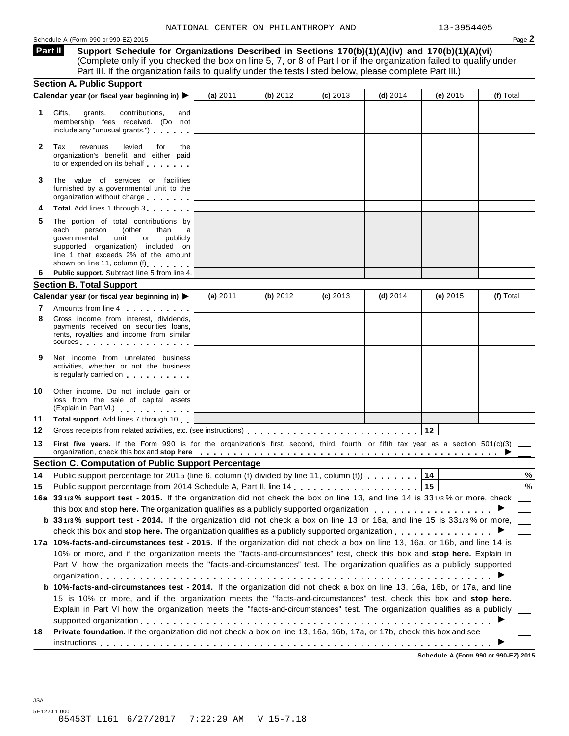NATIONAL CENTER ON PHILANTHROPY AND 13-3954405

Schedule A (Form 990 or 990-EZ) 2015

## Part II Support Schedule for Organizations Described in Sections 170(b)(1)(A)(iv) and 170(b)(1)(A)(vi)

(Complete only if you checked the box on line 5, 7, or 8 of Part I or if the organization failed to qualify under Part III. If the organization fails to qualify under the tests listed below, please complete Part III.)

### Section A. Public Support

| Calendar year (or fiscal year beginning in) ▶ | (a) 2011 | (b) 2012 | (c) 2013 | (d) 2014 | (e) 2015 | (f) Total |
|---|---|---|---|---|---|---|
| **1** Gifts, grants, contributions, and membership fees received. (Do not include any "unusual grants.") | | | | | | |
| **2** Tax revenues levied for the organization's benefit and either paid to or expended on its behalf | | | | | | |
| **3** The value of services or facilities furnished by a governmental unit to the organization without charge | | | | | | |
| **4** **Total.** Add lines 1 through 3 | | | | | | |
| **5** The portion of total contributions by each person (other than a governmental unit or publicly supported organization) included on line 1 that exceeds 2% of the amount shown on line 11, column (f) | | | | | | |
| **6** **Public support.** Subtract line 5 from line 4. | | | | | | |

### Section B. Total Support

| Calendar year (or fiscal year beginning in) ▶ | (a) 2011 | (b) 2012 | (c) 2013 | (d) 2014 | (e) 2015 | (f) Total |
|---|---|---|---|---|---|---|
| **7** Amounts from line 4 | | | | | | |
| **8** Gross income from interest, dividends, payments received on securities loans, rents, royalties and income from similar sources | | | | | | |
| **9** Net income from unrelated business activities, whether or not the business is regularly carried on | | | | | | |
| **10** Other income. Do not include gain or loss from the sale of capital assets (Explain in Part VI.) | | | | | | |
| **11** **Total support.** Add lines 7 through 10 | | | | | | |

**12** Gross receipts from related activities, etc. (see instructions) **12**

**13** **First five years.** If the Form 990 is for the organization's first, second, third, fourth, or fifth tax year as a section 501(c)(3) organization, check this box and **stop here** ▶ ☐

### Section C. Computation of Public Support Percentage

**14** Public support percentage for 2015 (line 6, column (f) divided by line 11, column (f)) **14** %

**15** Public support percentage from 2014 Schedule A, Part II, line 14 **15** %

**16a** **33 1/3 % support test - 2015.** If the organization did not check the box on line 13, and line 14 is 33 1/3 % or more, check this box and **stop here.** The organization qualifies as a publicly supported organization ▶ ☐

**b** **33 1/3 % support test - 2014.** If the organization did not check a box on line 13 or 16a, and line 15 is 33 1/3 % or more, check this box and **stop here.** The organization qualifies as a publicly supported organization ▶ ☐

**17a** **10%-facts-and-circumstances test - 2015.** If the organization did not check a box on line 13, 16a, or 16b, and line 14 is 10% or more, and if the organization meets the "facts-and-circumstances" test, check this box and **stop here.** Explain in Part VI how the organization meets the "facts-and-circumstances" test. The organization qualifies as a publicly supported organization ▶ ☐

**b** **10%-facts-and-circumstances test - 2014.** If the organization did not check a box on line 13, 16a, 16b, or 17a, and line 15 is 10% or more, and if the organization meets the "facts-and-circumstances" test, check this box and **stop here.** Explain in Part VI how the organization meets the "facts-and-circumstances" test. The organization qualifies as a publicly supported organization ▶ ☐

**18** **Private foundation.** If the organization did not check a box on line 13, 16a, 16b, 17a, or 17b, check this box and see instructions ▶ ☐

Schedule A (Form 990 or 990-EZ) 2015

JSA
5E1220 1.000
05453T L161 6/27/2017 7:22:29 AM V 15-7.18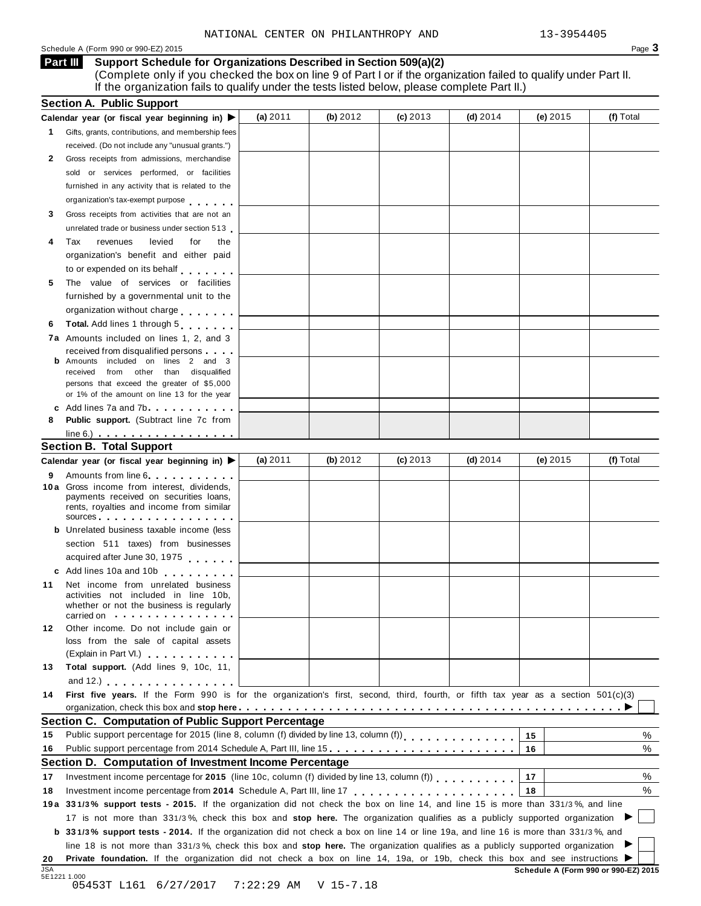NATIONAL CENTER ON PHILANTHROPY AND 13-3954405

Schedule A (Form 990 or 990-EZ) 2015

## Part III Support Schedule for Organizations Described in Section 509(a)(2)

(Complete only if you checked the box on line 9 of Part I or if the organization failed to qualify under Part II. If the organization fails to qualify under the tests listed below, please complete Part II.)

### Section A. Public Support

| Calendar year (or fiscal year beginning in) ▶ | (a) 2011 | (b) 2012 | (c) 2013 | (d) 2014 | (e) 2015 | (f) Total |
|---|---|---|---|---|---|---|
| **1** Gifts, grants, contributions, and membership fees received. (Do not include any "unusual grants.") | | | | | | |
| **2** Gross receipts from admissions, merchandise sold or services performed, or facilities furnished in any activity that is related to the organization's tax-exempt purpose | | | | | | |
| **3** Gross receipts from activities that are not an unrelated trade or business under section 513 | | | | | | |
| **4** Tax revenues levied for the organization's benefit and either paid to or expended on its behalf | | | | | | |
| **5** The value of services or facilities furnished by a governmental unit to the organization without charge | | | | | | |
| **6** **Total.** Add lines 1 through 5 | | | | | | |
| **7a** Amounts included on lines 1, 2, and 3 received from disqualified persons | | | | | | |
| **b** Amounts included on lines 2 and 3 received from other than disqualified persons that exceed the greater of $5,000 or 1% of the amount on line 13 for the year | | | | | | |
| **c** Add lines 7a and 7b | | | | | | |
| **8** **Public support.** (Subtract line 7c from line 6.) | | | | | | |

### Section B. Total Support

| Calendar year (or fiscal year beginning in) ▶ | (a) 2011 | (b) 2012 | (c) 2013 | (d) 2014 | (e) 2015 | (f) Total |
|---|---|---|---|---|---|---|
| **9** Amounts from line 6 | | | | | | |
| **10a** Gross income from interest, dividends, payments received on securities loans, rents, royalties and income from similar sources | | | | | | |
| **b** Unrelated business taxable income (less section 511 taxes) from businesses acquired after June 30, 1975 | | | | | | |
| **c** Add lines 10a and 10b | | | | | | |
| **11** Net income from unrelated business activities not included in line 10b, whether or not the business is regularly carried on | | | | | | |
| **12** Other income. Do not include gain or loss from the sale of capital assets (Explain in Part VI.) | | | | | | |
| **13** **Total support.** (Add lines 9, 10c, 11, and 12.) | | | | | | |

**14** **First five years.** If the Form 990 is for the organization's first, second, third, fourth, or fifth tax year as a section 501(c)(3) organization, check this box and **stop here** ▶ ☐

### Section C. Computation of Public Support Percentage

| | | | |
|---|---|---|---|
| **15** | Public support percentage for 2015 (line 8, column (f) divided by line 13, column (f)) | 15 | % |
| **16** | Public support percentage from 2014 Schedule A, Part III, line 15 | 16 | % |

### Section D. Computation of Investment Income Percentage

| | | | |
|---|---|---|---|
| **17** | Investment income percentage for **2015** (line 10c, column (f) divided by line 13, column (f)) | 17 | % |
| **18** | Investment income percentage from **2014** Schedule A, Part III, line 17 | 18 | % |

**19a** **33 1/3% support tests - 2015.** If the organization did not check the box on line 14, and line 15 is more than 33 1/3%, and line 17 is not more than 33 1/3%, check this box and **stop here.** The organization qualifies as a publicly supported organization ▶ ☐

**b** **33 1/3% support tests - 2014.** If the organization did not check a box on line 14 or line 19a, and line 16 is more than 33 1/3%, and line 18 is not more than 33 1/3%, check this box and **stop here.** The organization qualifies as a publicly supported organization ▶ ☐

**20** **Private foundation.** If the organization did not check a box on line 14, 19a, or 19b, check this box and see instructions ▶ ☐

JSA 5E1221 1.000

**Schedule A (Form 990 or 990-EZ) 2015**

05453T L161 6/27/2017 7:22:29 AM V 15-7.18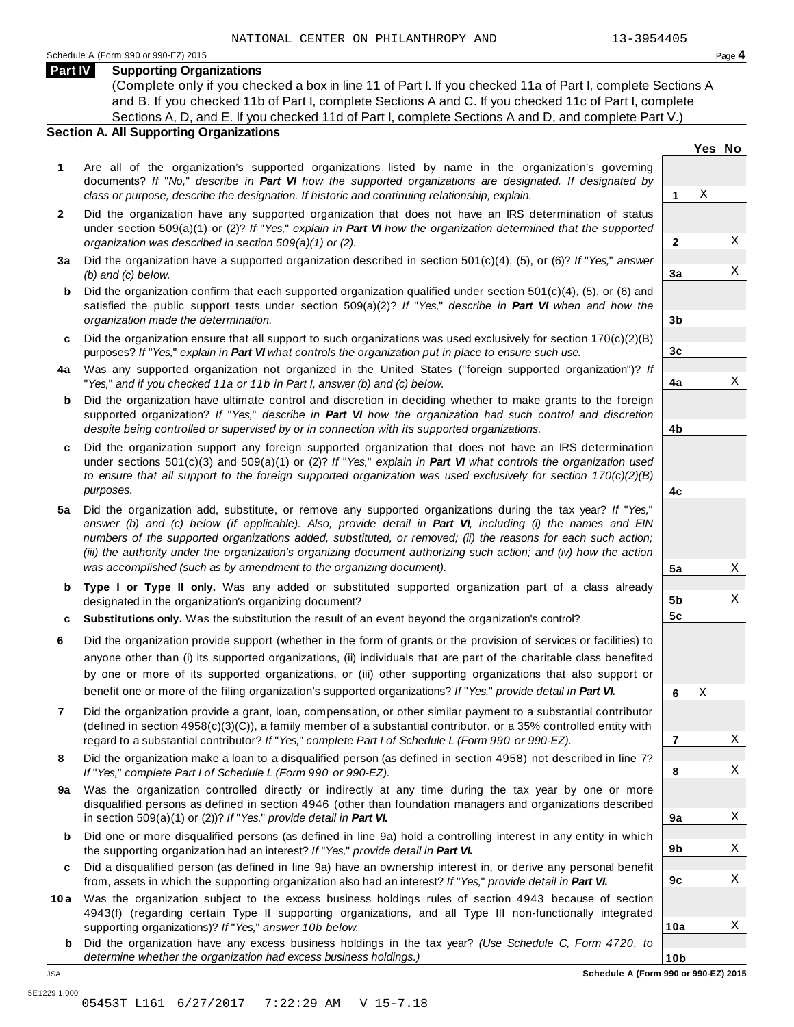NATIONAL CENTER ON PHILANTHROPY AND 13-3954405

Schedule A (Form 990 or 990-EZ) 2015

## Part IV Supporting Organizations

(Complete only if you checked a box in line 11 of Part I. If you checked 11a of Part I, complete Sections A and B. If you checked 11b of Part I, complete Sections A and C. If you checked 11c of Part I, complete Sections A, D, and E. If you checked 11d of Part I, complete Sections A and D, and complete Part V.)

### Section A. All Supporting Organizations

| | | Line | Yes | No |
|---|---|---|---|---|
| **1** | Are all of the organization's supported organizations listed by name in the organization's governing documents? *If "No," describe in **Part VI** how the supported organizations are designated. If designated by class or purpose, describe the designation. If historic and continuing relationship, explain.* | 1 | X | |
| **2** | Did the organization have any supported organization that does not have an IRS determination of status under section 509(a)(1) or (2)? *If "Yes," explain in **Part VI** how the organization determined that the supported organization was described in section 509(a)(1) or (2).* | 2 | | X |
| **3a** | Did the organization have a supported organization described in section 501(c)(4), (5), or (6)? *If "Yes," answer (b) and (c) below.* | 3a | | X |
| **b** | Did the organization confirm that each supported organization qualified under section 501(c)(4), (5), or (6) and satisfied the public support tests under section 509(a)(2)? *If "Yes," describe in **Part VI** when and how the organization made the determination.* | 3b | | |
| **c** | Did the organization ensure that all support to such organizations was used exclusively for section 170(c)(2)(B) purposes? *If "Yes," explain in **Part VI** what controls the organization put in place to ensure such use.* | 3c | | |
| **4a** | Was any supported organization not organized in the United States ("foreign supported organization")? *If "Yes," and if you checked 11a or 11b in Part I, answer (b) and (c) below.* | 4a | | X |
| **b** | Did the organization have ultimate control and discretion in deciding whether to make grants to the foreign supported organization? *If "Yes," describe in **Part VI** how the organization had such control and discretion despite being controlled or supervised by or in connection with its supported organizations.* | 4b | | |
| **c** | Did the organization support any foreign supported organization that does not have an IRS determination under sections 501(c)(3) and 509(a)(1) or (2)? *If "Yes," explain in **Part VI** what controls the organization used to ensure that all support to the foreign supported organization was used exclusively for section 170(c)(2)(B) purposes.* | 4c | | |
| **5a** | Did the organization add, substitute, or remove any supported organizations during the tax year? *If "Yes," answer (b) and (c) below (if applicable). Also, provide detail in **Part VI**, including (i) the names and EIN numbers of the supported organizations added, substituted, or removed; (ii) the reasons for each such action; (iii) the authority under the organization's organizing document authorizing such action; and (iv) how the action was accomplished (such as by amendment to the organizing document).* | 5a | | X |
| **b** | **Type I or Type II only.** Was any added or substituted supported organization part of a class already designated in the organization's organizing document? | 5b | | X |
| **c** | **Substitutions only.** Was the substitution the result of an event beyond the organization's control? | 5c | | |
| **6** | Did the organization provide support (whether in the form of grants or the provision of services or facilities) to anyone other than (i) its supported organizations, (ii) individuals that are part of the charitable class benefited by one or more of its supported organizations, or (iii) other supporting organizations that also support or benefit one or more of the filing organization's supported organizations? *If "Yes," provide detail in **Part VI.*** | 6 | X | |
| **7** | Did the organization provide a grant, loan, compensation, or other similar payment to a substantial contributor (defined in section 4958(c)(3)(C)), a family member of a substantial contributor, or a 35% controlled entity with regard to a substantial contributor? *If "Yes," complete Part I of Schedule L (Form 990 or 990-EZ).* | 7 | | X |
| **8** | Did the organization make a loan to a disqualified person (as defined in section 4958) not described in line 7? *If "Yes," complete Part I of Schedule L (Form 990 or 990-EZ).* | 8 | | X |
| **9a** | Was the organization controlled directly or indirectly at any time during the tax year by one or more disqualified persons as defined in section 4946 (other than foundation managers and organizations described in section 509(a)(1) or (2))? *If "Yes," provide detail in **Part VI.*** | 9a | | X |
| **b** | Did one or more disqualified persons (as defined in line 9a) hold a controlling interest in any entity in which the supporting organization had an interest? *If "Yes," provide detail in **Part VI.*** | 9b | | X |
| **c** | Did a disqualified person (as defined in line 9a) have an ownership interest in, or derive any personal benefit from, assets in which the supporting organization also had an interest? *If "Yes," provide detail in **Part VI.*** | 9c | | X |
| **10a** | Was the organization subject to the excess business holdings rules of section 4943 because of section 4943(f) (regarding certain Type II supporting organizations, and all Type III non-functionally integrated supporting organizations)? *If "Yes," answer 10b below.* | 10a | | X |
| **b** | Did the organization have any excess business holdings in the tax year? *(Use Schedule C, Form 4720, to determine whether the organization had excess business holdings.)* | 10b | | |

JSA

5E1229 1.000

**Schedule A (Form 990 or 990-EZ) 2015**

05453T L161 6/27/2017 7:22:29 AM V 15-7.18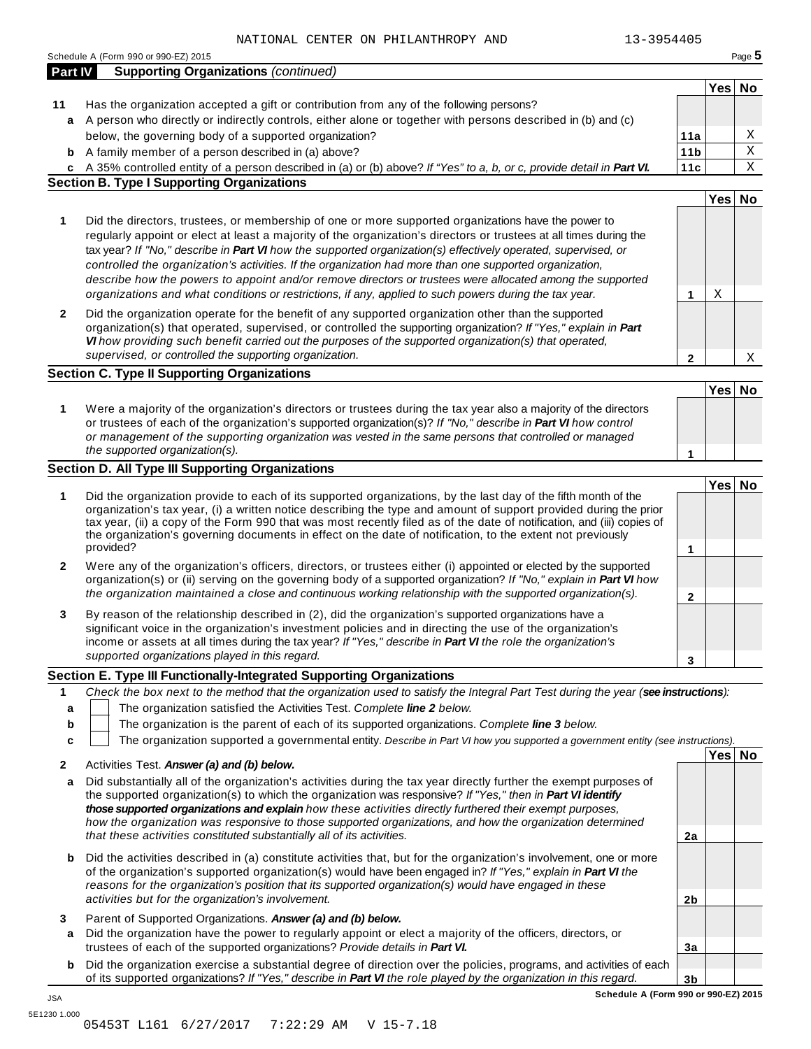NATIONAL CENTER ON PHILANTHROPY AND 13-3954405

Schedule A (Form 990 or 990-EZ) 2015

## Part IV Supporting Organizations *(continued)*

| | | | Yes | No |
|---|---|---|---|---|
| **11** | Has the organization accepted a gift or contribution from any of the following persons? | | | |
| **a** | A person who directly or indirectly controls, either alone or together with persons described in (b) and (c) below, the governing body of a supported organization? | 11a | | X |
| **b** | A family member of a person described in (a) above? | 11b | | X |
| **c** | A 35% controlled entity of a person described in (a) or (b) above? *If "Yes" to a, b, or c, provide detail in* ***Part VI.*** | 11c | | X |

### Section B. Type I Supporting Organizations

| | | | Yes | No |
|---|---|---|---|---|
| **1** | Did the directors, trustees, or membership of one or more supported organizations have the power to regularly appoint or elect at least a majority of the organization's directors or trustees at all times during the tax year? *If "No," describe in* ***Part VI*** *how the supported organization(s) effectively operated, supervised, or controlled the organization's activities. If the organization had more than one supported organization, describe how the powers to appoint and/or remove directors or trustees were allocated among the supported organizations and what conditions or restrictions, if any, applied to such powers during the tax year.* | 1 | X | |
| **2** | Did the organization operate for the benefit of any supported organization other than the supported organization(s) that operated, supervised, or controlled the supporting organization? *If "Yes," explain in* ***Part VI*** *how providing such benefit carried out the purposes of the supported organization(s) that operated, supervised, or controlled the supporting organization.* | 2 | | X |

### Section C. Type II Supporting Organizations

| | | | Yes | No |
|---|---|---|---|---|
| **1** | Were a majority of the organization's directors or trustees during the tax year also a majority of the directors or trustees of each of the organization's supported organization(s)? *If "No," describe in* ***Part VI*** *how control or management of the supporting organization was vested in the same persons that controlled or managed the supported organization(s).* | 1 | | |

### Section D. All Type III Supporting Organizations

| | | | Yes | No |
|---|---|---|---|---|
| **1** | Did the organization provide to each of its supported organizations, by the last day of the fifth month of the organization's tax year, (i) a written notice describing the type and amount of support provided during the prior tax year, (ii) a copy of the Form 990 that was most recently filed as of the date of notification, and (iii) copies of the organization's governing documents in effect on the date of notification, to the extent not previously provided? | 1 | | |
| **2** | Were any of the organization's officers, directors, or trustees either (i) appointed or elected by the supported organization(s) or (ii) serving on the governing body of a supported organization? *If "No," explain in* ***Part VI*** *how the organization maintained a close and continuous working relationship with the supported organization(s).* | 2 | | |
| **3** | By reason of the relationship described in (2), did the organization's supported organizations have a significant voice in the organization's investment policies and in directing the use of the organization's income or assets at all times during the tax year? *If "Yes," describe in* ***Part VI*** *the role the organization's supported organizations played in this regard.* | 3 | | |

### Section E. Type III Functionally-Integrated Supporting Organizations

**1** *Check the box next to the method that the organization used to satisfy the Integral Part Test during the year (****see instructions****):*

- **a** ☐ The organization satisfied the Activities Test. *Complete* ***line 2*** *below.*
- **b** ☐ The organization is the parent of each of its supported organizations. *Complete* ***line 3*** *below.*
- **c** ☐ The organization supported a governmental entity. *Describe in Part VI how you supported a government entity (see instructions).*

| | | | Yes | No |
|---|---|---|---|---|
| **2** | Activities Test. ***Answer (a) and (b) below.*** | | | |
| **a** | Did substantially all of the organization's activities during the tax year directly further the exempt purposes of the supported organization(s) to which the organization was responsive? *If "Yes," then in* ***Part VI identify those supported organizations and explain*** *how these activities directly furthered their exempt purposes, how the organization was responsive to those supported organizations, and how the organization determined that these activities constituted substantially all of its activities.* | 2a | | |
| **b** | Did the activities described in (a) constitute activities that, but for the organization's involvement, one or more of the organization's supported organization(s) would have been engaged in? *If "Yes," explain in* ***Part VI*** *the reasons for the organization's position that its supported organization(s) would have engaged in these activities but for the organization's involvement.* | 2b | | |
| **3** | Parent of Supported Organizations. ***Answer (a) and (b) below.*** | | | |
| **a** | Did the organization have the power to regularly appoint or elect a majority of the officers, directors, or trustees of each of the supported organizations? *Provide details in* ***Part VI.*** | 3a | | |
| **b** | Did the organization exercise a substantial degree of direction over the policies, programs, and activities of each of its supported organizations? *If "Yes," describe in* ***Part VI*** *the role played by the organization in this regard.* | 3b | | |

**Schedule A (Form 990 or 990-EZ) 2015**

JSA
5E1230 1.000
05453T L161 6/27/2017 7:22:29 AM V 15-7.18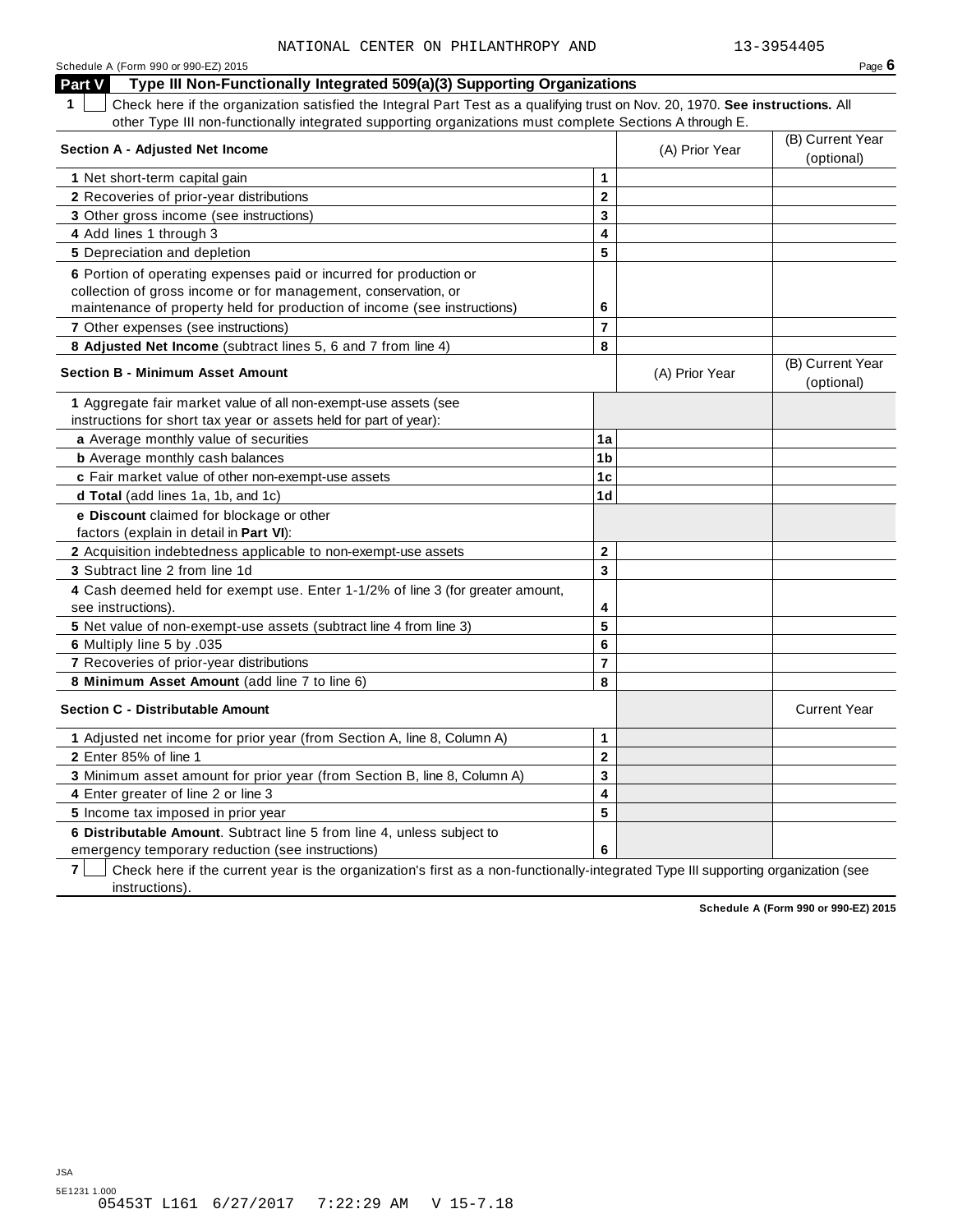NATIONAL CENTER ON PHILANTHROPY AND 13-3954405

## Part V Type III Non-Functionally Integrated 509(a)(3) Supporting Organizations

**1** ☐ Check here if the organization satisfied the Integral Part Test as a qualifying trust on Nov. 20, 1970. **See instructions.** All other Type III non-functionally integrated supporting organizations must complete Sections A through E.

| **Section A - Adjusted Net Income** | | (A) Prior Year | (B) Current Year (optional) |
|---|---|---|---|
| **1** Net short-term capital gain | 1 | | |
| **2** Recoveries of prior-year distributions | 2 | | |
| **3** Other gross income (see instructions) | 3 | | |
| **4** Add lines 1 through 3 | 4 | | |
| **5** Depreciation and depletion | 5 | | |
| **6** Portion of operating expenses paid or incurred for production or collection of gross income or for management, conservation, or maintenance of property held for production of income (see instructions) | 6 | | |
| **7** Other expenses (see instructions) | 7 | | |
| **8 Adjusted Net Income** (subtract lines 5, 6 and 7 from line 4) | 8 | | |

| **Section B - Minimum Asset Amount** | | (A) Prior Year | (B) Current Year (optional) |
|---|---|---|---|
| **1** Aggregate fair market value of all non-exempt-use assets (see instructions for short tax year or assets held for part of year): | | | |
| **a** Average monthly value of securities | 1a | | |
| **b** Average monthly cash balances | 1b | | |
| **c** Fair market value of other non-exempt-use assets | 1c | | |
| **d Total** (add lines 1a, 1b, and 1c) | 1d | | |
| **e Discount** claimed for blockage or other factors (explain in detail in **Part VI**): | | | |
| **2** Acquisition indebtedness applicable to non-exempt-use assets | 2 | | |
| **3** Subtract line 2 from line 1d | 3 | | |
| **4** Cash deemed held for exempt use. Enter 1-1/2% of line 3 (for greater amount, see instructions). | 4 | | |
| **5** Net value of non-exempt-use assets (subtract line 4 from line 3) | 5 | | |
| **6** Multiply line 5 by .035 | 6 | | |
| **7** Recoveries of prior-year distributions | 7 | | |
| **8 Minimum Asset Amount** (add line 7 to line 6) | 8 | | |

| **Section C - Distributable Amount** | | | Current Year |
|---|---|---|---|
| **1** Adjusted net income for prior year (from Section A, line 8, Column A) | 1 | | |
| **2** Enter 85% of line 1 | 2 | | |
| **3** Minimum asset amount for prior year (from Section B, line 8, Column A) | 3 | | |
| **4** Enter greater of line 2 or line 3 | 4 | | |
| **5** Income tax imposed in prior year | 5 | | |
| **6 Distributable Amount**. Subtract line 5 from line 4, unless subject to emergency temporary reduction (see instructions) | 6 | | |

**7** ☐ Check here if the current year is the organization's first as a non-functionally-integrated Type III supporting organization (see instructions).

**Schedule A (Form 990 or 990-EZ) 2015**

JSA
5E1231 1.000
05453T L161 6/27/2017 7:22:29 AM V 15-7.18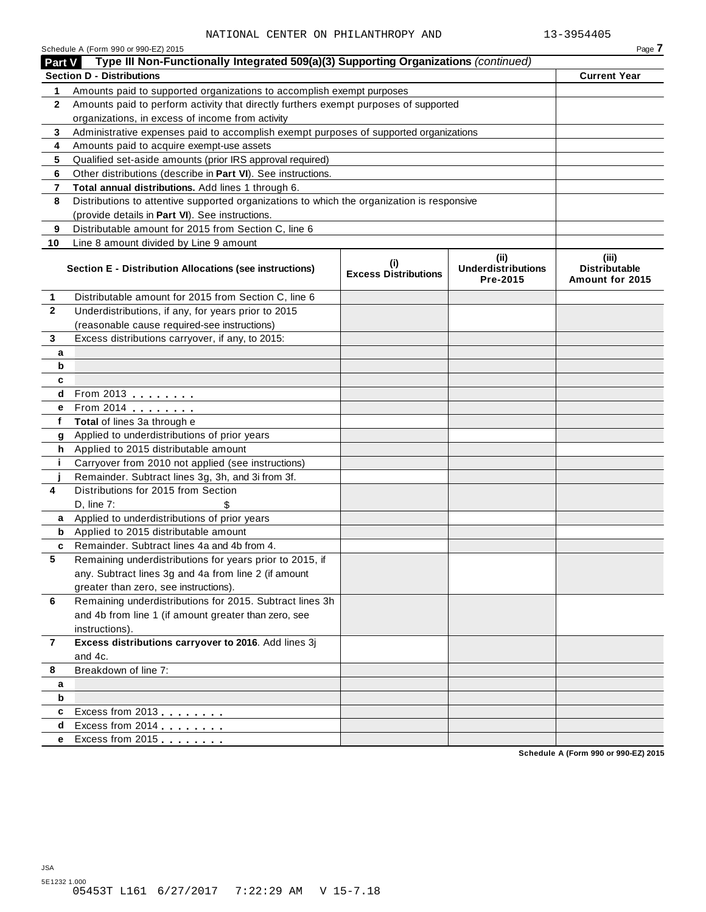NATIONAL CENTER ON PHILANTHROPY AND 13-3954405

Schedule A (Form 990 or 990-EZ) 2015

## Part V Type III Non-Functionally Integrated 509(a)(3) Supporting Organizations *(continued)*

| Section D - Distributions | | Current Year |
|---|---|---|
| 1 | Amounts paid to supported organizations to accomplish exempt purposes | |
| 2 | Amounts paid to perform activity that directly furthers exempt purposes of supported organizations, in excess of income from activity | |
| 3 | Administrative expenses paid to accomplish exempt purposes of supported organizations | |
| 4 | Amounts paid to acquire exempt-use assets | |
| 5 | Qualified set-aside amounts (prior IRS approval required) | |
| 6 | Other distributions (describe in **Part VI**). See instructions. | |
| 7 | **Total annual distributions.** Add lines 1 through 6. | |
| 8 | Distributions to attentive supported organizations to which the organization is responsive (provide details in **Part VI**). See instructions. | |
| 9 | Distributable amount for 2015 from Section C, line 6 | |
| 10 | Line 8 amount divided by Line 9 amount | |

| | Section E - Distribution Allocations (see instructions) | (i) Excess Distributions | (ii) Underdistributions Pre-2015 | (iii) Distributable Amount for 2015 |
|---|---|---|---|---|
| 1 | Distributable amount for 2015 from Section C, line 6 | | | |
| 2 | Underdistributions, if any, for years prior to 2015 (reasonable cause required-see instructions) | | | |
| 3 | Excess distributions carryover, if any, to 2015: | | | |
| a | | | | |
| b | | | | |
| c | | | | |
| d | From 2013 | | | |
| e | From 2014 | | | |
| f | **Total** of lines 3a through e | | | |
| g | Applied to underdistributions of prior years | | | |
| h | Applied to 2015 distributable amount | | | |
| i | Carryover from 2010 not applied (see instructions) | | | |
| j | Remainder. Subtract lines 3g, 3h, and 3i from 3f. | | | |
| 4 | Distributions for 2015 from Section D, line 7: $ | | | |
| a | Applied to underdistributions of prior years | | | |
| b | Applied to 2015 distributable amount | | | |
| c | Remainder. Subtract lines 4a and 4b from 4. | | | |
| 5 | Remaining underdistributions for years prior to 2015, if any. Subtract lines 3g and 4a from line 2 (if amount greater than zero, see instructions). | | | |
| 6 | Remaining underdistributions for 2015. Subtract lines 3h and 4b from line 1 (if amount greater than zero, see instructions). | | | |
| 7 | **Excess distributions carryover to 2016**. Add lines 3j and 4c. | | | |
| 8 | Breakdown of line 7: | | | |
| a | | | | |
| b | | | | |
| c | Excess from 2013 | | | |
| d | Excess from 2014 | | | |
| e | Excess from 2015 | | | |

Schedule A (Form 990 or 990-EZ) 2015

JSA
5E1232 1.000
05453T L161 6/27/2017 7:22:29 AM V 15-7.18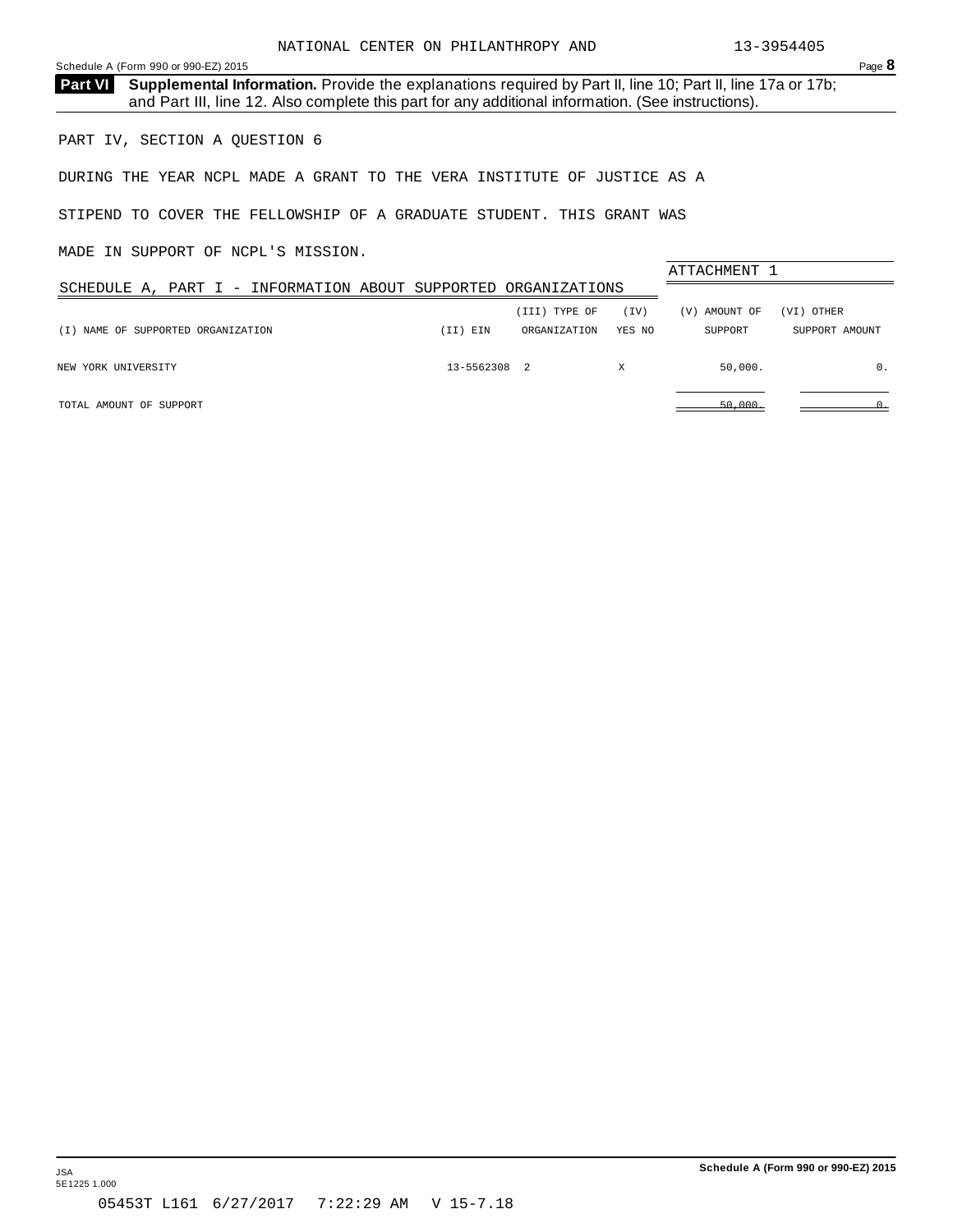**Part VI Supplemental Information.** Provide the explanations required by Part II, line 10; Part II, line 17a or 17b; and Part III, line 12. Also complete this part for any additional information. (See instructions).

PART IV, SECTION A QUESTION 6

DURING THE YEAR NCPL MADE A GRANT TO THE VERA INSTITUTE OF JUSTICE AS A STIPEND TO COVER THE FELLOWSHIP OF A GRADUATE STUDENT. THIS GRANT WAS MADE IN SUPPORT OF NCPL'S MISSION.

ATTACHMENT 1

SCHEDULE A, PART I - INFORMATION ABOUT SUPPORTED ORGANIZATIONS

| (I) NAME OF SUPPORTED ORGANIZATION | (II) EIN | (III) TYPE OF ORGANIZATION | (IV) YES | (IV) NO | (V) AMOUNT OF SUPPORT | (VI) OTHER SUPPORT AMOUNT |
|---|---|---|---|---|---|---|
| NEW YORK UNIVERSITY | 13-5562308 | 2 | | X | 50,000. | 0. |
| TOTAL AMOUNT OF SUPPORT | | | | | 50,000. | 0. |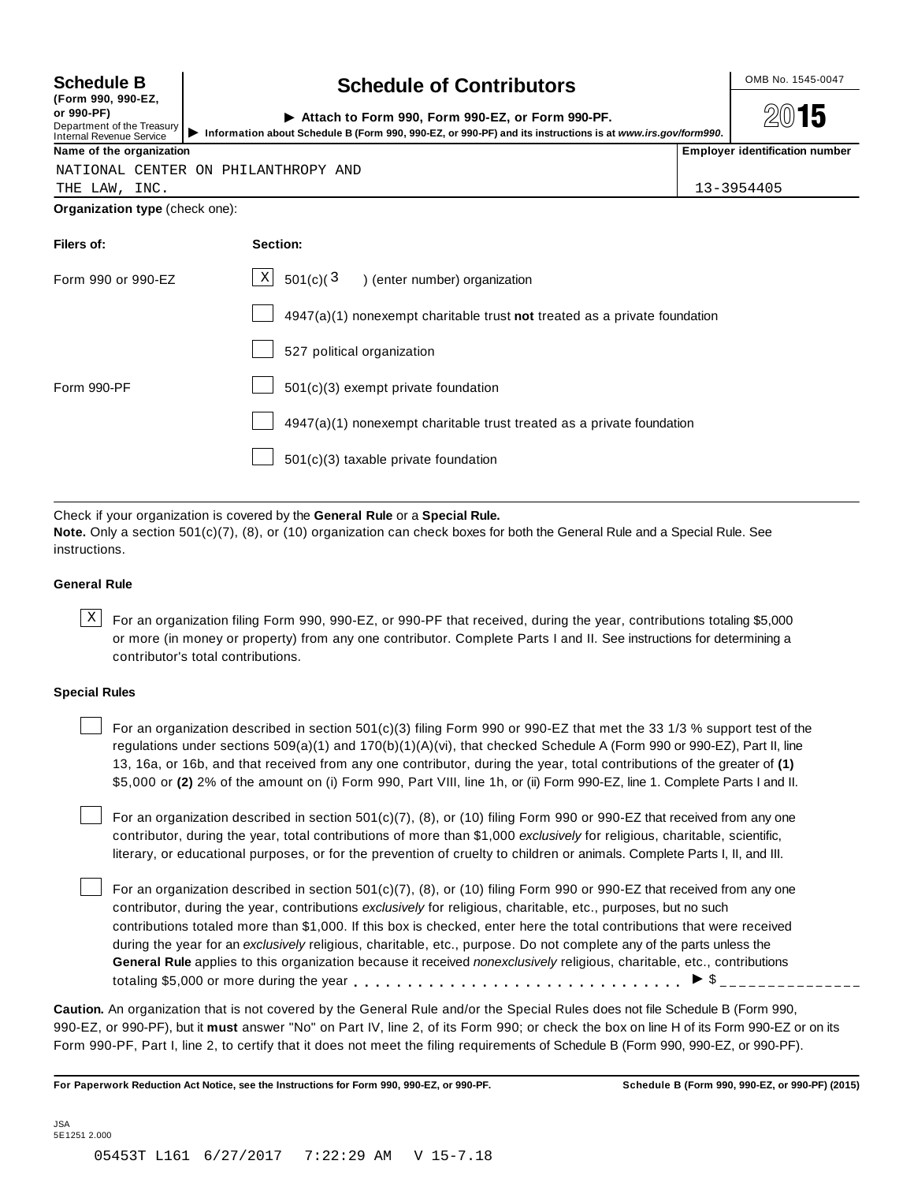**Schedule B**
**(Form 990, 990-EZ, or 990-PF)**
Department of the Treasury
Internal Revenue Service

# Schedule of Contributors

► **Attach to Form 990, Form 990-EZ, or Form 990-PF.**
► **Information about Schedule B (Form 990, 990-EZ, or 990-PF) and its instructions is at *www.irs.gov/form990*.**

OMB No. 1545-0047

**2015**

| **Name of the organization** | **Employer identification number** |
|---|---|
| NATIONAL CENTER ON PHILANTHROPY AND THE LAW, INC. | 13-3954405 |

**Organization type** (check one):

| **Filers of:** | **Section:** |
|---|---|
| Form 990 or 990-EZ | [X] 501(c)( 3 ) (enter number) organization |
| | [ ] 4947(a)(1) nonexempt charitable trust **not** treated as a private foundation |
| | [ ] 527 political organization |
| Form 990-PF | [ ] 501(c)(3) exempt private foundation |
| | [ ] 4947(a)(1) nonexempt charitable trust treated as a private foundation |
| | [ ] 501(c)(3) taxable private foundation |

Check if your organization is covered by the **General Rule** or a **Special Rule.**

**Note.** Only a section 501(c)(7), (8), or (10) organization can check boxes for both the General Rule and a Special Rule. See instructions.

### General Rule

[X] For an organization filing Form 990, 990-EZ, or 990-PF that received, during the year, contributions totaling $5,000 or more (in money or property) from any one contributor. Complete Parts I and II. See instructions for determining a contributor's total contributions.

### Special Rules

[ ] For an organization described in section 501(c)(3) filing Form 990 or 990-EZ that met the 33 1/3 % support test of the regulations under sections 509(a)(1) and 170(b)(1)(A)(vi), that checked Schedule A (Form 990 or 990-EZ), Part II, line 13, 16a, or 16b, and that received from any one contributor, during the year, total contributions of the greater of **(1)** $5,000 or **(2)** 2% of the amount on (i) Form 990, Part VIII, line 1h, or (ii) Form 990-EZ, line 1. Complete Parts I and II.

[ ] For an organization described in section 501(c)(7), (8), or (10) filing Form 990 or 990-EZ that received from any one contributor, during the year, total contributions of more than $1,000 *exclusively* for religious, charitable, scientific, literary, or educational purposes, or for the prevention of cruelty to children or animals. Complete Parts I, II, and III.

[ ] For an organization described in section 501(c)(7), (8), or (10) filing Form 990 or 990-EZ that received from any one contributor, during the year, contributions *exclusively* for religious, charitable, etc., purposes, but no such contributions totaled more than $1,000. If this box is checked, enter here the total contributions that were received during the year for an *exclusively* religious, charitable, etc., purpose. Do not complete any of the parts unless the **General Rule** applies to this organization because it received *nonexclusively* religious, charitable, etc., contributions totaling $5,000 or more during the year . . . . . . . . . . . . . . . . . . . . . . . . . . . . . ► $ _______________

**Caution.** An organization that is not covered by the General Rule and/or the Special Rules does not file Schedule B (Form 990, 990-EZ, or 990-PF), but it **must** answer "No" on Part IV, line 2, of its Form 990; or check the box on line H of its Form 990-EZ or on its Form 990-PF, Part I, line 2, to certify that it does not meet the filing requirements of Schedule B (Form 990, 990-EZ, or 990-PF).

**For Paperwork Reduction Act Notice, see the Instructions for Form 990, 990-EZ, or 990-PF.** **Schedule B (Form 990, 990-EZ, or 990-PF) (2015)**

JSA
5E1251 2.000

05453T L161 6/27/2017 7:22:29 AM V 15-7.18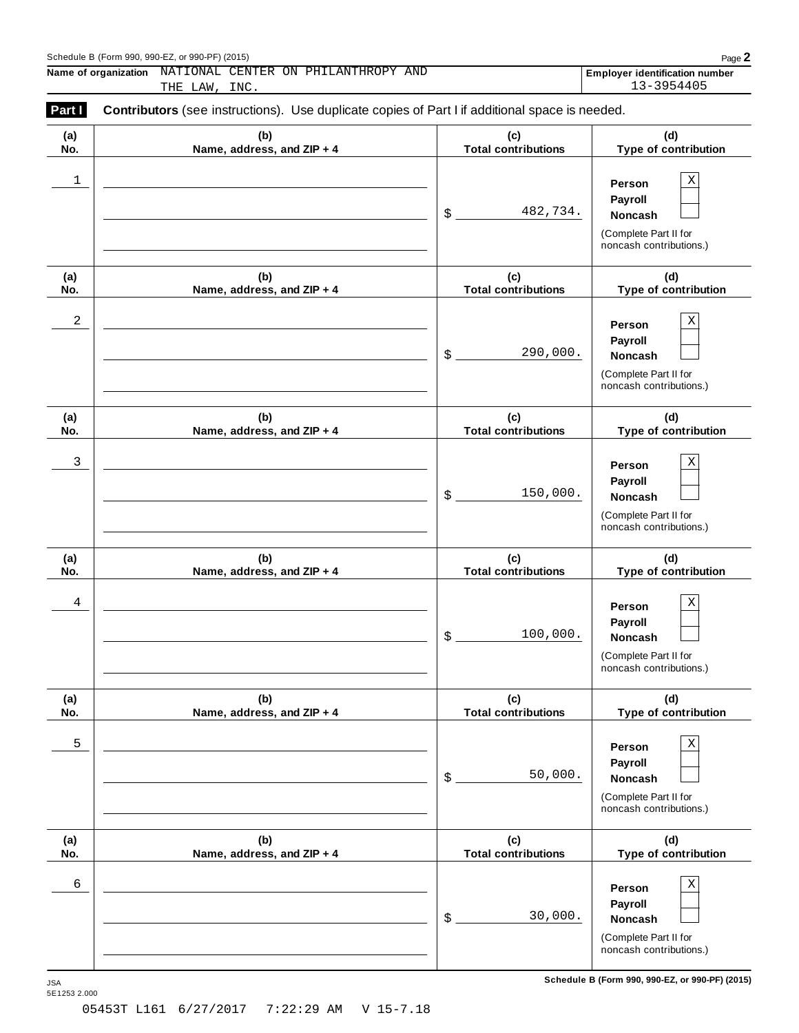Schedule B (Form 990, 990-EZ, or 990-PF) (2015)

**Name of organization** NATIONAL CENTER ON PHILANTHROPY AND THE LAW, INC.

**Employer identification number** 13-3954405

**Part I** **Contributors** (see instructions). Use duplicate copies of Part I if additional space is needed.

| (a) No. | (b) Name, address, and ZIP + 4 | (c) Total contributions | (d) Type of contribution |
|---|---|---|---|
| 1 | | $ 482,734. | Person X<br>Payroll<br>Noncash<br>(Complete Part II for noncash contributions.) |
| 2 | | $ 290,000. | Person X<br>Payroll<br>Noncash<br>(Complete Part II for noncash contributions.) |
| 3 | | $ 150,000. | Person X<br>Payroll<br>Noncash<br>(Complete Part II for noncash contributions.) |
| 4 | | $ 100,000. | Person X<br>Payroll<br>Noncash<br>(Complete Part II for noncash contributions.) |
| 5 | | $ 50,000. | Person X<br>Payroll<br>Noncash<br>(Complete Part II for noncash contributions.) |
| 6 | | $ 30,000. | Person X<br>Payroll<br>Noncash<br>(Complete Part II for noncash contributions.) |

JSA
5E1253 2.000

Schedule B (Form 990, 990-EZ, or 990-PF) (2015)

05453T L161 6/27/2017 7:22:29 AM V 15-7.18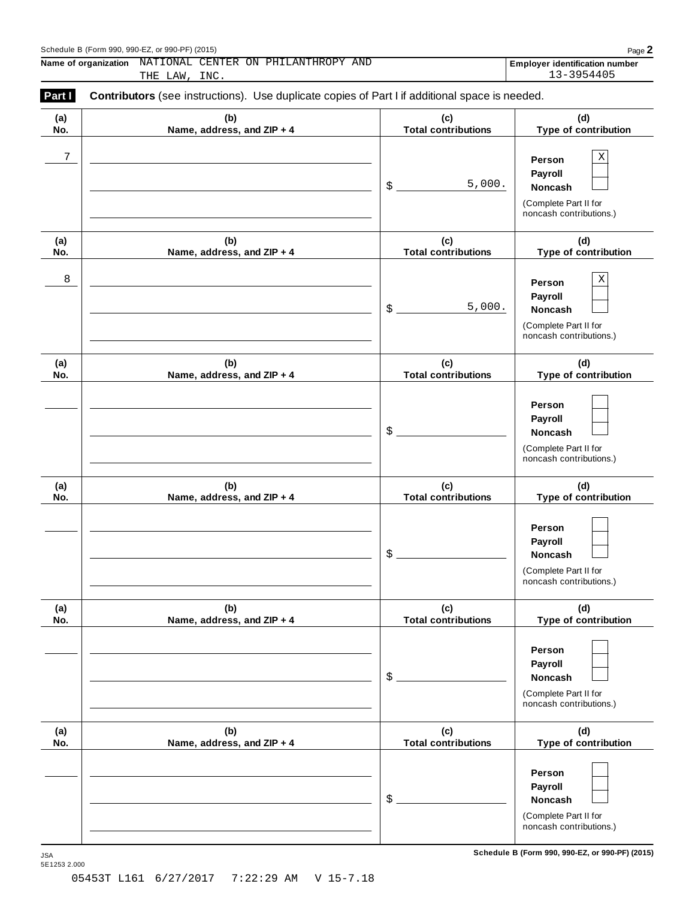Schedule B (Form 990, 990-EZ, or 990-PF) (2015)

**Name of organization** NATIONAL CENTER ON PHILANTHROPY AND THE LAW, INC.

**Employer identification number** 13-3954405

**Part I** **Contributors** (see instructions). Use duplicate copies of Part I if additional space is needed.

| (a) No. | (b) Name, address, and ZIP + 4 | (c) Total contributions | (d) Type of contribution |
|---|---|---|---|
| 7 | | $ 5,000. | Person [X] Payroll [ ] Noncash [ ] (Complete Part II for noncash contributions.) |
| 8 | | $ 5,000. | Person [X] Payroll [ ] Noncash [ ] (Complete Part II for noncash contributions.) |
| | | $ | Person [ ] Payroll [ ] Noncash [ ] (Complete Part II for noncash contributions.) |
| | | $ | Person [ ] Payroll [ ] Noncash [ ] (Complete Part II for noncash contributions.) |
| | | $ | Person [ ] Payroll [ ] Noncash [ ] (Complete Part II for noncash contributions.) |
| | | $ | Person [ ] Payroll [ ] Noncash [ ] (Complete Part II for noncash contributions.) |

JSA 5E1253 2.000

Schedule B (Form 990, 990-EZ, or 990-PF) (2015)

05453T L161 6/27/2017 7:22:29 AM V 15-7.18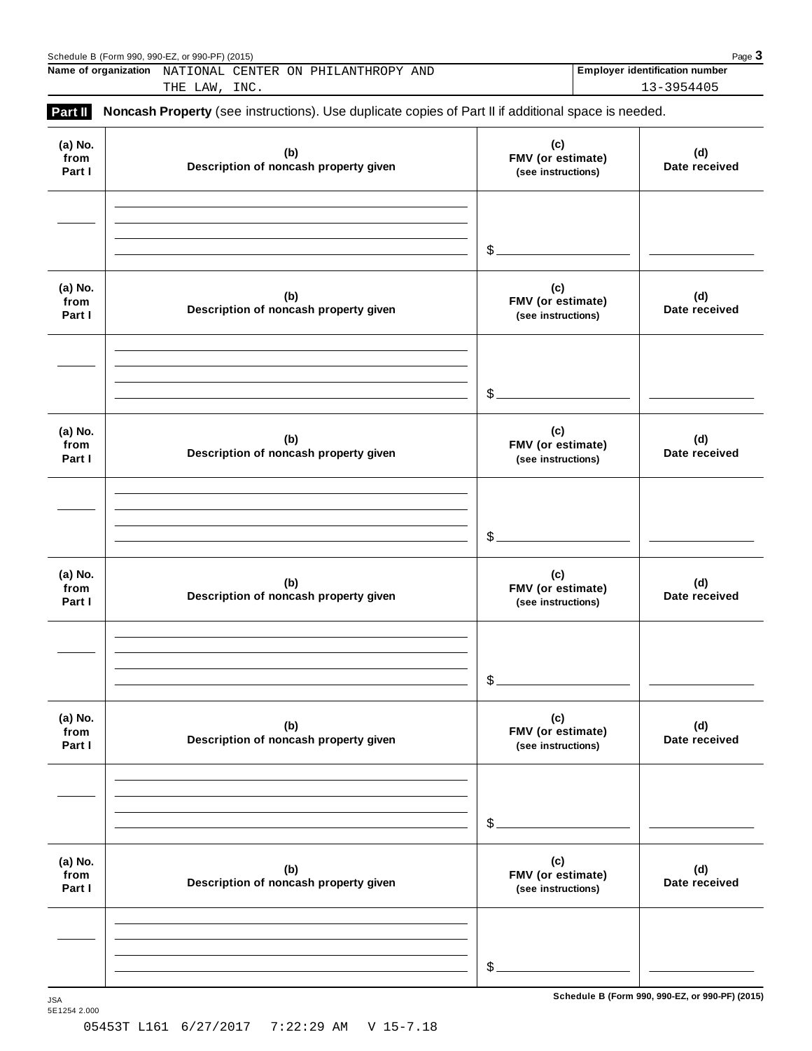Name of organization: NATIONAL CENTER ON PHILANTHROPY AND THE LAW, INC.

Employer identification number: 13-3954405

**Part II** **Noncash Property** (see instructions). Use duplicate copies of Part II if additional space is needed.

| (a) No. from Part I | (b) Description of noncash property given | (c) FMV (or estimate) (see instructions) | (d) Date received |
|---|---|---|---|
| | | $ | |

| (a) No. from Part I | (b) Description of noncash property given | (c) FMV (or estimate) (see instructions) | (d) Date received |
|---|---|---|---|
| | | $ | |

| (a) No. from Part I | (b) Description of noncash property given | (c) FMV (or estimate) (see instructions) | (d) Date received |
|---|---|---|---|
| | | $ | |

| (a) No. from Part I | (b) Description of noncash property given | (c) FMV (or estimate) (see instructions) | (d) Date received |
|---|---|---|---|
| | | $ | |

| (a) No. from Part I | (b) Description of noncash property given | (c) FMV (or estimate) (see instructions) | (d) Date received |
|---|---|---|---|
| | | $ | |

| (a) No. from Part I | (b) Description of noncash property given | (c) FMV (or estimate) (see instructions) | (d) Date received |
|---|---|---|---|
| | | $ | |

JSA
5E1254 2.000

05453T L161 6/27/2017 7:22:29 AM V 15-7.18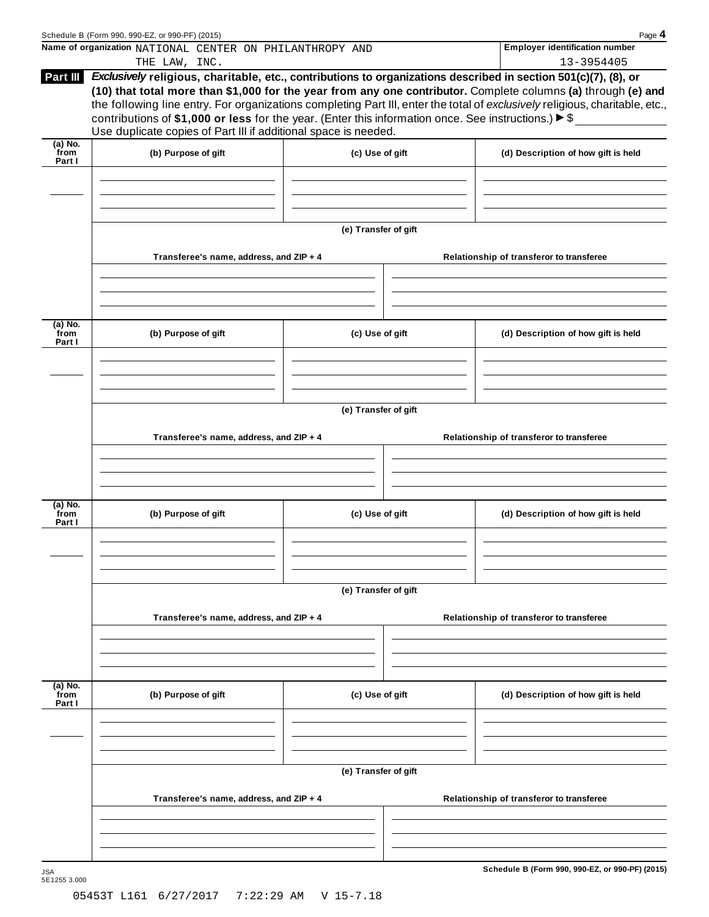Name of organization NATIONAL CENTER ON PHILANTHROPY AND THE LAW, INC.

**Employer identification number** 13-3954405

**Part III** ***Exclusively*** **religious, charitable, etc., contributions to organizations described in section 501(c)(7), (8), or (10) that total more than $1,000 for the year from any one contributor.** Complete columns **(a)** through **(e)** and the following line entry. For organizations completing Part III, enter the total of *exclusively* religious, charitable, etc., contributions of **$1,000 or less** for the year. (Enter this information once. See instructions.) ▶ $

Use duplicate copies of Part III if additional space is needed.

| (a) No. from Part I | (b) Purpose of gift | (c) Use of gift | (d) Description of how gift is held |
|---|---|---|---|
| | | | |

**(e) Transfer of gift**

| Transferee's name, address, and ZIP + 4 | Relationship of transferor to transferee |
|---|---|
| | |

| (a) No. from Part I | (b) Purpose of gift | (c) Use of gift | (d) Description of how gift is held |
|---|---|---|---|
| | | | |

**(e) Transfer of gift**

| Transferee's name, address, and ZIP + 4 | Relationship of transferor to transferee |
|---|---|
| | |

| (a) No. from Part I | (b) Purpose of gift | (c) Use of gift | (d) Description of how gift is held |
|---|---|---|---|
| | | | |

**(e) Transfer of gift**

| Transferee's name, address, and ZIP + 4 | Relationship of transferor to transferee |
|---|---|
| | |

| (a) No. from Part I | (b) Purpose of gift | (c) Use of gift | (d) Description of how gift is held |
|---|---|---|---|
| | | | |

**(e) Transfer of gift**

| Transferee's name, address, and ZIP + 4 | Relationship of transferor to transferee |
|---|---|
| | |

JSA
5E1255 3.000

05453T L161 6/27/2017 7:22:29 AM V 15-7.18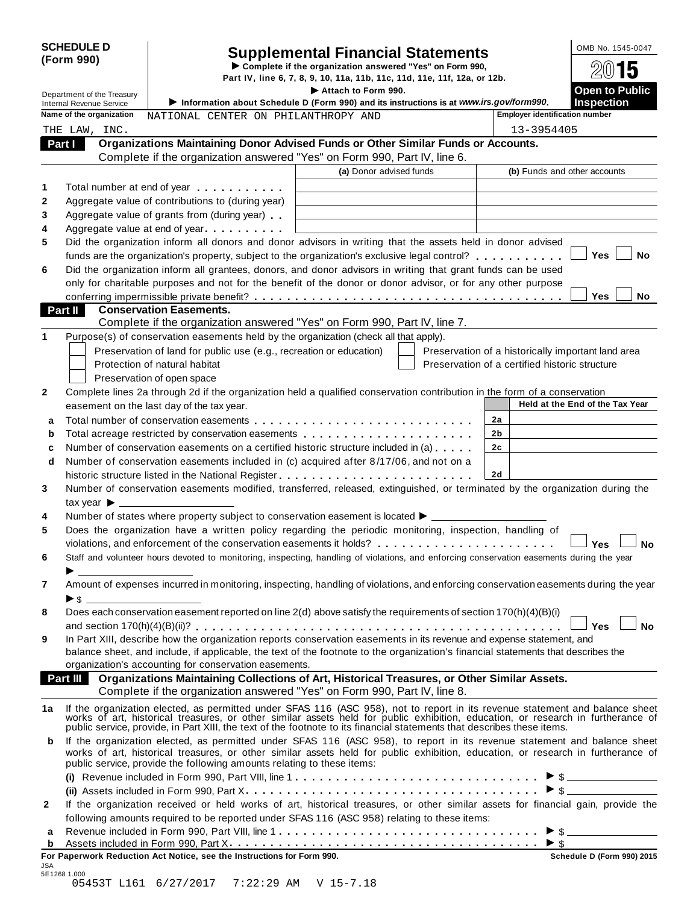**SCHEDULE D (Form 990)**

# Supplemental Financial Statements

▶ Complete if the organization answered "Yes" on Form 990, Part IV, line 6, 7, 8, 9, 10, 11a, 11b, 11c, 11d, 11e, 11f, 12a, or 12b.

▶ Attach to Form 990.

▶ Information about Schedule D (Form 990) and its instructions is at *www.irs.gov/form990*.

OMB No. 1545-0047

2015

**Open to Public Inspection**

Department of the Treasury
Internal Revenue Service

**Name of the organization:** NATIONAL CENTER ON PHILANTHROPY AND THE LAW, INC.

**Employer identification number:** 13-3954405

## Part I Organizations Maintaining Donor Advised Funds or Other Similar Funds or Accounts.

Complete if the organization answered "Yes" on Form 990, Part IV, line 6.

| | | (a) Donor advised funds | (b) Funds and other accounts |
|---|---|---|---|
| 1 | Total number at end of year | | |
| 2 | Aggregate value of contributions to (during year) | | |
| 3 | Aggregate value of grants from (during year) | | |
| 4 | Aggregate value at end of year | | |

5 Did the organization inform all donors and donor advisors in writing that the assets held in donor advised funds are the organization's property, subject to the organization's exclusive legal control? ☐ Yes ☐ No

6 Did the organization inform all grantees, donors, and donor advisors in writing that grant funds can be used only for charitable purposes and not for the benefit of the donor or donor advisor, or for any other purpose conferring impermissible private benefit? ☐ Yes ☐ No

## Part II Conservation Easements.

Complete if the organization answered "Yes" on Form 990, Part IV, line 7.

1 Purpose(s) of conservation easements held by the organization (check all that apply).

- ☐ Preservation of land for public use (e.g., recreation or education)
- ☐ Protection of natural habitat
- ☐ Preservation of open space
- ☐ Preservation of a historically important land area
- ☐ Preservation of a certified historic structure

2 Complete lines 2a through 2d if the organization held a qualified conservation contribution in the form of a conservation easement on the last day of the tax year.

| | | | Held at the End of the Tax Year |
|---|---|---|---|
| a | Total number of conservation easements | 2a | |
| b | Total acreage restricted by conservation easements | 2b | |
| c | Number of conservation easements on a certified historic structure included in (a) | 2c | |
| d | Number of conservation easements included in (c) acquired after 8/17/06, and not on a historic structure listed in the National Register | 2d | |

3 Number of conservation easements modified, transferred, released, extinguished, or terminated by the organization during the tax year ▶ ______

4 Number of states where property subject to conservation easement is located ▶ ______

5 Does the organization have a written policy regarding the periodic monitoring, inspection, handling of violations, and enforcement of the conservation easements it holds? ☐ Yes ☐ No

6 Staff and volunteer hours devoted to monitoring, inspecting, handling of violations, and enforcing conservation easements during the year ▶ ______

7 Amount of expenses incurred in monitoring, inspecting, handling of violations, and enforcing conservation easements during the year ▶ $ ______

8 Does each conservation easement reported on line 2(d) above satisfy the requirements of section 170(h)(4)(B)(i) and section 170(h)(4)(B)(ii)? ☐ Yes ☐ No

9 In Part XIII, describe how the organization reports conservation easements in its revenue and expense statement, and balance sheet, and include, if applicable, the text of the footnote to the organization's financial statements that describes the organization's accounting for conservation easements.

## Part III Organizations Maintaining Collections of Art, Historical Treasures, or Other Similar Assets.

Complete if the organization answered "Yes" on Form 990, Part IV, line 8.

1a If the organization elected, as permitted under SFAS 116 (ASC 958), not to report in its revenue statement and balance sheet works of art, historical treasures, or other similar assets held for public exhibition, education, or research in furtherance of public service, provide, in Part XIII, the text of the footnote to its financial statements that describes these items.

b If the organization elected, as permitted under SFAS 116 (ASC 958), to report in its revenue statement and balance sheet works of art, historical treasures, or other similar assets held for public exhibition, education, or research in furtherance of public service, provide the following amounts relating to these items:

(i) Revenue included in Form 990, Part VIII, line 1 ▶ $ ______

(ii) Assets included in Form 990, Part X ▶ $ ______

2 If the organization received or held works of art, historical treasures, or other similar assets for financial gain, provide the following amounts required to be reported under SFAS 116 (ASC 958) relating to these items:

a Revenue included in Form 990, Part VIII, line 1 ▶ $ ______

b Assets included in Form 990, Part X ▶ $ ______

**For Paperwork Reduction Act Notice, see the Instructions for Form 990.** **Schedule D (Form 990) 2015**

JSA
5E1268 1.000
05453T L161 6/27/2017 7:22:29 AM V 15-7.18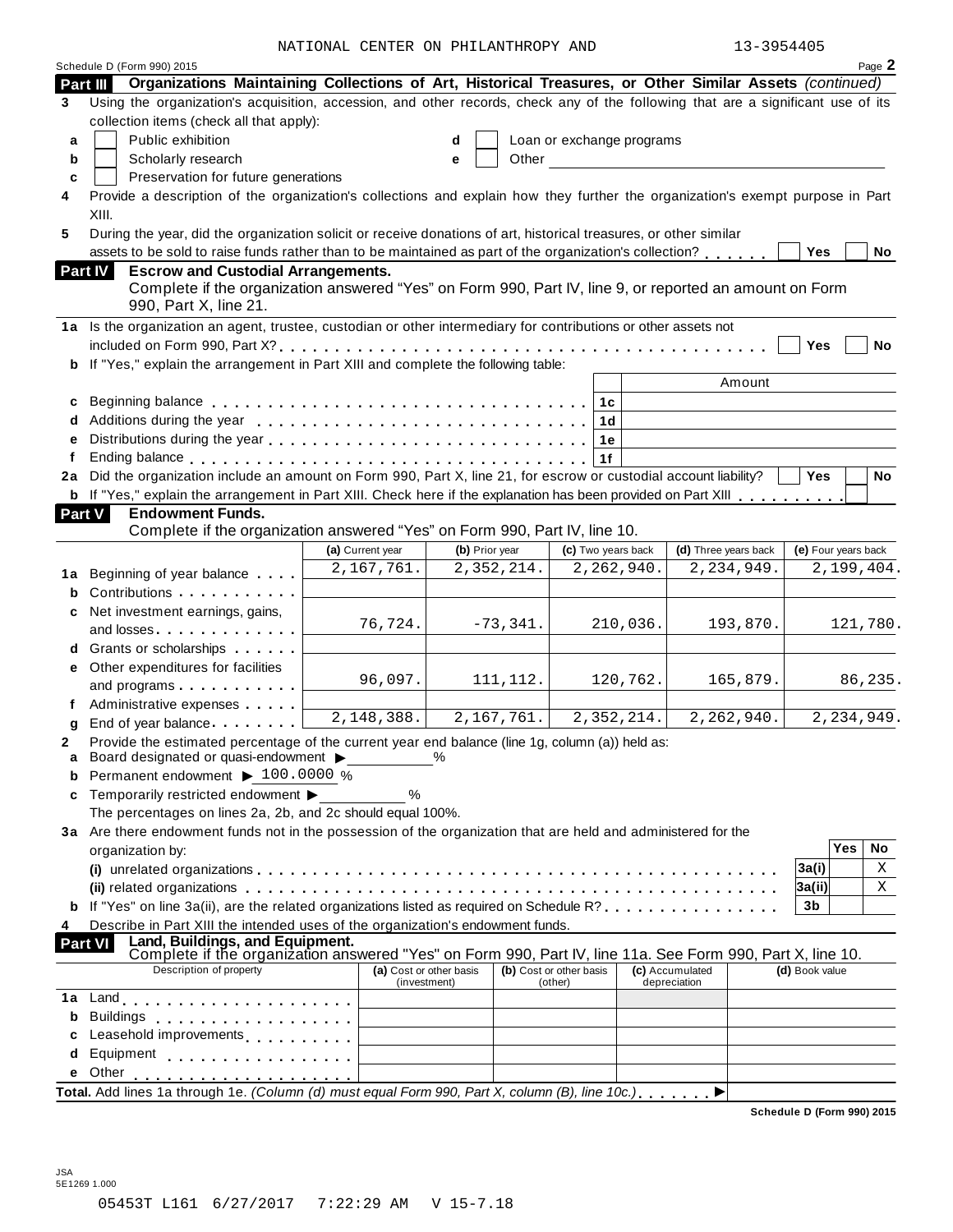NATIONAL CENTER ON PHILANTHROPY AND 13-3954405

Schedule D (Form 990) 2015 Page 2

**Part III Organizations Maintaining Collections of Art, Historical Treasures, or Other Similar Assets** *(continued)*

**3** Using the organization's acquisition, accession, and other records, check any of the following that are a significant use of its collection items (check all that apply):

- **a** ☐ Public exhibition
- **b** ☐ Scholarly research
- **c** ☐ Preservation for future generations
- **d** ☐ Loan or exchange programs
- **e** ☐ Other

**4** Provide a description of the organization's collections and explain how they further the organization's exempt purpose in Part XIII.

**5** During the year, did the organization solicit or receive donations of art, historical treasures, or other similar assets to be sold to raise funds rather than to be maintained as part of the organization's collection? ☐ Yes ☐ No

**Part IV Escrow and Custodial Arrangements.**
Complete if the organization answered "Yes" on Form 990, Part IV, line 9, or reported an amount on Form 990, Part X, line 21.

**1a** Is the organization an agent, trustee, custodian or other intermediary for contributions or other assets not included on Form 990, Part X? ☐ Yes ☐ No

**b** If "Yes," explain the arrangement in Part XIII and complete the following table:

| | | | Amount |
|---|---|---|---|
| c | Beginning balance | 1c | |
| d | Additions during the year | 1d | |
| e | Distributions during the year | 1e | |
| f | Ending balance | 1f | |

**2a** Did the organization include an amount on Form 990, Part X, line 21, for escrow or custodial account liability? ☐ Yes ☐ No

**b** If "Yes," explain the arrangement in Part XIII. Check here if the explanation has been provided on Part XIII ☐

**Part V Endowment Funds.**
Complete if the organization answered "Yes" on Form 990, Part IV, line 10.

| | | (a) Current year | (b) Prior year | (c) Two years back | (d) Three years back | (e) Four years back |
|---|---|---|---|---|---|---|
| 1a | Beginning of year balance | 2,167,761. | 2,352,214. | 2,262,940. | 2,234,949. | 2,199,404. |
| b | Contributions | | | | | |
| c | Net investment earnings, gains, and losses | 76,724. | -73,341. | 210,036. | 193,870. | 121,780. |
| d | Grants or scholarships | | | | | |
| e | Other expenditures for facilities and programs | 96,097. | 111,112. | 120,762. | 165,879. | 86,235. |
| f | Administrative expenses | | | | | |
| g | End of year balance | 2,148,388. | 2,167,761. | 2,352,214. | 2,262,940. | 2,234,949. |

**2** Provide the estimated percentage of the current year end balance (line 1g, column (a)) held as:

- **a** Board designated or quasi-endowment ▶ ______ %
- **b** Permanent endowment ▶ 100.0000 %
- **c** Temporarily restricted endowment ▶ ______ %

The percentages on lines 2a, 2b, and 2c should equal 100%.

**3a** Are there endowment funds not in the possession of the organization that are held and administered for the organization by:

| | | | Yes | No |
|---|---|---|---|---|
| (i) | unrelated organizations | 3a(i) | | X |
| (ii) | related organizations | 3a(ii) | | X |
| b | If "Yes" on line 3a(ii), are the related organizations listed as required on Schedule R? | 3b | | |

**4** Describe in Part XIII the intended uses of the organization's endowment funds.

**Part VI Land, Buildings, and Equipment.**
Complete if the organization answered "Yes" on Form 990, Part IV, line 11a. See Form 990, Part X, line 10.

| Description of property | (a) Cost or other basis (investment) | (b) Cost or other basis (other) | (c) Accumulated depreciation | (d) Book value |
|---|---|---|---|---|
| 1a Land | | | | |
| b Buildings | | | | |
| c Leasehold improvements | | | | |
| d Equipment | | | | |
| e Other | | | | |

**Total.** Add lines 1a through 1e. *(Column (d) must equal Form 990, Part X, column (B), line 10c.)* ▶

**Schedule D (Form 990) 2015**

JSA
5E1269 1.000

05453T L161 6/27/2017 7:22:29 AM V 15-7.18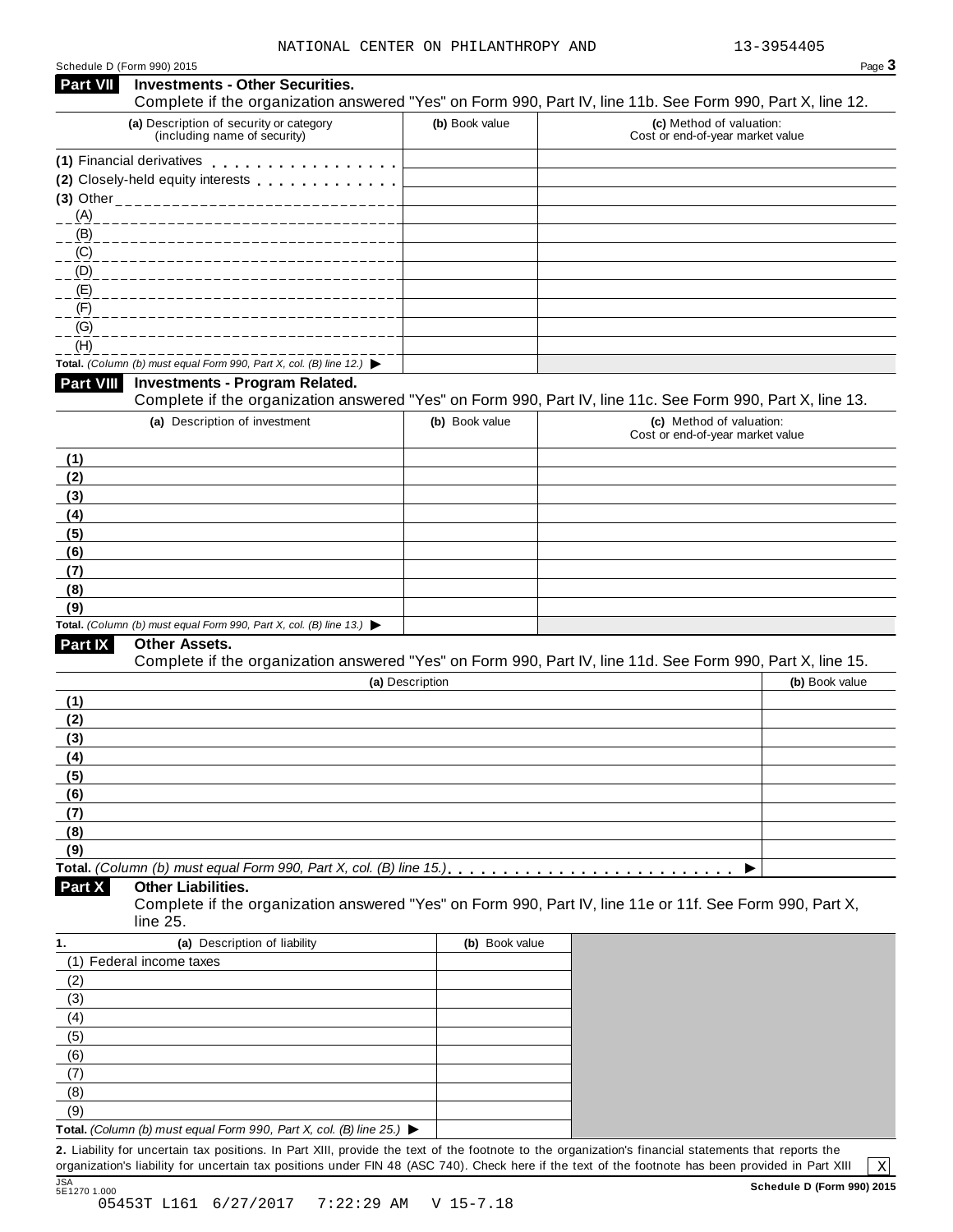NATIONAL CENTER ON PHILANTHROPY AND 13-3954405

Schedule D (Form 990) 2015

## Part VII Investments - Other Securities.

Complete if the organization answered "Yes" on Form 990, Part IV, line 11b. See Form 990, Part X, line 12.

| (a) Description of security or category (including name of security) | (b) Book value | (c) Method of valuation: Cost or end-of-year market value |
|---|---|---|
| (1) Financial derivatives | | |
| (2) Closely-held equity interests | | |
| (3) Other | | |
| (A) | | |
| (B) | | |
| (C) | | |
| (D) | | |
| (E) | | |
| (F) | | |
| (G) | | |
| (H) | | |
| **Total.** *(Column (b) must equal Form 990, Part X, col. (B) line 12.)* ▶ | | |

## Part VIII Investments - Program Related.

Complete if the organization answered "Yes" on Form 990, Part IV, line 11c. See Form 990, Part X, line 13.

| (a) Description of investment | (b) Book value | (c) Method of valuation: Cost or end-of-year market value |
|---|---|---|
| (1) | | |
| (2) | | |
| (3) | | |
| (4) | | |
| (5) | | |
| (6) | | |
| (7) | | |
| (8) | | |
| (9) | | |
| **Total.** *(Column (b) must equal Form 990, Part X, col. (B) line 13.)* ▶ | | |

## Part IX Other Assets.

Complete if the organization answered "Yes" on Form 990, Part IV, line 11d. See Form 990, Part X, line 15.

| (a) Description | (b) Book value |
|---|---|
| (1) | |
| (2) | |
| (3) | |
| (4) | |
| (5) | |
| (6) | |
| (7) | |
| (8) | |
| (9) | |
| **Total.** *(Column (b) must equal Form 990, Part X, col. (B) line 15.)* ▶ | |

## Part X Other Liabilities.

Complete if the organization answered "Yes" on Form 990, Part IV, line 11e or 11f. See Form 990, Part X, line 25.

| 1. (a) Description of liability | (b) Book value |
|---|---|
| (1) Federal income taxes | |
| (2) | |
| (3) | |
| (4) | |
| (5) | |
| (6) | |
| (7) | |
| (8) | |
| (9) | |
| **Total.** *(Column (b) must equal Form 990, Part X, col. (B) line 25.)* ▶ | |

**2.** Liability for uncertain tax positions. In Part XIII, provide the text of the footnote to the organization's financial statements that reports the organization's liability for uncertain tax positions under FIN 48 (ASC 740). Check here if the text of the footnote has been provided in Part XIII [X]

JSA 5E1270 1.000

Schedule D (Form 990) 2015

05453T L161 6/27/2017 7:22:29 AM V 15-7.18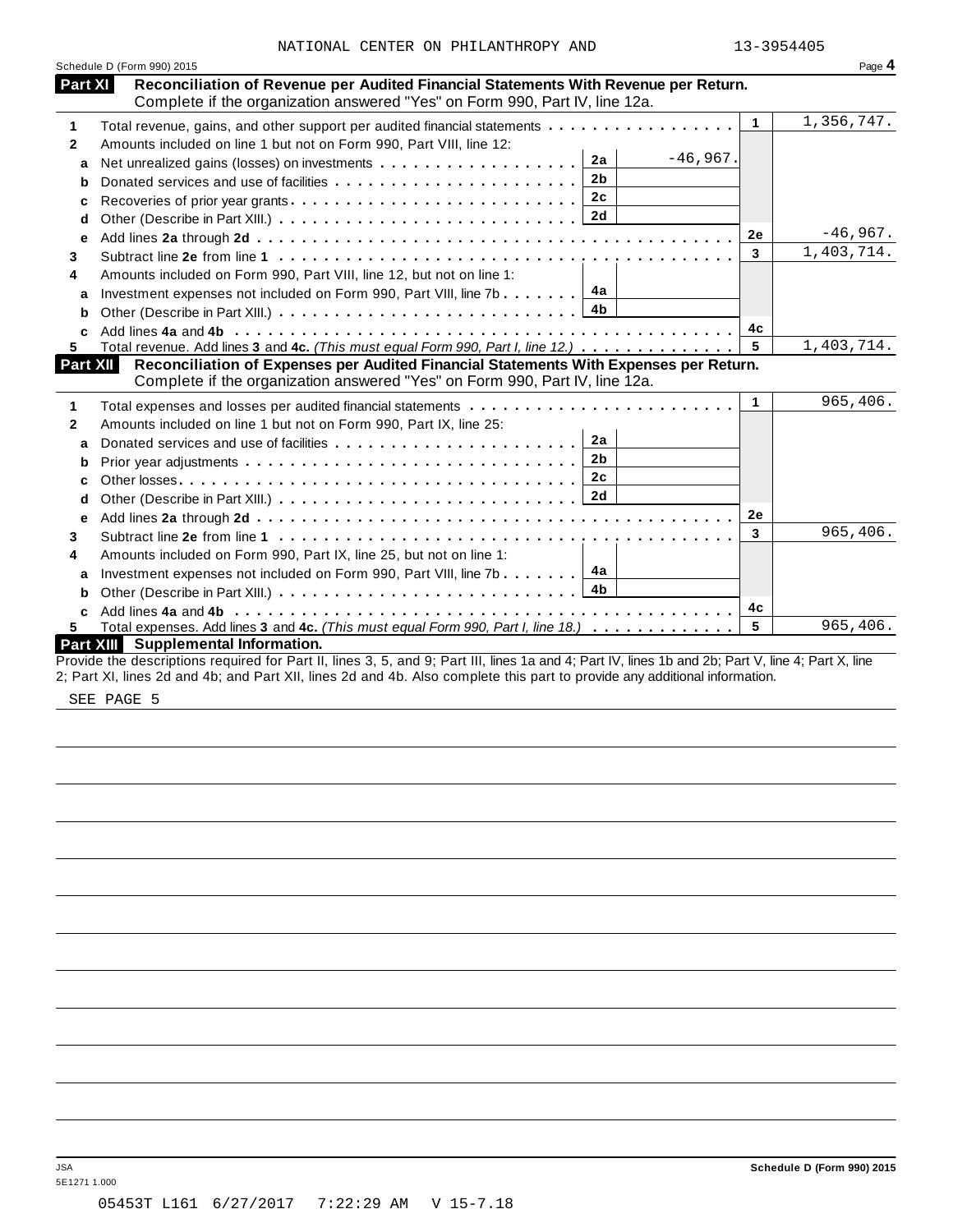NATIONAL CENTER ON PHILANTHROPY AND 13-3954405

Schedule D (Form 990) 2015 Page **4**

## Part XI Reconciliation of Revenue per Audited Financial Statements With Revenue per Return.

Complete if the organization answered "Yes" on Form 990, Part IV, line 12a.

| | | | | | |
|---|---|---|---|---|---|
| **1** | Total revenue, gains, and other support per audited financial statements | | | 1 | 1,356,747. |
| **2** | Amounts included on line 1 but not on Form 990, Part VIII, line 12: | | | | |
| **a** | Net unrealized gains (losses) on investments | 2a | -46,967. | | |
| **b** | Donated services and use of facilities | 2b | | | |
| **c** | Recoveries of prior year grants | 2c | | | |
| **d** | Other (Describe in Part XIII.) | 2d | | | |
| **e** | Add lines **2a** through **2d** | | | 2e | -46,967. |
| **3** | Subtract line **2e** from line **1** | | | 3 | 1,403,714. |
| **4** | Amounts included on Form 990, Part VIII, line 12, but not on line 1: | | | | |
| **a** | Investment expenses not included on Form 990, Part VIII, line 7b | 4a | | | |
| **b** | Other (Describe in Part XIII.) | 4b | | | |
| **c** | Add lines **4a** and **4b** | | | 4c | |
| **5** | Total revenue. Add lines **3** and **4c.** *(This must equal Form 990, Part I, line 12.)* | | | 5 | 1,403,714. |

## Part XII Reconciliation of Expenses per Audited Financial Statements With Expenses per Return.

Complete if the organization answered "Yes" on Form 990, Part IV, line 12a.

| | | | | | |
|---|---|---|---|---|---|
| **1** | Total expenses and losses per audited financial statements | | | 1 | 965,406. |
| **2** | Amounts included on line 1 but not on Form 990, Part IX, line 25: | | | | |
| **a** | Donated services and use of facilities | 2a | | | |
| **b** | Prior year adjustments | 2b | | | |
| **c** | Other losses | 2c | | | |
| **d** | Other (Describe in Part XIII.) | 2d | | | |
| **e** | Add lines **2a** through **2d** | | | 2e | |
| **3** | Subtract line **2e** from line **1** | | | 3 | 965,406. |
| **4** | Amounts included on Form 990, Part IX, line 25, but not on line 1: | | | | |
| **a** | Investment expenses not included on Form 990, Part VIII, line 7b | 4a | | | |
| **b** | Other (Describe in Part XIII.) | 4b | | | |
| **c** | Add lines **4a** and **4b** | | | 4c | |
| **5** | Total expenses. Add lines **3** and **4c.** *(This must equal Form 990, Part I, line 18.)* | | | 5 | 965,406. |

## Part XIII Supplemental Information.

Provide the descriptions required for Part II, lines 3, 5, and 9; Part III, lines 1a and 4; Part IV, lines 1b and 2b; Part V, line 4; Part X, line 2; Part XI, lines 2d and 4b; and Part XII, lines 2d and 4b. Also complete this part to provide any additional information.

SEE PAGE 5

JSA
5E1271 1.000

**Schedule D (Form 990) 2015**

05453T L161 6/27/2017 7:22:29 AM V 15-7.18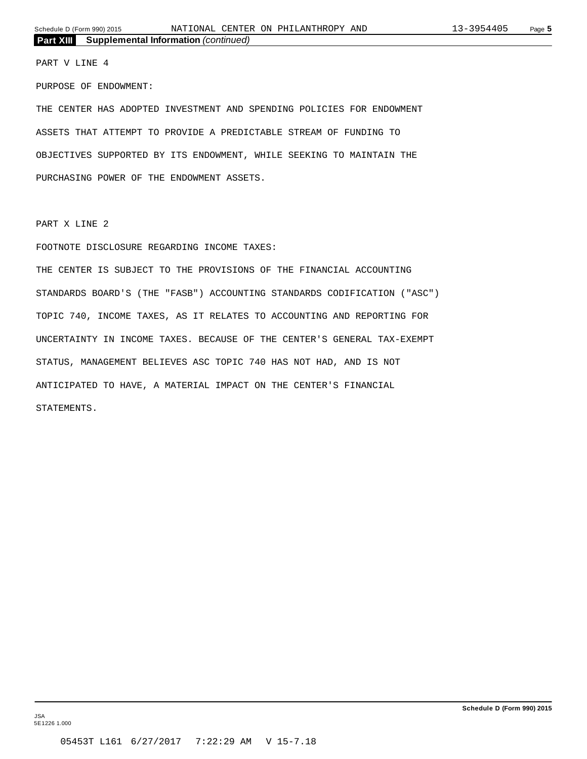**Part XIII Supplemental Information** *(continued)*

PART V LINE 4

PURPOSE OF ENDOWMENT:

THE CENTER HAS ADOPTED INVESTMENT AND SPENDING POLICIES FOR ENDOWMENT ASSETS THAT ATTEMPT TO PROVIDE A PREDICTABLE STREAM OF FUNDING TO OBJECTIVES SUPPORTED BY ITS ENDOWMENT, WHILE SEEKING TO MAINTAIN THE PURCHASING POWER OF THE ENDOWMENT ASSETS.

PART X LINE 2

FOOTNOTE DISCLOSURE REGARDING INCOME TAXES:

THE CENTER IS SUBJECT TO THE PROVISIONS OF THE FINANCIAL ACCOUNTING STANDARDS BOARD'S (THE "FASB") ACCOUNTING STANDARDS CODIFICATION ("ASC") TOPIC 740, INCOME TAXES, AS IT RELATES TO ACCOUNTING AND REPORTING FOR UNCERTAINTY IN INCOME TAXES. BECAUSE OF THE CENTER'S GENERAL TAX-EXEMPT STATUS, MANAGEMENT BELIEVES ASC TOPIC 740 HAS NOT HAD, AND IS NOT ANTICIPATED TO HAVE, A MATERIAL IMPACT ON THE CENTER'S FINANCIAL STATEMENTS.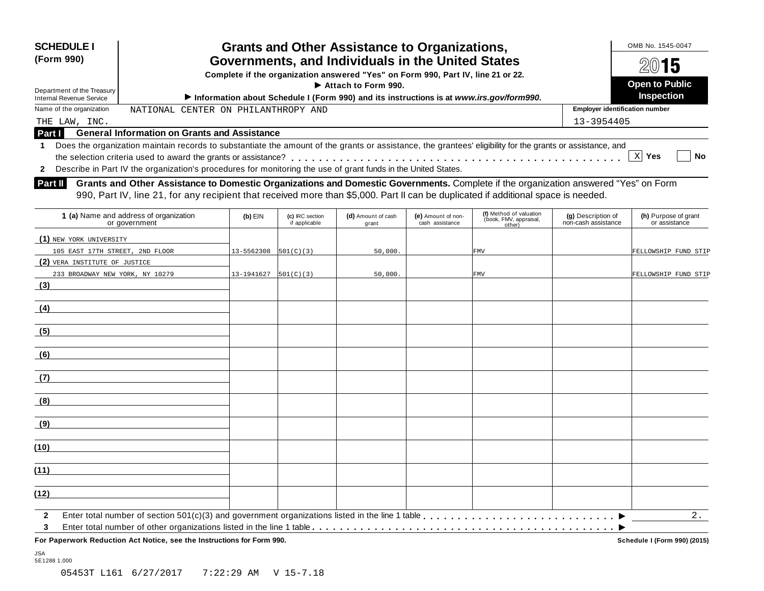**SCHEDULE I (Form 990)**

Department of the Treasury
Internal Revenue Service

# Grants and Other Assistance to Organizations, Governments, and Individuals in the United States

**Complete if the organization answered "Yes" on Form 990, Part IV, line 21 or 22.**

**► Attach to Form 990.**

**► Information about Schedule I (Form 990) and its instructions is at *www.irs.gov/form990*.**

OMB No. 1545-0047

**2015**

**Open to Public Inspection**

Name of the organization: NATIONAL CENTER ON PHILANTHROPY AND THE LAW, INC.

Employer identification number: 13-3954405

## Part I General Information on Grants and Assistance

**1** Does the organization maintain records to substantiate the amount of the grants or assistance, the grantees' eligibility for the grants or assistance, and the selection criteria used to award the grants or assistance? . . . [X] Yes [ ] No

**2** Describe in Part IV the organization's procedures for monitoring the use of grant funds in the United States.

## Part II Grants and Other Assistance to Domestic Organizations and Domestic Governments.

Complete if the organization answered "Yes" on Form 990, Part IV, line 21, for any recipient that received more than $5,000. Part II can be duplicated if additional space is needed.

| 1 (a) Name and address of organization or government | (b) EIN | (c) IRC section if applicable | (d) Amount of cash grant | (e) Amount of non-cash assistance | (f) Method of valuation (book, FMV, appraisal, other) | (g) Description of non-cash assistance | (h) Purpose of grant or assistance |
|---|---|---|---|---|---|---|---|
| (1) NEW YORK UNIVERSITY<br>105 EAST 17TH STREET, 2ND FLOOR | 13-5562308 | 501(C)(3) | 50,000. | | FMV | | FELLOWSHIP FUND STIP |
| (2) VERA INSTITUTE OF JUSTICE<br>233 BROADWAY NEW YORK, NY 10279 | 13-1941627 | 501(C)(3) | 50,000. | | FMV | | FELLOWSHIP FUND STIP |
| (3) | | | | | | | |
| (4) | | | | | | | |
| (5) | | | | | | | |
| (6) | | | | | | | |
| (7) | | | | | | | |
| (8) | | | | | | | |
| (9) | | | | | | | |
| (10) | | | | | | | |
| (11) | | | | | | | |
| (12) | | | | | | | |

**2** Enter total number of section 501(c)(3) and government organizations listed in the line 1 table . . . ► 2.

**3** Enter total number of other organizations listed in the line 1 table . . . ►

**For Paperwork Reduction Act Notice, see the Instructions for Form 990.** **Schedule I (Form 990) (2015)**

JSA
5E1288 1.000

05453T L161 6/27/2017 7:22:29 AM V 15-7.18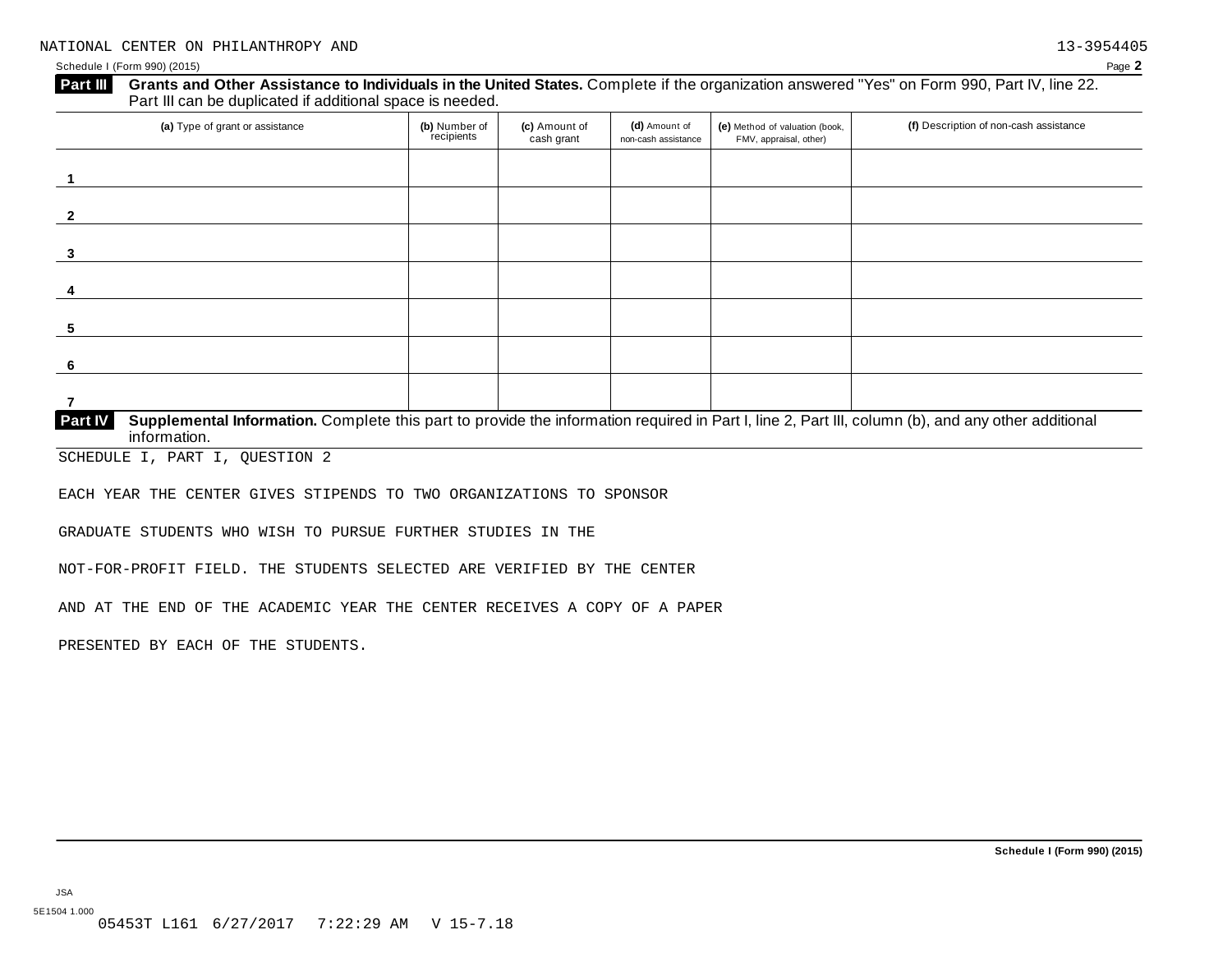NATIONAL CENTER ON PHILANTHROPY AND 13-3954405

Schedule I (Form 990) (2015)

**Part III** **Grants and Other Assistance to Individuals in the United States.** Complete if the organization answered "Yes" on Form 990, Part IV, line 22. Part III can be duplicated if additional space is needed.

| (a) Type of grant or assistance | (b) Number of recipients | (c) Amount of cash grant | (d) Amount of non-cash assistance | (e) Method of valuation (book, FMV, appraisal, other) | (f) Description of non-cash assistance |
|---|---|---|---|---|---|
| 1 | | | | | |
| 2 | | | | | |
| 3 | | | | | |
| 4 | | | | | |
| 5 | | | | | |
| 6 | | | | | |
| 7 | | | | | |

**Part IV** **Supplemental Information.** Complete this part to provide the information required in Part I, line 2, Part III, column (b), and any other additional information.

SCHEDULE I, PART I, QUESTION 2

EACH YEAR THE CENTER GIVES STIPENDS TO TWO ORGANIZATIONS TO SPONSOR GRADUATE STUDENTS WHO WISH TO PURSUE FURTHER STUDIES IN THE NOT-FOR-PROFIT FIELD. THE STUDENTS SELECTED ARE VERIFIED BY THE CENTER AND AT THE END OF THE ACADEMIC YEAR THE CENTER RECEIVES A COPY OF A PAPER PRESENTED BY EACH OF THE STUDENTS.

**Schedule I (Form 990) (2015)**

JSA
5E1504 1.000
05453T L161 6/27/2017 7:22:29 AM V 15-7.18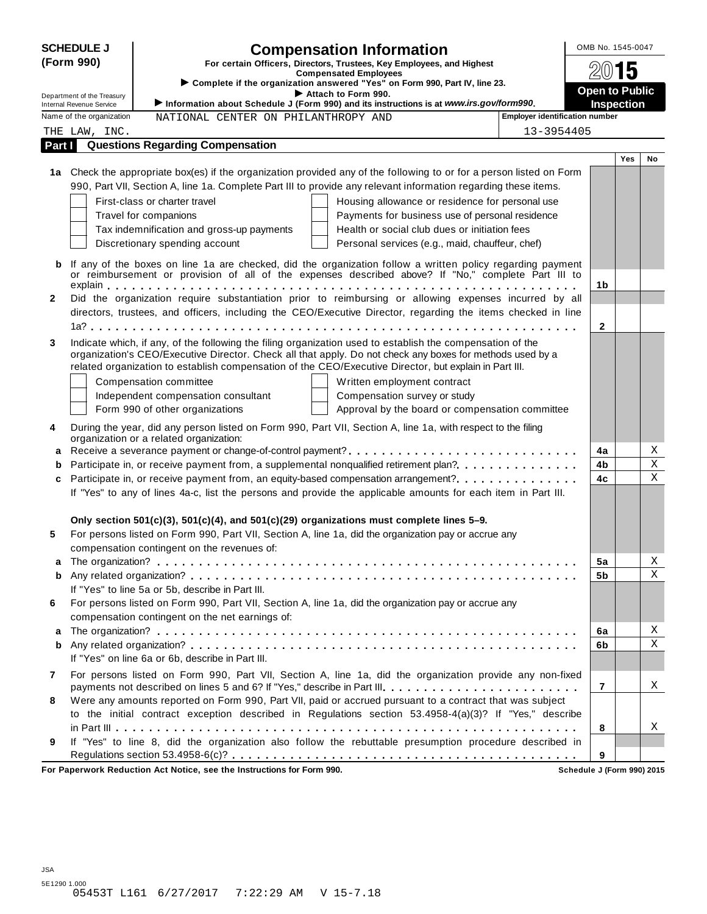**SCHEDULE J (Form 990)**

Department of the Treasury
Internal Revenue Service

# Compensation Information

**For certain Officers, Directors, Trustees, Key Employees, and Highest Compensated Employees**

► Complete if the organization answered "Yes" on Form 990, Part IV, line 23.

► Attach to Form 990.

► Information about Schedule J (Form 990) and its instructions is at *www.irs.gov/form990*.

OMB No. 1545-0047

**2015**

**Open to Public Inspection**

Name of the organization: NATIONAL CENTER ON PHILANTHROPY AND THE LAW, INC.

Employer identification number: 13-3954405

## Part I Questions Regarding Compensation

| | | | Yes | No |
|---|---|---|---|---|
| **1a** | Check the appropriate box(es) if the organization provided any of the following to or for a person listed on Form 990, Part VII, Section A, line 1a. Complete Part III to provide any relevant information regarding these items.<br>☐ First-class or charter travel ☐ Housing allowance or residence for personal use<br>☐ Travel for companions ☐ Payments for business use of personal residence<br>☐ Tax indemnification and gross-up payments ☐ Health or social club dues or initiation fees<br>☐ Discretionary spending account ☐ Personal services (e.g., maid, chauffeur, chef) | | | |
| **b** | If any of the boxes on line 1a are checked, did the organization follow a written policy regarding payment or reimbursement or provision of all of the expenses described above? If "No," complete Part III to explain | 1b | | |
| **2** | Did the organization require substantiation prior to reimbursing or allowing expenses incurred by all directors, trustees, and officers, including the CEO/Executive Director, regarding the items checked in line 1a? | 2 | | |
| **3** | Indicate which, if any, of the following the filing organization used to establish the compensation of the organization's CEO/Executive Director. Check all that apply. Do not check any boxes for methods used by a related organization to establish compensation of the CEO/Executive Director, but explain in Part III.<br>☐ Compensation committee ☐ Written employment contract<br>☐ Independent compensation consultant ☐ Compensation survey or study<br>☐ Form 990 of other organizations ☐ Approval by the board or compensation committee | | | |
| **4** | During the year, did any person listed on Form 990, Part VII, Section A, line 1a, with respect to the filing organization or a related organization: | | | |
| **a** | Receive a severance payment or change-of-control payment? | 4a | | X |
| **b** | Participate in, or receive payment from, a supplemental nonqualified retirement plan? | 4b | | X |
| **c** | Participate in, or receive payment from, an equity-based compensation arrangement? | 4c | | X |
| | If "Yes" to any of lines 4a-c, list the persons and provide the applicable amounts for each item in Part III. | | | |
| | **Only section 501(c)(3), 501(c)(4), and 501(c)(29) organizations must complete lines 5–9.** | | | |
| **5** | For persons listed on Form 990, Part VII, Section A, line 1a, did the organization pay or accrue any compensation contingent on the revenues of: | | | |
| **a** | The organization? | 5a | | X |
| **b** | Any related organization? | 5b | | X |
| | If "Yes" to line 5a or 5b, describe in Part III. | | | |
| **6** | For persons listed on Form 990, Part VII, Section A, line 1a, did the organization pay or accrue any compensation contingent on the net earnings of: | | | |
| **a** | The organization? | 6a | | X |
| **b** | Any related organization? | 6b | | X |
| | If "Yes" on line 6a or 6b, describe in Part III. | | | |
| **7** | For persons listed on Form 990, Part VII, Section A, line 1a, did the organization provide any non-fixed payments not described on lines 5 and 6? If "Yes," describe in Part III. | 7 | | X |
| **8** | Were any amounts reported on Form 990, Part VII, paid or accrued pursuant to a contract that was subject to the initial contract exception described in Regulations section 53.4958-4(a)(3)? If "Yes," describe in Part III | 8 | | X |
| **9** | If "Yes" to line 8, did the organization also follow the rebuttable presumption procedure described in Regulations section 53.4958-6(c)? | 9 | | |

**For Paperwork Reduction Act Notice, see the Instructions for Form 990.** **Schedule J (Form 990) 2015**

JSA
5E1290 1.000
05453T L161 6/27/2017 7:22:29 AM V 15-7.18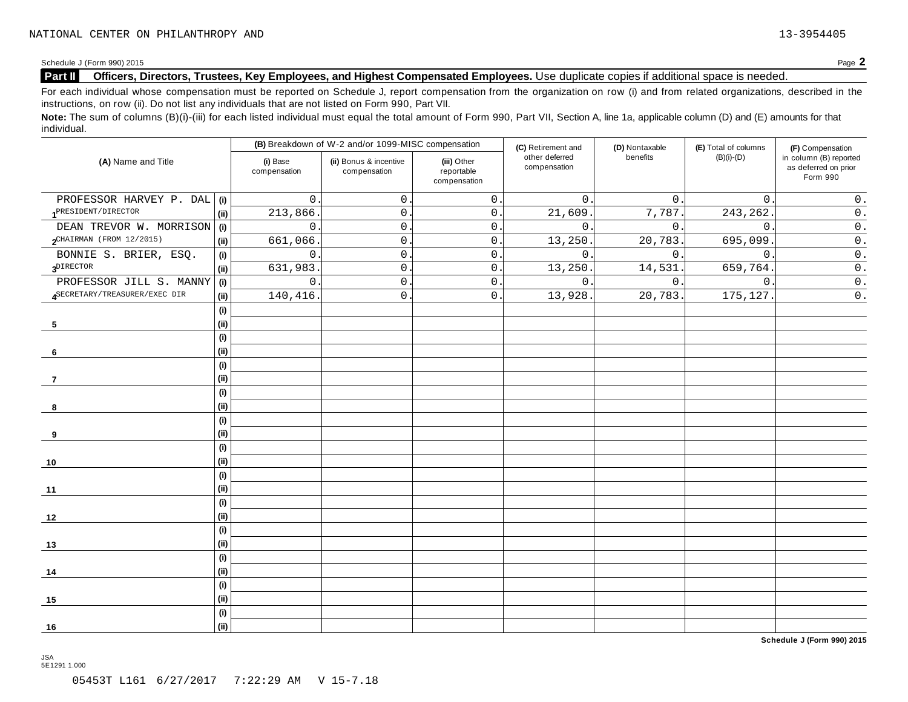NATIONAL CENTER ON PHILANTHROPY AND 13-3954405

Schedule J (Form 990) 2015

## Part II Officers, Directors, Trustees, Key Employees, and Highest Compensated Employees. Use duplicate copies if additional space is needed.

For each individual whose compensation must be reported on Schedule J, report compensation from the organization on row (i) and from related organizations, described in the instructions, on row (ii). Do not list any individuals that are not listed on Form 990, Part VII.

**Note:** The sum of columns (B)(i)-(iii) for each listed individual must equal the total amount of Form 990, Part VII, Section A, line 1a, applicable column (D) and (E) amounts for that individual.

| (A) Name and Title | | (B) Breakdown of W-2 and/or 1099-MISC compensation | | | (C) Retirement and other deferred compensation | (D) Nontaxable benefits | (E) Total of columns (B)(i)-(D) | (F) Compensation in column (B) reported as deferred on prior Form 990 |
|---|---|---|---|---|---|---|---|---|
| | | (i) Base compensation | (ii) Bonus & incentive compensation | (iii) Other reportable compensation | | | | |
| 1 PROFESSOR HARVEY P. DAL | (i) | 0. | 0. | 0. | 0. | 0. | 0. | 0. |
| PRESIDENT/DIRECTOR | (ii) | 213,866. | 0. | 0. | 21,609. | 7,787. | 243,262. | 0. |
| 2 DEAN TREVOR W. MORRISON | (i) | 0. | 0. | 0. | 0. | 0. | 0. | 0. |
| CHAIRMAN (FROM 12/2015) | (ii) | 661,066. | 0. | 0. | 13,250. | 20,783. | 695,099. | 0. |
| 3 BONNIE S. BRIER, ESQ. | (i) | 0. | 0. | 0. | 0. | 0. | 0. | 0. |
| DIRECTOR | (ii) | 631,983. | 0. | 0. | 13,250. | 14,531. | 659,764. | 0. |
| 4 PROFESSOR JILL S. MANNY | (i) | 0. | 0. | 0. | 0. | 0. | 0. | 0. |
| SECRETARY/TREASURER/EXEC DIR | (ii) | 140,416. | 0. | 0. | 13,928. | 20,783. | 175,127. | 0. |
| 5 | (i) | | | | | | | |
| | (ii) | | | | | | | |
| 6 | (i) | | | | | | | |
| | (ii) | | | | | | | |
| 7 | (i) | | | | | | | |
| | (ii) | | | | | | | |
| 8 | (i) | | | | | | | |
| | (ii) | | | | | | | |
| 9 | (i) | | | | | | | |
| | (ii) | | | | | | | |
| 10 | (i) | | | | | | | |
| | (ii) | | | | | | | |
| 11 | (i) | | | | | | | |
| | (ii) | | | | | | | |
| 12 | (i) | | | | | | | |
| | (ii) | | | | | | | |
| 13 | (i) | | | | | | | |
| | (ii) | | | | | | | |
| 14 | (i) | | | | | | | |
| | (ii) | | | | | | | |
| 15 | (i) | | | | | | | |
| | (ii) | | | | | | | |
| 16 | (i) | | | | | | | |
| | (ii) | | | | | | | |

**Schedule J (Form 990) 2015**

JSA
5E1291 1.000

05453T L161 6/27/2017 7:22:29 AM V 15-7.18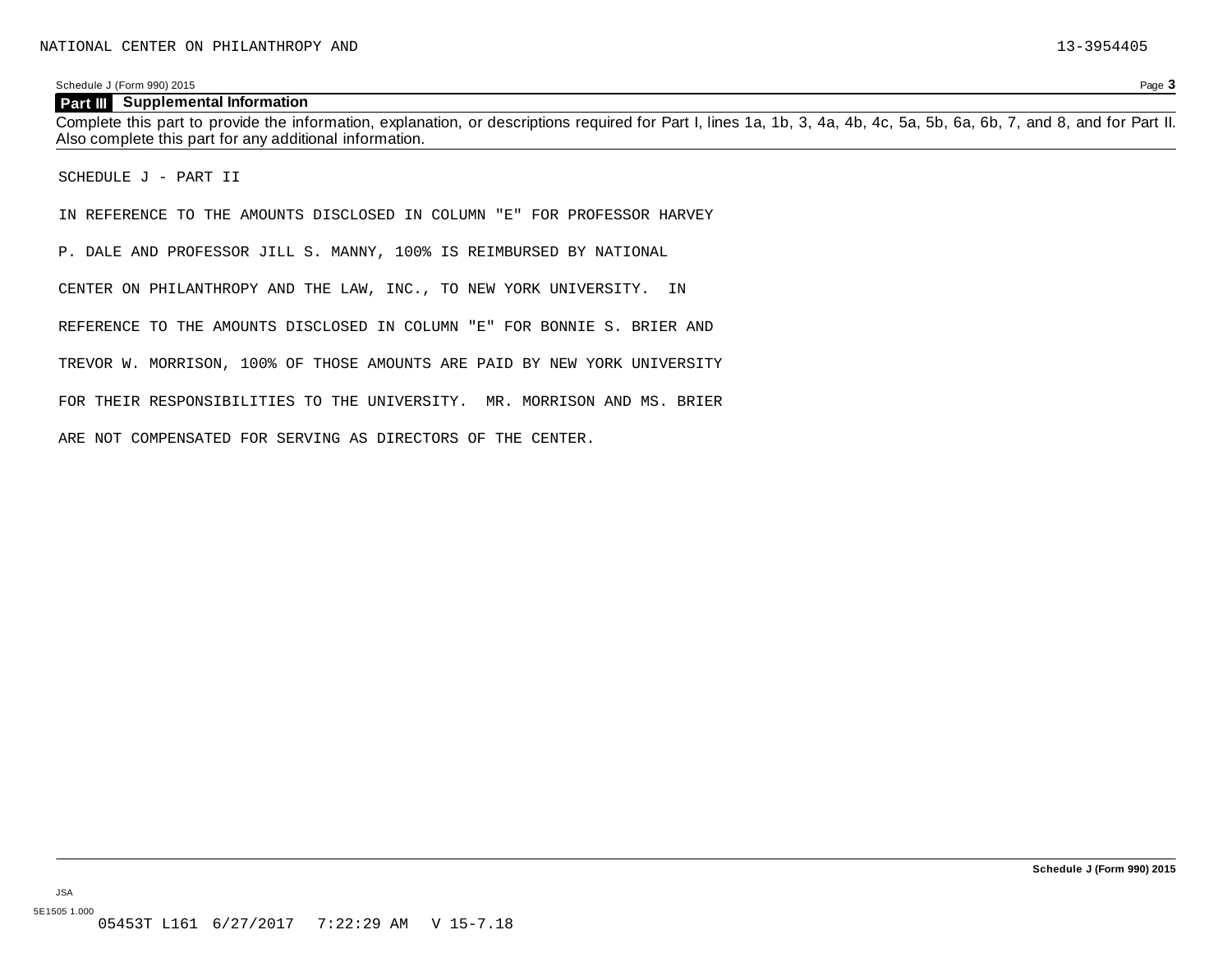## Part III Supplemental Information

Complete this part to provide the information, explanation, or descriptions required for Part I, lines 1a, 1b, 3, 4a, 4b, 4c, 5a, 5b, 6a, 6b, 7, and 8, and for Part II. Also complete this part for any additional information.

SCHEDULE J - PART II

IN REFERENCE TO THE AMOUNTS DISCLOSED IN COLUMN "E" FOR PROFESSOR HARVEY P. DALE AND PROFESSOR JILL S. MANNY, 100% IS REIMBURSED BY NATIONAL CENTER ON PHILANTHROPY AND THE LAW, INC., TO NEW YORK UNIVERSITY. IN REFERENCE TO THE AMOUNTS DISCLOSED IN COLUMN "E" FOR BONNIE S. BRIER AND TREVOR W. MORRISON, 100% OF THOSE AMOUNTS ARE PAID BY NEW YORK UNIVERSITY FOR THEIR RESPONSIBILITIES TO THE UNIVERSITY. MR. MORRISON AND MS. BRIER ARE NOT COMPENSATED FOR SERVING AS DIRECTORS OF THE CENTER.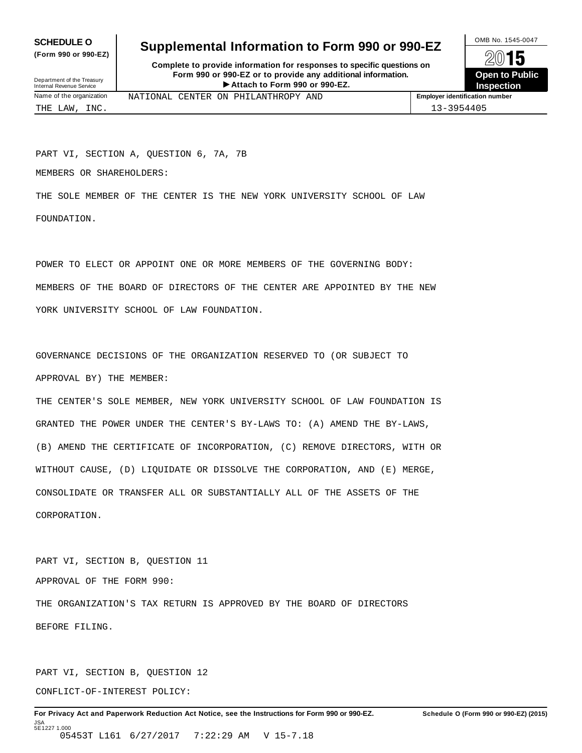**SCHEDULE O**
**(Form 990 or 990-EZ)**

Department of the Treasury
Internal Revenue Service

# Supplemental Information to Form 990 or 990-EZ

**Complete to provide information for responses to specific questions on Form 990 or 990-EZ or to provide any additional information.**
**▶ Attach to Form 990 or 990-EZ.**

OMB No. 1545-0047

**2015**

**Open to Public Inspection**

| Name of the organization | Employer identification number |
|---|---|
| NATIONAL CENTER ON PHILANTHROPY AND THE LAW, INC. | 13-3954405 |

PART VI, SECTION A, QUESTION 6, 7A, 7B

MEMBERS OR SHAREHOLDERS:

THE SOLE MEMBER OF THE CENTER IS THE NEW YORK UNIVERSITY SCHOOL OF LAW FOUNDATION.

POWER TO ELECT OR APPOINT ONE OR MORE MEMBERS OF THE GOVERNING BODY:

MEMBERS OF THE BOARD OF DIRECTORS OF THE CENTER ARE APPOINTED BY THE NEW YORK UNIVERSITY SCHOOL OF LAW FOUNDATION.

GOVERNANCE DECISIONS OF THE ORGANIZATION RESERVED TO (OR SUBJECT TO APPROVAL BY) THE MEMBER:

THE CENTER'S SOLE MEMBER, NEW YORK UNIVERSITY SCHOOL OF LAW FOUNDATION IS GRANTED THE POWER UNDER THE CENTER'S BY-LAWS TO: (A) AMEND THE BY-LAWS, (B) AMEND THE CERTIFICATE OF INCORPORATION, (C) REMOVE DIRECTORS, WITH OR WITHOUT CAUSE, (D) LIQUIDATE OR DISSOLVE THE CORPORATION, AND (E) MERGE, CONSOLIDATE OR TRANSFER ALL OR SUBSTANTIALLY ALL OF THE ASSETS OF THE CORPORATION.

PART VI, SECTION B, QUESTION 11

APPROVAL OF THE FORM 990:

THE ORGANIZATION'S TAX RETURN IS APPROVED BY THE BOARD OF DIRECTORS BEFORE FILING.

PART VI, SECTION B, QUESTION 12

CONFLICT-OF-INTEREST POLICY:

**For Privacy Act and Paperwork Reduction Act Notice, see the Instructions for Form 990 or 990-EZ.** **Schedule O (Form 990 or 990-EZ) (2015)**

JSA
5E1227 1.000
05453T L161 6/27/2017 7:22:29 AM V 15-7.18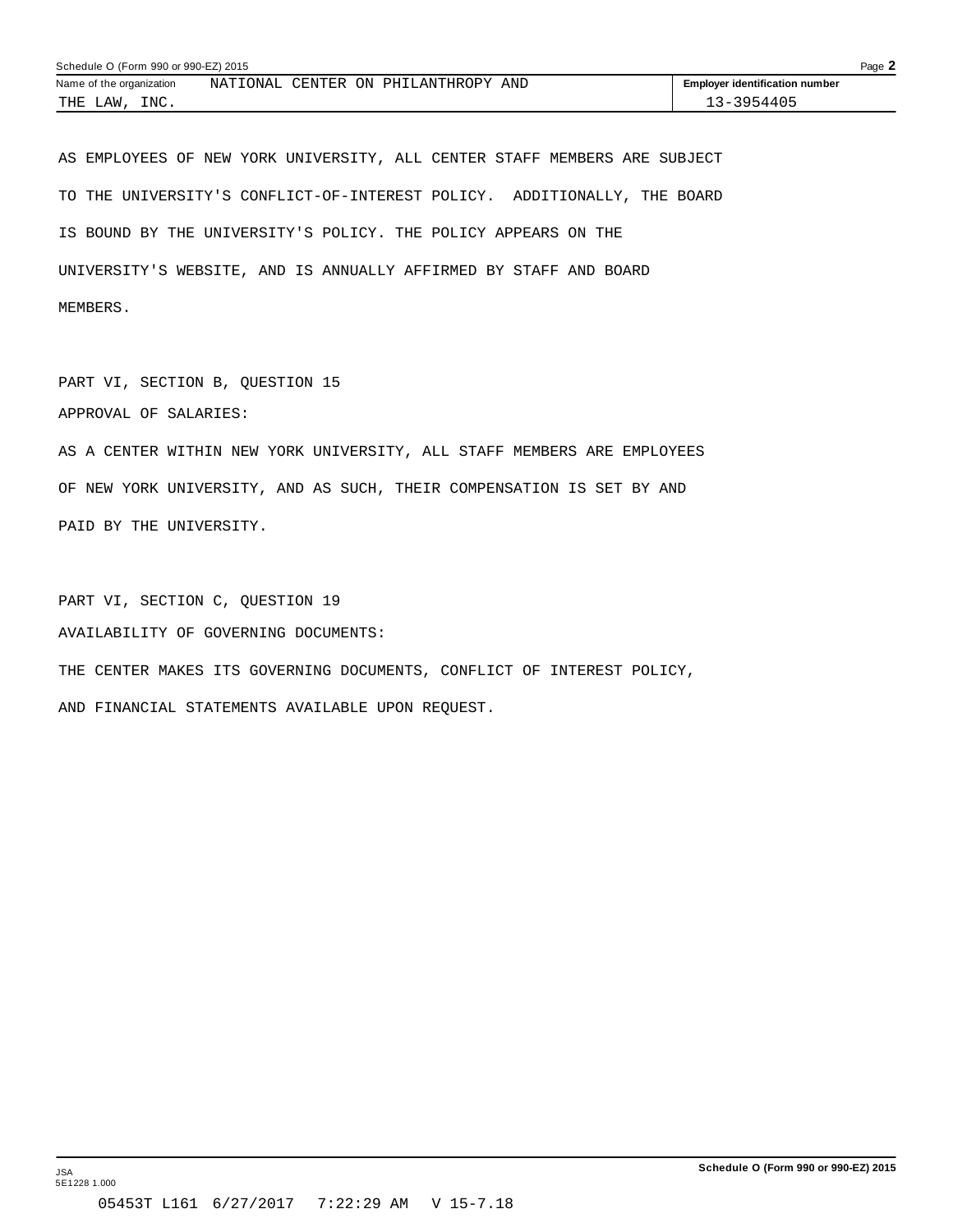Schedule O (Form 990 or 990-EZ) 2015

| Name of the organization | Employer identification number |
|---|---|
| NATIONAL CENTER ON PHILANTHROPY AND THE LAW, INC. | 13-3954405 |

AS EMPLOYEES OF NEW YORK UNIVERSITY, ALL CENTER STAFF MEMBERS ARE SUBJECT TO THE UNIVERSITY'S CONFLICT-OF-INTEREST POLICY. ADDITIONALLY, THE BOARD IS BOUND BY THE UNIVERSITY'S POLICY. THE POLICY APPEARS ON THE UNIVERSITY'S WEBSITE, AND IS ANNUALLY AFFIRMED BY STAFF AND BOARD MEMBERS.

PART VI, SECTION B, QUESTION 15

APPROVAL OF SALARIES:

AS A CENTER WITHIN NEW YORK UNIVERSITY, ALL STAFF MEMBERS ARE EMPLOYEES OF NEW YORK UNIVERSITY, AND AS SUCH, THEIR COMPENSATION IS SET BY AND PAID BY THE UNIVERSITY.

PART VI, SECTION C, QUESTION 19

AVAILABILITY OF GOVERNING DOCUMENTS:

THE CENTER MAKES ITS GOVERNING DOCUMENTS, CONFLICT OF INTEREST POLICY, AND FINANCIAL STATEMENTS AVAILABLE UPON REQUEST.

JSA
5E1228 1.000

Schedule O (Form 990 or 990-EZ) 2015

05453T L161 6/27/2017 7:22:29 AM V 15-7.18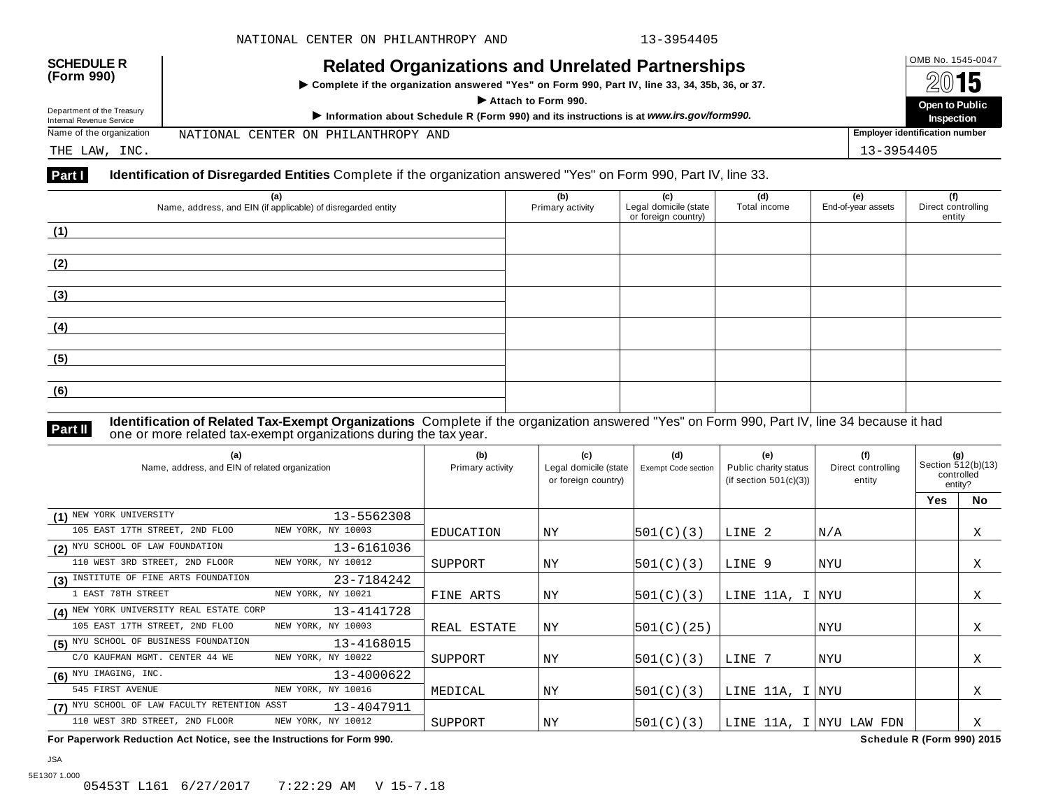NATIONAL CENTER ON PHILANTHROPY AND 13-3954405

**SCHEDULE R (Form 990)**

Department of the Treasury Internal Revenue Service

# Related Organizations and Unrelated Partnerships

▶ Complete if the organization answered "Yes" on Form 990, Part IV, line 33, 34, 35b, 36, or 37.

▶ Attach to Form 990.

▶ Information about Schedule R (Form 990) and its instructions is at *www.irs.gov/form990.*

OMB No. 1545-0047

2015

**Open to Public Inspection**

Name of the organization: NATIONAL CENTER ON PHILANTHROPY AND THE LAW, INC.

Employer identification number: 13-3954405

**Part I** **Identification of Disregarded Entities** Complete if the organization answered "Yes" on Form 990, Part IV, line 33.

| (a) Name, address, and EIN (if applicable) of disregarded entity | (b) Primary activity | (c) Legal domicile (state or foreign country) | (d) Total income | (e) End-of-year assets | (f) Direct controlling entity |
|---|---|---|---|---|---|
| (1) | | | | | |
| (2) | | | | | |
| (3) | | | | | |
| (4) | | | | | |
| (5) | | | | | |
| (6) | | | | | |

**Part II** **Identification of Related Tax-Exempt Organizations** Complete if the organization answered "Yes" on Form 990, Part IV, line 34 because it had one or more related tax-exempt organizations during the tax year.

| (a) Name, address, and EIN of related organization | (b) Primary activity | (c) Legal domicile (state or foreign country) | (d) Exempt Code section | (e) Public charity status (if section 501(c)(3)) | (f) Direct controlling entity | (g) Section 512(b)(13) controlled entity? Yes | No |
|---|---|---|---|---|---|---|---|
| (1) NEW YORK UNIVERSITY 13-5562308<br>105 EAST 17TH STREET, 2ND FLOO NEW YORK, NY 10003 | EDUCATION | NY | 501(C)(3) | LINE 2 | N/A | | X |
| (2) NYU SCHOOL OF LAW FOUNDATION 13-6161036<br>110 WEST 3RD STREET, 2ND FLOOR NEW YORK, NY 10012 | SUPPORT | NY | 501(C)(3) | LINE 9 | NYU | | X |
| (3) INSTITUTE OF FINE ARTS FOUNDATION 23-7184242<br>1 EAST 78TH STREET NEW YORK, NY 10021 | FINE ARTS | NY | 501(C)(3) | LINE 11A, I | NYU | | X |
| (4) NEW YORK UNIVERSITY REAL ESTATE CORP 13-4141728<br>105 EAST 17TH STREET, 2ND FLOO NEW YORK, NY 10003 | REAL ESTATE | NY | 501(C)(25) | | NYU | | X |
| (5) NYU SCHOOL OF BUSINESS FOUNDATION 13-4168015<br>C/O KAUFMAN MGMT. CENTER 44 WE NEW YORK, NY 10022 | SUPPORT | NY | 501(C)(3) | LINE 7 | NYU | | X |
| (6) NYU IMAGING, INC. 13-4000622<br>545 FIRST AVENUE NEW YORK, NY 10016 | MEDICAL | NY | 501(C)(3) | LINE 11A, I | NYU | | X |
| (7) NYU SCHOOL OF LAW FACULTY RETENTION ASST 13-4047911<br>110 WEST 3RD STREET, 2ND FLOOR NEW YORK, NY 10012 | SUPPORT | NY | 501(C)(3) | LINE 11A, I | NYU LAW FDN | | X |

**For Paperwork Reduction Act Notice, see the Instructions for Form 990.** **Schedule R (Form 990) 2015**

JSA
5E1307 1.000
05453T L161 6/27/2017 7:22:29 AM V 15-7.18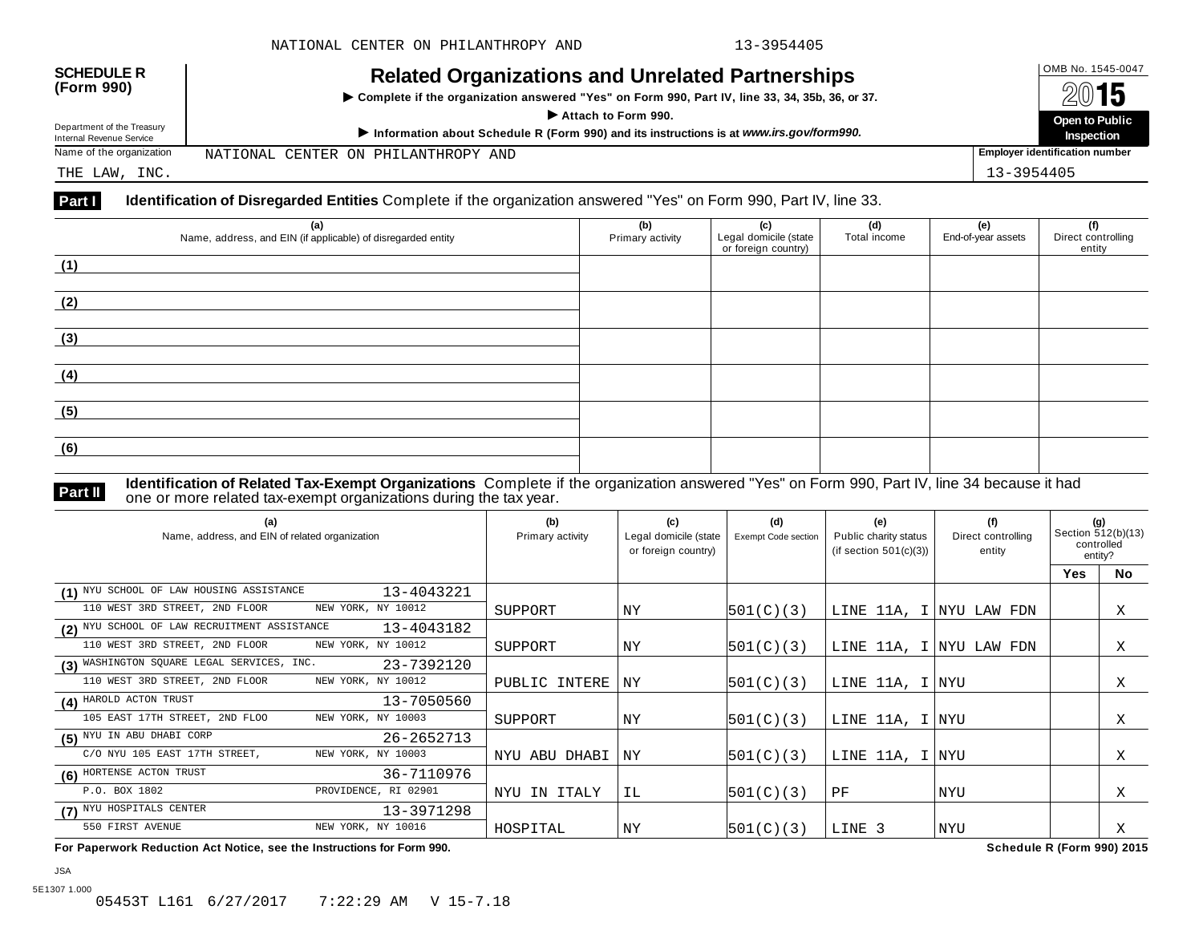NATIONAL CENTER ON PHILANTHROPY AND 13-3954405

**SCHEDULE R (Form 990)**

Department of the Treasury
Internal Revenue Service

# Related Organizations and Unrelated Partnerships

▶ Complete if the organization answered "Yes" on Form 990, Part IV, line 33, 34, 35b, 36, or 37.

▶ Attach to Form 990.

▶ Information about Schedule R (Form 990) and its instructions is at *www.irs.gov/form990.*

OMB No. 1545-0047

2015

**Open to Public Inspection**

Name of the organization: NATIONAL CENTER ON PHILANTHROPY AND THE LAW, INC.

Employer identification number: 13-3954405

**Part I** **Identification of Disregarded Entities** Complete if the organization answered "Yes" on Form 990, Part IV, line 33.

| (a) Name, address, and EIN (if applicable) of disregarded entity | (b) Primary activity | (c) Legal domicile (state or foreign country) | (d) Total income | (e) End-of-year assets | (f) Direct controlling entity |
|---|---|---|---|---|---|
| (1) | | | | | |
| (2) | | | | | |
| (3) | | | | | |
| (4) | | | | | |
| (5) | | | | | |
| (6) | | | | | |

**Part II** **Identification of Related Tax-Exempt Organizations** Complete if the organization answered "Yes" on Form 990, Part IV, line 34 because it had one or more related tax-exempt organizations during the tax year.

| (a) Name, address, and EIN of related organization | (b) Primary activity | (c) Legal domicile (state or foreign country) | (d) Exempt Code section | (e) Public charity status (if section 501(c)(3)) | (f) Direct controlling entity | (g) Section 512(b)(13) controlled entity? Yes | No |
|---|---|---|---|---|---|---|---|
| (1) NYU SCHOOL OF LAW HOUSING ASSISTANCE 13-4043221 110 WEST 3RD STREET, 2ND FLOOR NEW YORK, NY 10012 | SUPPORT | NY | 501(C)(3) | LINE 11A, I | NYU LAW FDN | | X |
| (2) NYU SCHOOL OF LAW RECRUITMENT ASSISTANCE 13-4043182 110 WEST 3RD STREET, 2ND FLOOR NEW YORK, NY 10012 | SUPPORT | NY | 501(C)(3) | LINE 11A, I | NYU LAW FDN | | X |
| (3) WASHINGTON SQUARE LEGAL SERVICES, INC. 23-7392120 110 WEST 3RD STREET, 2ND FLOOR NEW YORK, NY 10012 | PUBLIC INTERE | NY | 501(C)(3) | LINE 11A, I | NYU | | X |
| (4) HAROLD ACTON TRUST 13-7050560 105 EAST 17TH STREET, 2ND FLOO NEW YORK, NY 10003 | SUPPORT | NY | 501(C)(3) | LINE 11A, I | NYU | | X |
| (5) NYU IN ABU DHABI CORP 26-2652713 C/O NYU 105 EAST 17TH STREET, NEW YORK, NY 10003 | NYU ABU DHABI | NY | 501(C)(3) | LINE 11A, I | NYU | | X |
| (6) HORTENSE ACTON TRUST 36-7110976 P.O. BOX 1802 PROVIDENCE, RI 02901 | NYU IN ITALY | IL | 501(C)(3) | PF | NYU | | X |
| (7) NYU HOSPITALS CENTER 13-3971298 550 FIRST AVENUE NEW YORK, NY 10016 | HOSPITAL | NY | 501(C)(3) | LINE 3 | NYU | | X |

**For Paperwork Reduction Act Notice, see the Instructions for Form 990.** **Schedule R (Form 990) 2015**

JSA
5E1307 1.000
05453T L161 6/27/2017 7:22:29 AM V 15-7.18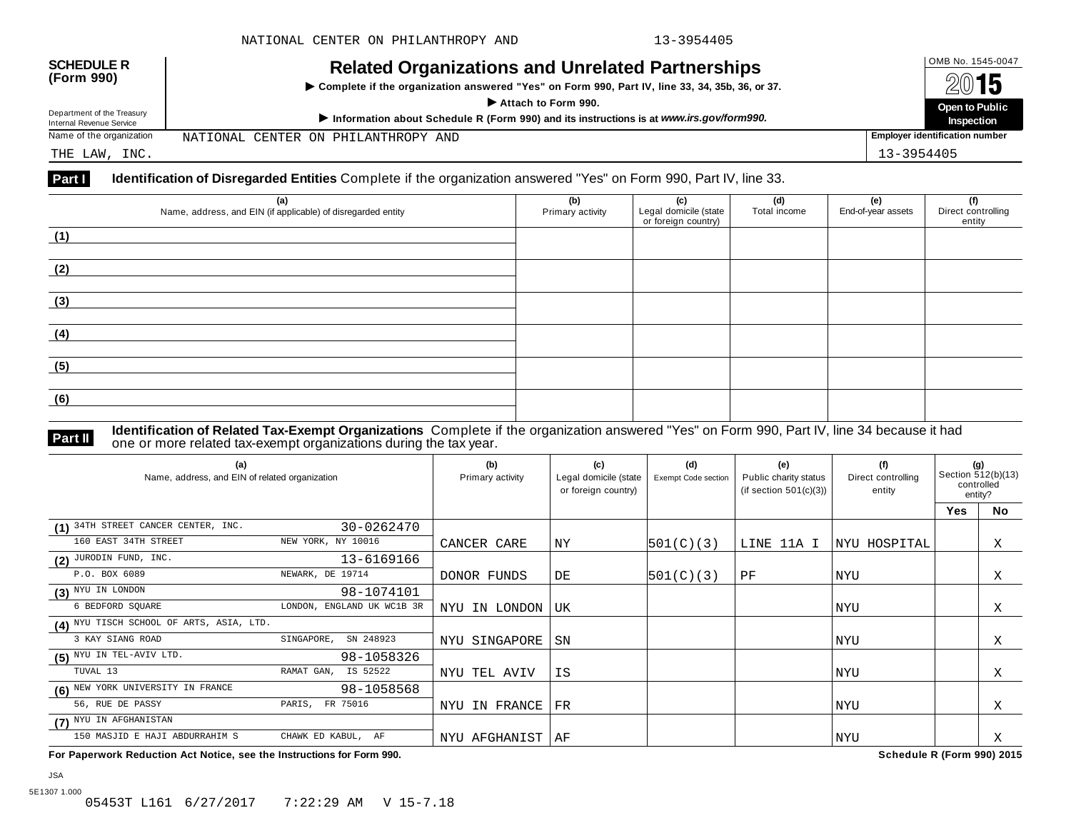NATIONAL CENTER ON PHILANTHROPY AND 13-3954405

**SCHEDULE R (Form 990)**

Department of the Treasury
Internal Revenue Service

# Related Organizations and Unrelated Partnerships

► Complete if the organization answered "Yes" on Form 990, Part IV, line 33, 34, 35b, 36, or 37.

► Attach to Form 990.

► Information about Schedule R (Form 990) and its instructions is at *www.irs.gov/form990.*

OMB No. 1545-0047

2015

**Open to Public Inspection**

Name of the organization: NATIONAL CENTER ON PHILANTHROPY AND THE LAW, INC.

Employer identification number: 13-3954405

**Part I** **Identification of Disregarded Entities** Complete if the organization answered "Yes" on Form 990, Part IV, line 33.

| (a) Name, address, and EIN (if applicable) of disregarded entity | (b) Primary activity | (c) Legal domicile (state or foreign country) | (d) Total income | (e) End-of-year assets | (f) Direct controlling entity |
|---|---|---|---|---|---|
| (1) | | | | | |
| (2) | | | | | |
| (3) | | | | | |
| (4) | | | | | |
| (5) | | | | | |
| (6) | | | | | |

**Part II** **Identification of Related Tax-Exempt Organizations** Complete if the organization answered "Yes" on Form 990, Part IV, line 34 because it had one or more related tax-exempt organizations during the tax year.

| (a) Name, address, and EIN of related organization | (b) Primary activity | (c) Legal domicile (state or foreign country) | (d) Exempt Code section | (e) Public charity status (if section 501(c)(3)) | (f) Direct controlling entity | (g) Section 512(b)(13) controlled entity? Yes | No |
|---|---|---|---|---|---|---|---|
| (1) 34TH STREET CANCER CENTER, INC. 30-0262470<br>160 EAST 34TH STREET NEW YORK, NY 10016 | CANCER CARE | NY | 501(C)(3) | LINE 11A I | NYU HOSPITAL | | X |
| (2) JURODIN FUND, INC. 13-6169166<br>P.O. BOX 6089 NEWARK, DE 19714 | DONOR FUNDS | DE | 501(C)(3) | PF | NYU | | X |
| (3) NYU IN LONDON 98-1074101<br>6 BEDFORD SQUARE LONDON, ENGLAND UK WC1B 3R | NYU IN LONDON | UK | | | NYU | | X |
| (4) NYU TISCH SCHOOL OF ARTS, ASIA, LTD.<br>3 KAY SIANG ROAD SINGAPORE, SN 248923 | NYU SINGAPORE | SN | | | NYU | | X |
| (5) NYU IN TEL-AVIV LTD. 98-1058326<br>TUVAL 13 RAMAT GAN, IS 52522 | NYU TEL AVIV | IS | | | NYU | | X |
| (6) NEW YORK UNIVERSITY IN FRANCE 98-1058568<br>56, RUE DE PASSY PARIS, FR 75016 | NYU IN FRANCE | FR | | | NYU | | X |
| (7) NYU IN AFGHANISTAN<br>150 MASJID E HAJI ABDURRAHIM S CHAWK ED KABUL, AF | NYU AFGHANIST | AF | | | NYU | | X |

**For Paperwork Reduction Act Notice, see the Instructions for Form 990.** **Schedule R (Form 990) 2015**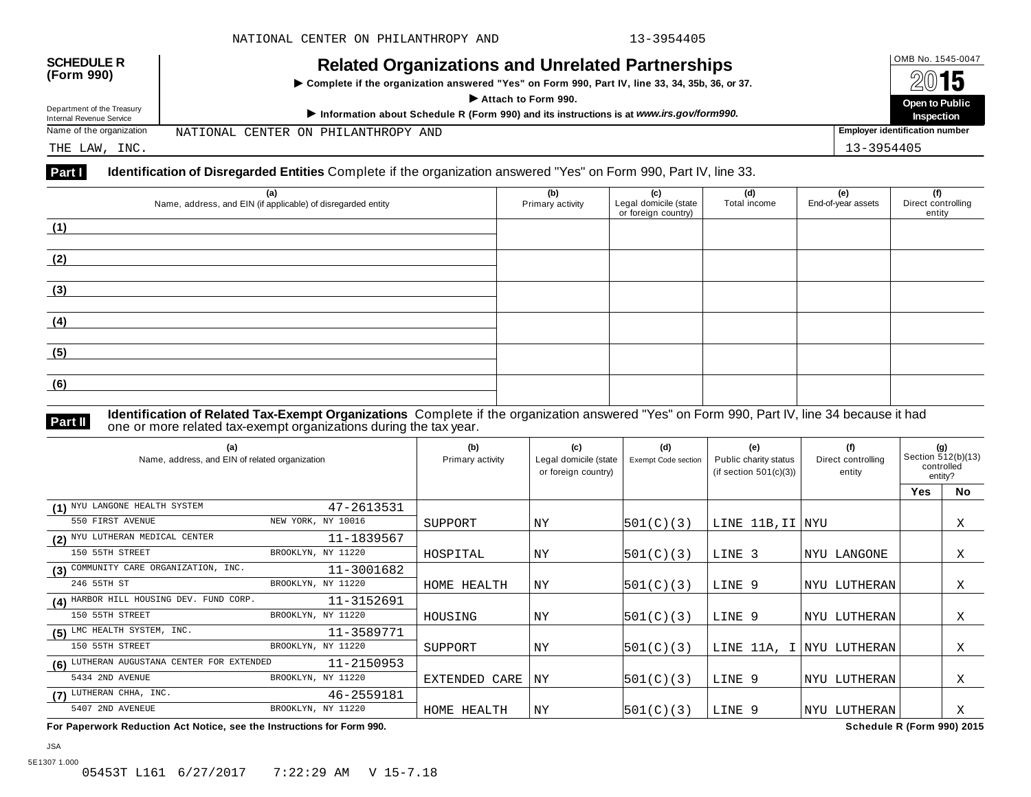NATIONAL CENTER ON PHILANTHROPY AND 13-3954405

**SCHEDULE R (Form 990)**

Department of the Treasury
Internal Revenue Service

# Related Organizations and Unrelated Partnerships

▶ Complete if the organization answered "Yes" on Form 990, Part IV, line 33, 34, 35b, 36, or 37.

▶ Attach to Form 990.

▶ Information about Schedule R (Form 990) and its instructions is at *www.irs.gov/form990.*

OMB No. 1545-0047

2015

**Open to Public Inspection**

Name of the organization: NATIONAL CENTER ON PHILANTHROPY AND THE LAW, INC.

Employer identification number: 13-3954405

**Part I** **Identification of Disregarded Entities** Complete if the organization answered "Yes" on Form 990, Part IV, line 33.

| (a) Name, address, and EIN (if applicable) of disregarded entity | (b) Primary activity | (c) Legal domicile (state or foreign country) | (d) Total income | (e) End-of-year assets | (f) Direct controlling entity |
|---|---|---|---|---|---|
| (1) | | | | | |
| (2) | | | | | |
| (3) | | | | | |
| (4) | | | | | |
| (5) | | | | | |
| (6) | | | | | |

**Part II** **Identification of Related Tax-Exempt Organizations** Complete if the organization answered "Yes" on Form 990, Part IV, line 34 because it had one or more related tax-exempt organizations during the tax year.

| (a) Name, address, and EIN of related organization | (b) Primary activity | (c) Legal domicile (state or foreign country) | (d) Exempt Code section | (e) Public charity status (if section 501(c)(3)) | (f) Direct controlling entity | (g) Section 512(b)(13) controlled entity? Yes | No |
|---|---|---|---|---|---|---|---|
| (1) NYU LANGONE HEALTH SYSTEM 47-2613531 550 FIRST AVENUE NEW YORK, NY 10016 | SUPPORT | NY | 501(C)(3) | LINE 11B,II | NYU | | X |
| (2) NYU LUTHERAN MEDICAL CENTER 11-1839567 150 55TH STREET BROOKLYN, NY 11220 | HOSPITAL | NY | 501(C)(3) | LINE 3 | NYU LANGONE | | X |
| (3) COMMUNITY CARE ORGANIZATION, INC. 11-3001682 246 55TH ST BROOKLYN, NY 11220 | HOME HEALTH | NY | 501(C)(3) | LINE 9 | NYU LUTHERAN | | X |
| (4) HARBOR HILL HOUSING DEV. FUND CORP. 11-3152691 150 55TH STREET BROOKLYN, NY 11220 | HOUSING | NY | 501(C)(3) | LINE 9 | NYU LUTHERAN | | X |
| (5) LMC HEALTH SYSTEM, INC. 11-3589771 150 55TH STREET BROOKLYN, NY 11220 | SUPPORT | NY | 501(C)(3) | LINE 11A, I | NYU LUTHERAN | | X |
| (6) LUTHERAN AUGUSTANA CENTER FOR EXTENDED 11-2150953 5434 2ND AVENUE BROOKLYN, NY 11220 | EXTENDED CARE | NY | 501(C)(3) | LINE 9 | NYU LUTHERAN | | X |
| (7) LUTHERAN CHHA, INC. 46-2559181 5407 2ND AVENEUE BROOKLYN, NY 11220 | HOME HEALTH | NY | 501(C)(3) | LINE 9 | NYU LUTHERAN | | X |

**For Paperwork Reduction Act Notice, see the Instructions for Form 990.** **Schedule R (Form 990) 2015**

JSA
5E1307 1.000
05453T L161 6/27/2017 7:22:29 AM V 15-7.18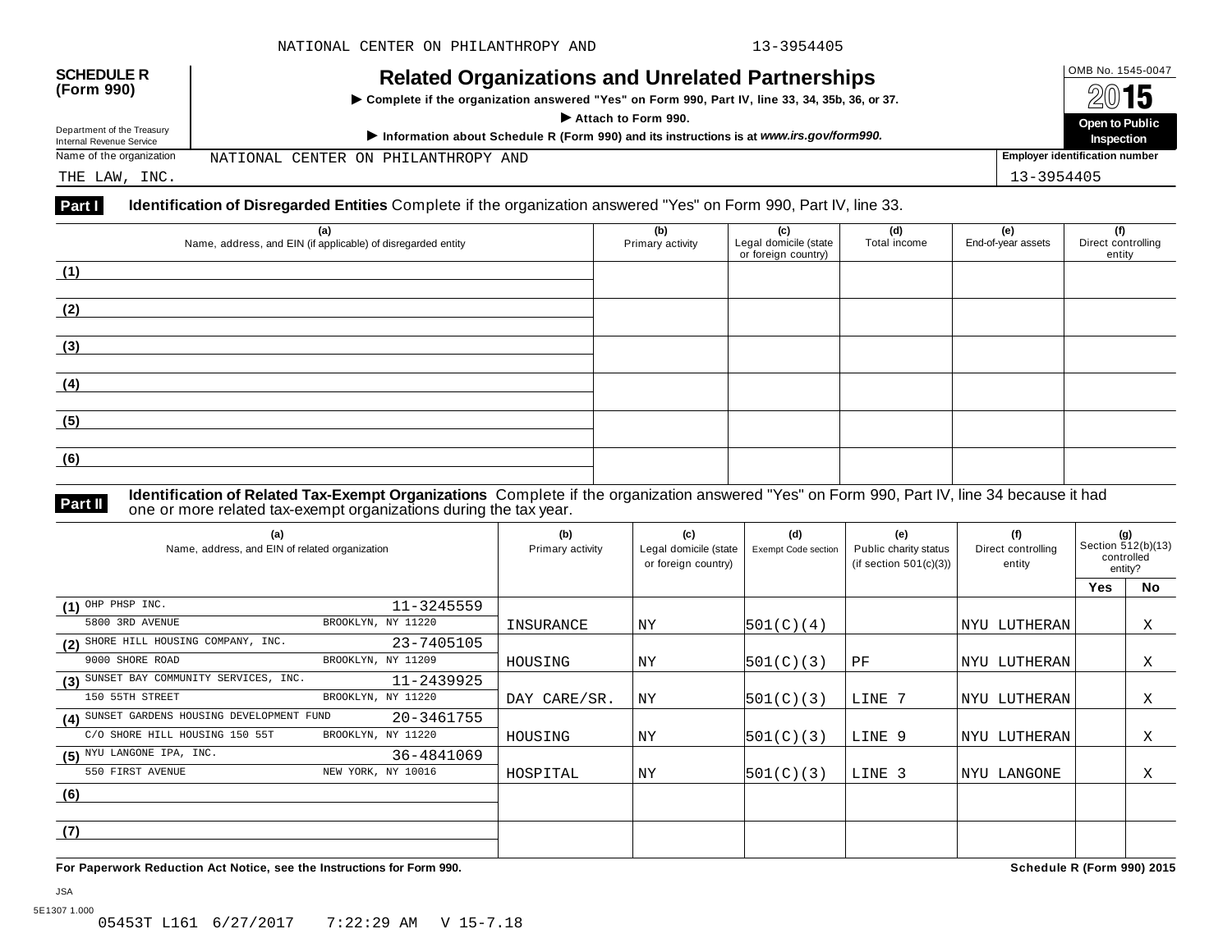NATIONAL CENTER ON PHILANTHROPY AND 13-3954405

**SCHEDULE R (Form 990)**

Department of the Treasury
Internal Revenue Service

# Related Organizations and Unrelated Partnerships

▶ Complete if the organization answered "Yes" on Form 990, Part IV, line 33, 34, 35b, 36, or 37.

▶ Attach to Form 990.

▶ Information about Schedule R (Form 990) and its instructions is at *www.irs.gov/form990.*

OMB No. 1545-0047

**2015**

**Open to Public Inspection**

Name of the organization: NATIONAL CENTER ON PHILANTHROPY AND THE LAW, INC.

Employer identification number: 13-3954405

## Part I Identification of Disregarded Entities

Complete if the organization answered "Yes" on Form 990, Part IV, line 33.

| (a) Name, address, and EIN (if applicable) of disregarded entity | (b) Primary activity | (c) Legal domicile (state or foreign country) | (d) Total income | (e) End-of-year assets | (f) Direct controlling entity |
|---|---|---|---|---|---|
| (1) | | | | | |
| (2) | | | | | |
| (3) | | | | | |
| (4) | | | | | |
| (5) | | | | | |
| (6) | | | | | |

## Part II Identification of Related Tax-Exempt Organizations

Complete if the organization answered "Yes" on Form 990, Part IV, line 34 because it had one or more related tax-exempt organizations during the tax year.

| (a) Name, address, and EIN of related organization | (b) Primary activity | (c) Legal domicile (state or foreign country) | (d) Exempt Code section | (e) Public charity status (if section 501(c)(3)) | (f) Direct controlling entity | (g) Section 512(b)(13) controlled entity? Yes | No |
|---|---|---|---|---|---|---|---|
| (1) OHP PHSP INC. 11-3245559<br>5800 3RD AVENUE BROOKLYN, NY 11220 | INSURANCE | NY | 501(C)(4) | | NYU LUTHERAN | | X |
| (2) SHORE HILL HOUSING COMPANY, INC. 23-7405105<br>9000 SHORE ROAD BROOKLYN, NY 11209 | HOUSING | NY | 501(C)(3) | PF | NYU LUTHERAN | | X |
| (3) SUNSET BAY COMMUNITY SERVICES, INC. 11-2439925<br>150 55TH STREET BROOKLYN, NY 11220 | DAY CARE/SR. | NY | 501(C)(3) | LINE 7 | NYU LUTHERAN | | X |
| (4) SUNSET GARDENS HOUSING DEVELOPMENT FUND 20-3461755<br>C/O SHORE HILL HOUSING 150 55T BROOKLYN, NY 11220 | HOUSING | NY | 501(C)(3) | LINE 9 | NYU LUTHERAN | | X |
| (5) NYU LANGONE IPA, INC. 36-4841069<br>550 FIRST AVENUE NEW YORK, NY 10016 | HOSPITAL | NY | 501(C)(3) | LINE 3 | NYU LANGONE | | X |
| (6) | | | | | | | |
| (7) | | | | | | | |

**For Paperwork Reduction Act Notice, see the Instructions for Form 990.** **Schedule R (Form 990) 2015**

JSA
5E1307 1.000
05453T L161 6/27/2017 7:22:29 AM V 15-7.18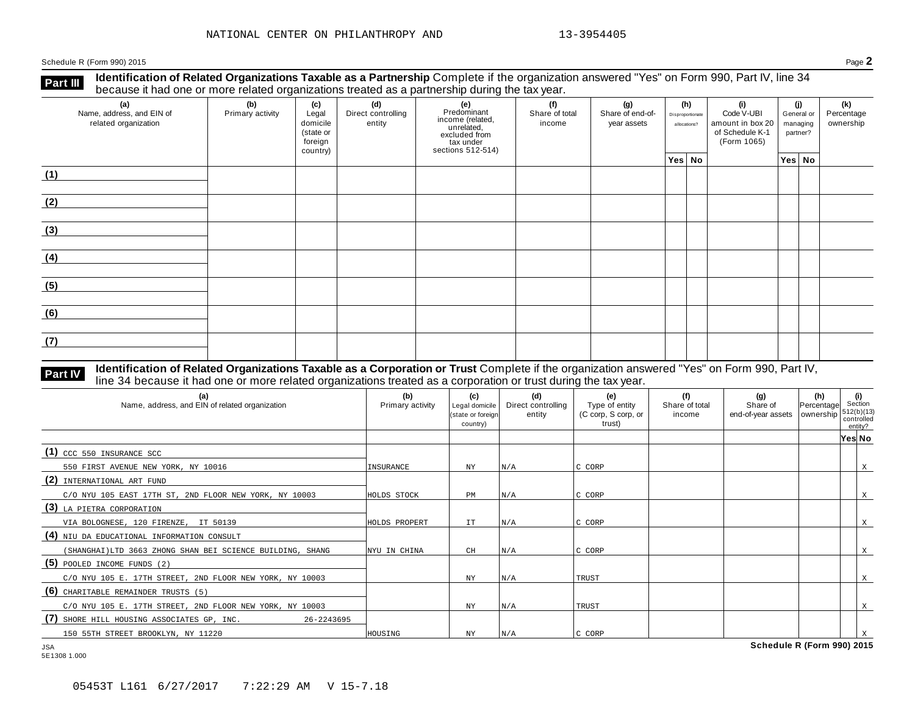NATIONAL CENTER ON PHILANTHROPY AND 13-3954405

Schedule R (Form 990) 2015 Page **2**

**Part III** **Identification of Related Organizations Taxable as a Partnership** Complete if the organization answered "Yes" on Form 990, Part IV, line 34 because it had one or more related organizations treated as a partnership during the tax year.

| (a) Name, address, and EIN of related organization | (b) Primary activity | (c) Legal domicile (state or foreign country) | (d) Direct controlling entity | (e) Predominant income (related, unrelated, excluded from tax under sections 512-514) | (f) Share of total income | (g) Share of end-of-year assets | (h) Disproportionate allocations? | | (i) Code V-UBI amount in box 20 of Schedule K-1 (Form 1065) | (j) General or managing partner? | | (k) Percentage ownership |
|---|---|---|---|---|---|---|---|---|---|---|---|---|
| | | | | | | | Yes | No | | Yes | No | |
| (1) | | | | | | | | | | | | |
| (2) | | | | | | | | | | | | |
| (3) | | | | | | | | | | | | |
| (4) | | | | | | | | | | | | |
| (5) | | | | | | | | | | | | |
| (6) | | | | | | | | | | | | |
| (7) | | | | | | | | | | | | |

**Part IV** **Identification of Related Organizations Taxable as a Corporation or Trust** Complete if the organization answered "Yes" on Form 990, Part IV, line 34 because it had one or more related organizations treated as a corporation or trust during the tax year.

| (a) Name, address, and EIN of related organization | (b) Primary activity | (c) Legal domicile (state or foreign country) | (d) Direct controlling entity | (e) Type of entity (C corp, S corp, or trust) | (f) Share of total income | (g) Share of end-of-year assets | (h) Percentage ownership | (i) Section 512(b)(13) controlled entity? | |
|---|---|---|---|---|---|---|---|---|---|
| | | | | | | | | Yes | No |
| (1) CCC 550 INSURANCE SCC<br>550 FIRST AVENUE NEW YORK, NY 10016 | INSURANCE | NY | N/A | C CORP | | | | | X |
| (2) INTERNATIONAL ART FUND<br>C/O NYU 105 EAST 17TH ST, 2ND FLOOR NEW YORK, NY 10003 | HOLDS STOCK | PM | N/A | C CORP | | | | | X |
| (3) LA PIETRA CORPORATION<br>VIA BOLOGNESE, 120 FIRENZE, IT 50139 | HOLDS PROPERT | IT | N/A | C CORP | | | | | X |
| (4) NIU DA EDUCATIONAL INFORMATION CONSULT<br>(SHANGHAI)LTD 3663 ZHONG SHAN BEI SCIENCE BUILDING, SHANG | NYU IN CHINA | CH | N/A | C CORP | | | | | X |
| (5) POOLED INCOME FUNDS (2)<br>C/O NYU 105 E. 17TH STREET, 2ND FLOOR NEW YORK, NY 10003 | | NY | N/A | TRUST | | | | | X |
| (6) CHARITABLE REMAINDER TRUSTS (5)<br>C/O NYU 105 E. 17TH STREET, 2ND FLOOR NEW YORK, NY 10003 | | NY | N/A | TRUST | | | | | X |
| (7) SHORE HILL HOUSING ASSOCIATES GP, INC. 26-2243695<br>150 55TH STREET BROOKLYN, NY 11220 | HOUSING | NY | N/A | C CORP | | | | | X |

JSA
5E1308 1.000

**Schedule R (Form 990) 2015**

05453T L161 6/27/2017 7:22:29 AM V 15-7.18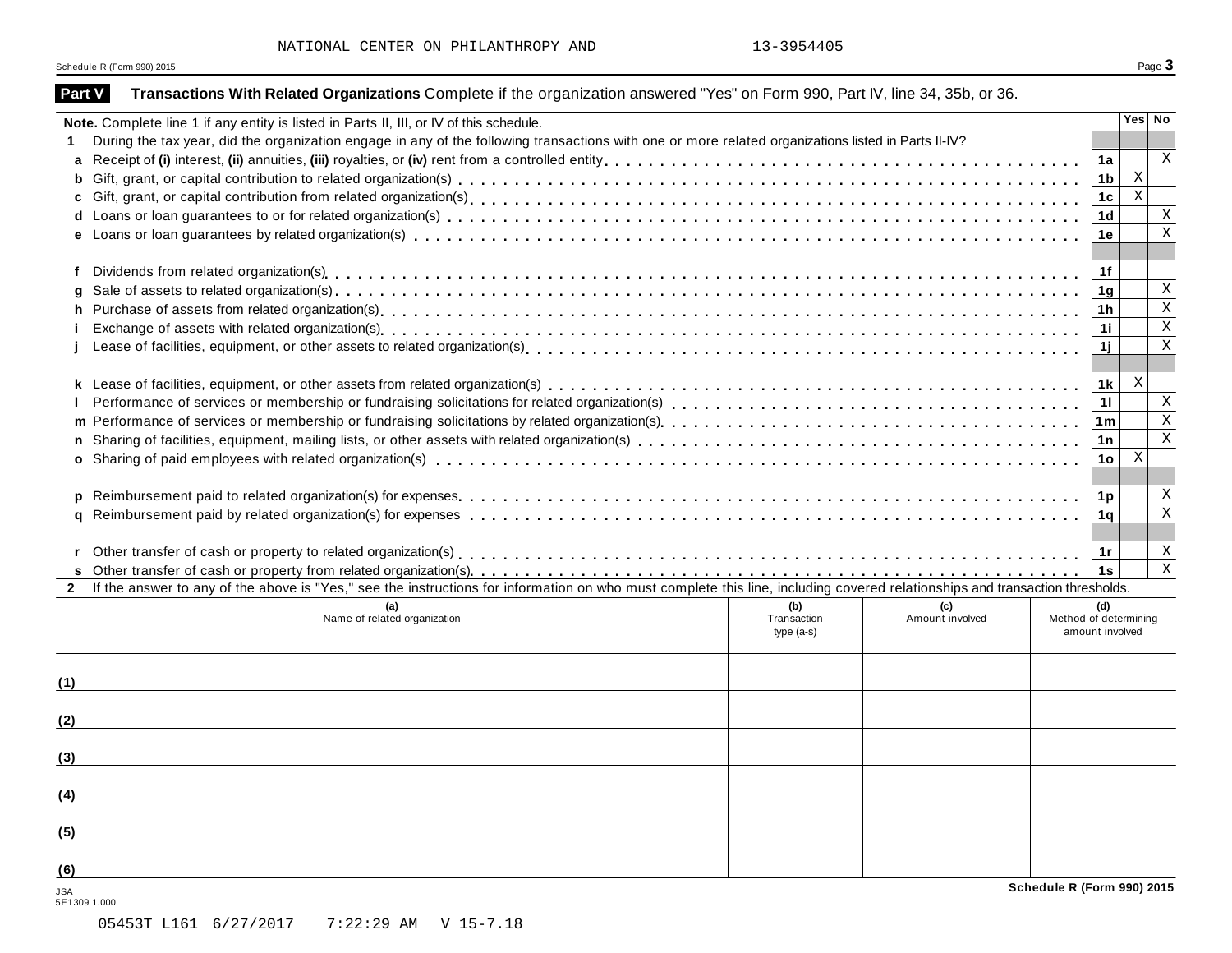NATIONAL CENTER ON PHILANTHROPY AND 13-3954405

## Part V Transactions With Related Organizations

Complete if the organization answered "Yes" on Form 990, Part IV, line 34, 35b, or 36.

**Note.** Complete line 1 if any entity is listed in Parts II, III, or IV of this schedule.

| | | | Yes | No |
|---|---|---|---|---|
| **1** | During the tax year, did the organization engage in any of the following transactions with one or more related organizations listed in Parts II-IV? | | | |
| **a** | Receipt of **(i)** interest, **(ii)** annuities, **(iii)** royalties, or **(iv)** rent from a controlled entity | 1a | | X |
| **b** | Gift, grant, or capital contribution to related organization(s) | 1b | X | |
| **c** | Gift, grant, or capital contribution from related organization(s) | 1c | X | |
| **d** | Loans or loan guarantees to or for related organization(s) | 1d | | X |
| **e** | Loans or loan guarantees by related organization(s) | 1e | | X |
| **f** | Dividends from related organization(s) | 1f | | |
| **g** | Sale of assets to related organization(s) | 1g | | X |
| **h** | Purchase of assets from related organization(s) | 1h | | X |
| **i** | Exchange of assets with related organization(s) | 1i | | X |
| **j** | Lease of facilities, equipment, or other assets to related organization(s) | 1j | | X |
| **k** | Lease of facilities, equipment, or other assets from related organization(s) | 1k | X | |
| **l** | Performance of services or membership or fundraising solicitations for related organization(s) | 1l | | X |
| **m** | Performance of services or membership or fundraising solicitations by related organization(s) | 1m | | X |
| **n** | Sharing of facilities, equipment, mailing lists, or other assets with related organization(s) | 1n | | X |
| **o** | Sharing of paid employees with related organization(s) | 1o | X | |
| **p** | Reimbursement paid to related organization(s) for expenses | 1p | | X |
| **q** | Reimbursement paid by related organization(s) for expenses | 1q | | X |
| **r** | Other transfer of cash or property to related organization(s) | 1r | | X |
| **s** | Other transfer of cash or property from related organization(s) | 1s | | X |

**2** If the answer to any of the above is "Yes," see the instructions for information on who must complete this line, including covered relationships and transaction thresholds.

| | (a) Name of related organization | (b) Transaction type (a-s) | (c) Amount involved | (d) Method of determining amount involved |
|---|---|---|---|---|
| (1) | | | | |
| (2) | | | | |
| (3) | | | | |
| (4) | | | | |
| (5) | | | | |
| (6) | | | | |

JSA
5E1309 1.000

05453T L161 6/27/2017 7:22:29 AM V 15-7.18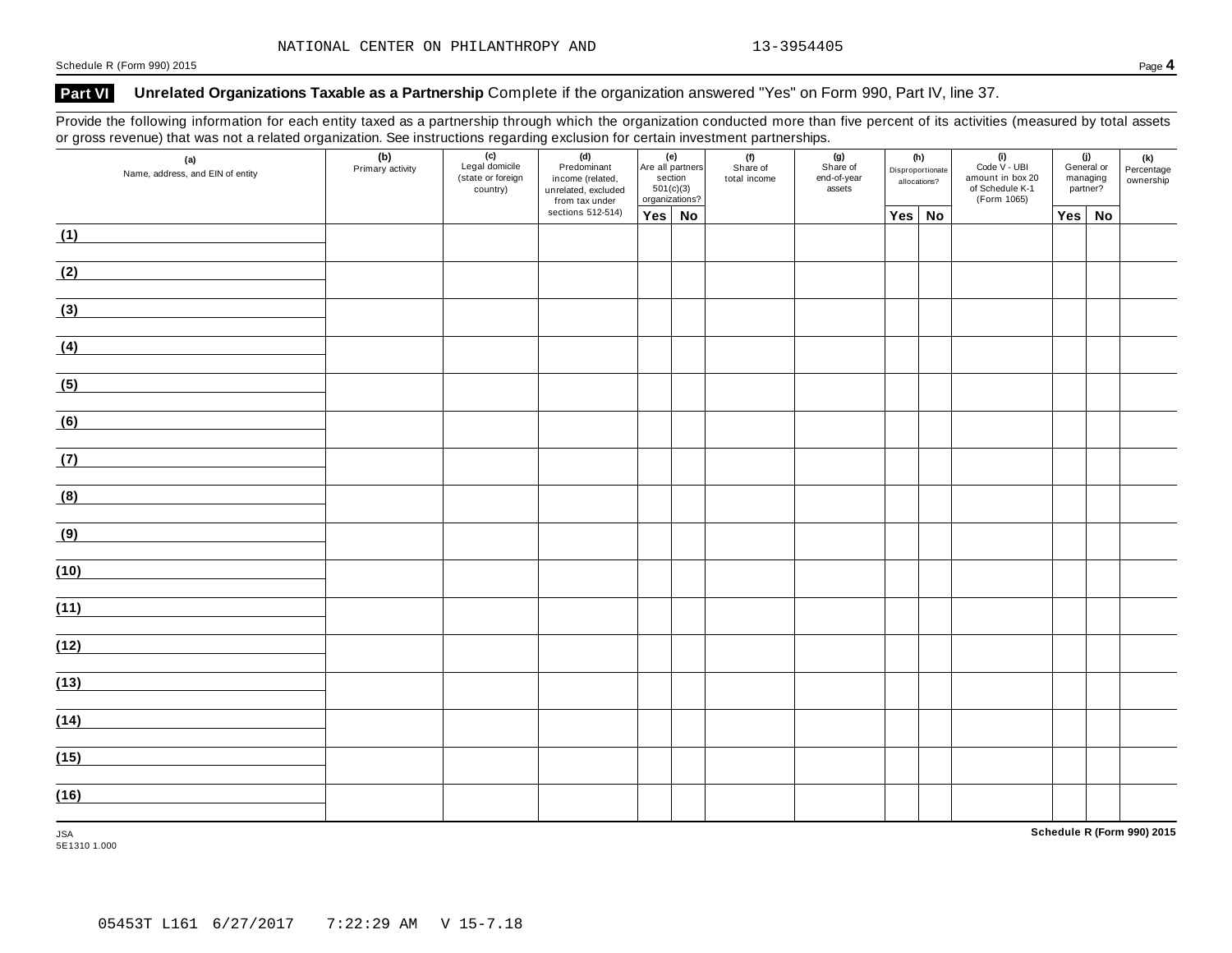NATIONAL CENTER ON PHILANTHROPY AND 13-3954405

Schedule R (Form 990) 2015

## Part VI Unrelated Organizations Taxable as a Partnership

Complete if the organization answered "Yes" on Form 990, Part IV, line 37.

Provide the following information for each entity taxed as a partnership through which the organization conducted more than five percent of its activities (measured by total assets or gross revenue) that was not a related organization. See instructions regarding exclusion for certain investment partnerships.

| (a) Name, address, and EIN of entity | (b) Primary activity | (c) Legal domicile (state or foreign country) | (d) Predominant income (related, unrelated, excluded from tax under sections 512-514) | (e) Are all partners section 501(c)(3) organizations? | | (f) Share of total income | (g) Share of end-of-year assets | (h) Disproportionate allocations? | | (i) Code V - UBI amount in box 20 of Schedule K-1 (Form 1065) | (j) General or managing partner? | | (k) Percentage ownership |
|---|---|---|---|---|---|---|---|---|---|---|---|---|---|
| | | | | Yes | No | | | Yes | No | | Yes | No | |
| (1) | | | | | | | | | | | | | |
| (2) | | | | | | | | | | | | | |
| (3) | | | | | | | | | | | | | |
| (4) | | | | | | | | | | | | | |
| (5) | | | | | | | | | | | | | |
| (6) | | | | | | | | | | | | | |
| (7) | | | | | | | | | | | | | |
| (8) | | | | | | | | | | | | | |
| (9) | | | | | | | | | | | | | |
| (10) | | | | | | | | | | | | | |
| (11) | | | | | | | | | | | | | |
| (12) | | | | | | | | | | | | | |
| (13) | | | | | | | | | | | | | |
| (14) | | | | | | | | | | | | | |
| (15) | | | | | | | | | | | | | |
| (16) | | | | | | | | | | | | | |

JSA
5E1310 1.000

Schedule R (Form 990) 2015

05453T L161 6/27/2017 7:22:29 AM V 15-7.18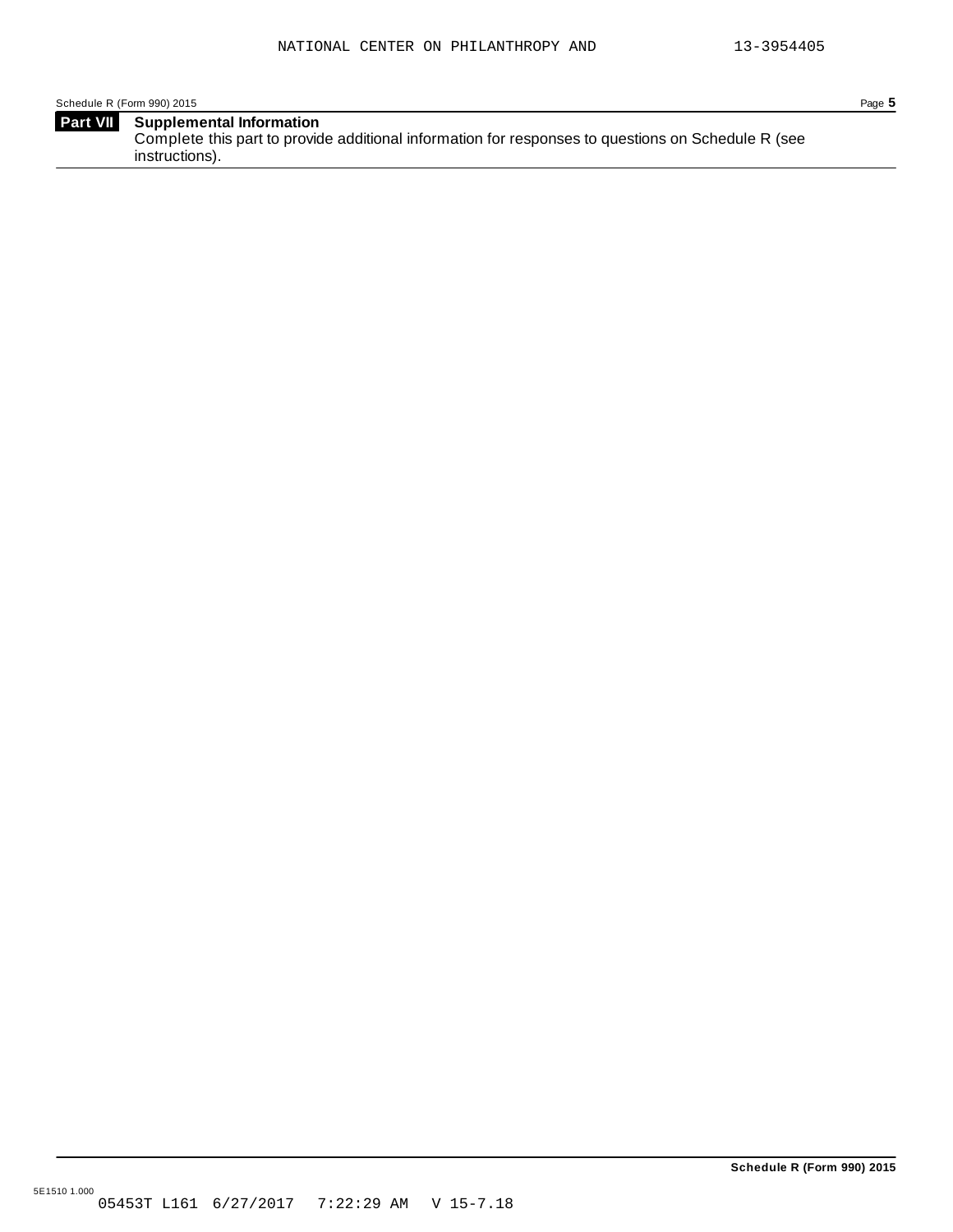## Part VII Supplemental Information

Complete this part to provide additional information for responses to questions on Schedule R (see instructions).